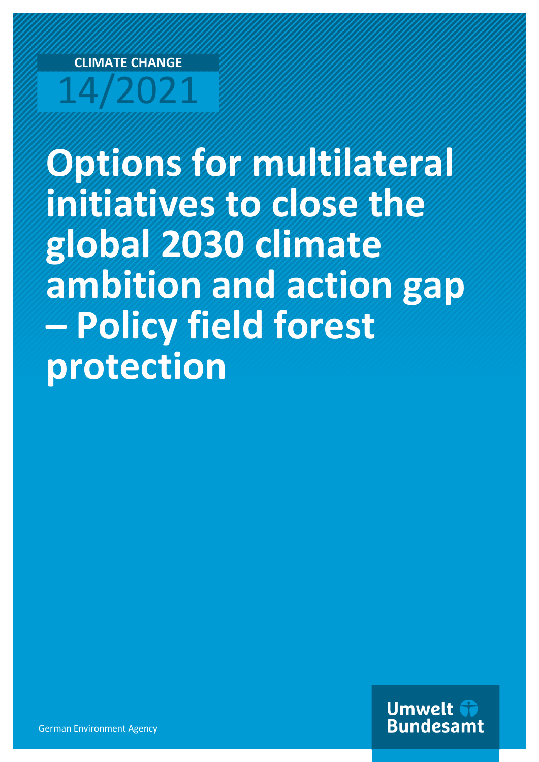CLIMATE CHANGE

14/2021

# Options for multilateral initiatives to close the global 2030 climate ambition and action gap – Policy field forest protection

German Environment Agency

Umwelt Bundesamt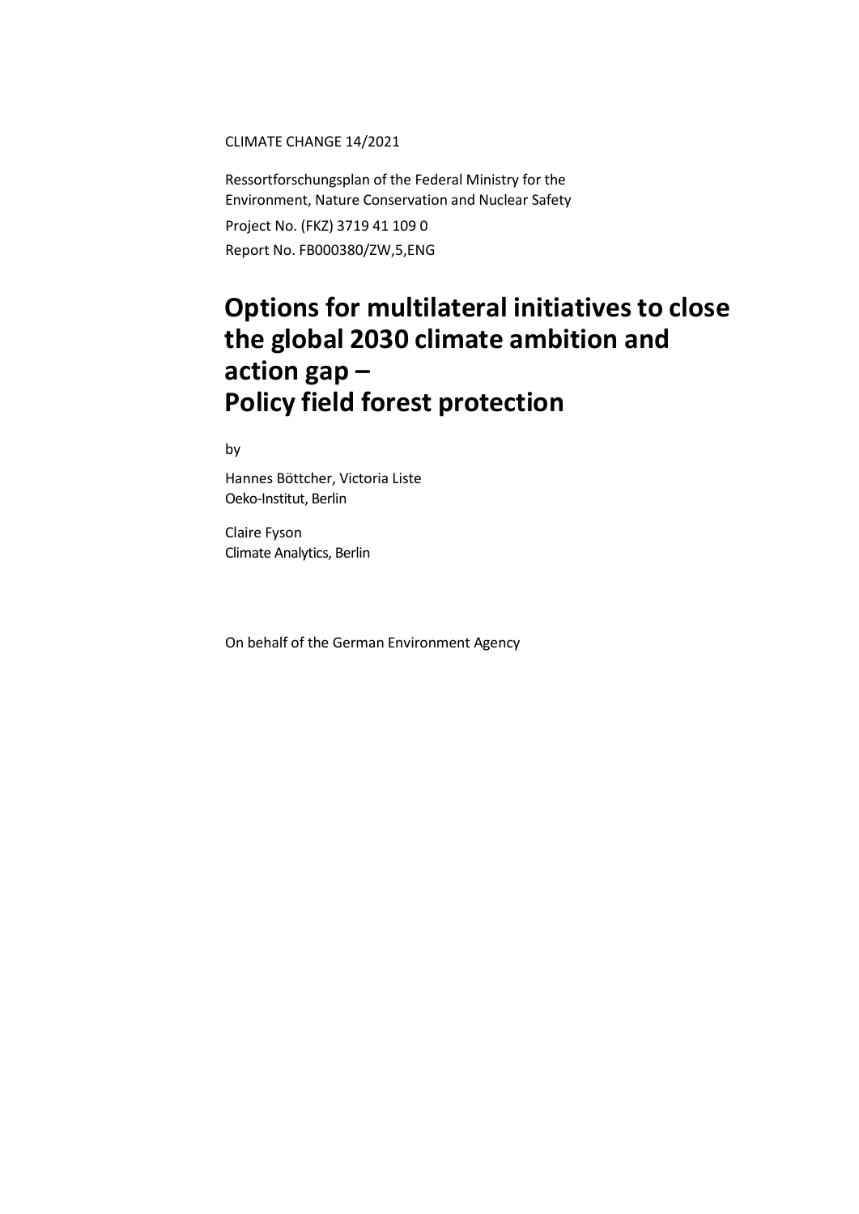CLIMATE CHANGE 14/2021

Ressortforschungsplan of the Federal Ministry for the Environment, Nature Conservation and Nuclear Safety

Project No. (FKZ) 3719 41 109 0

Report No. FB000380/ZW,5,ENG

# Options for multilateral initiatives to close the global 2030 climate ambition and action gap – Policy field forest protection

by

Hannes Böttcher, Victoria Liste
Oeko-Institut, Berlin

Claire Fyson
Climate Analytics, Berlin

On behalf of the German Environment Agency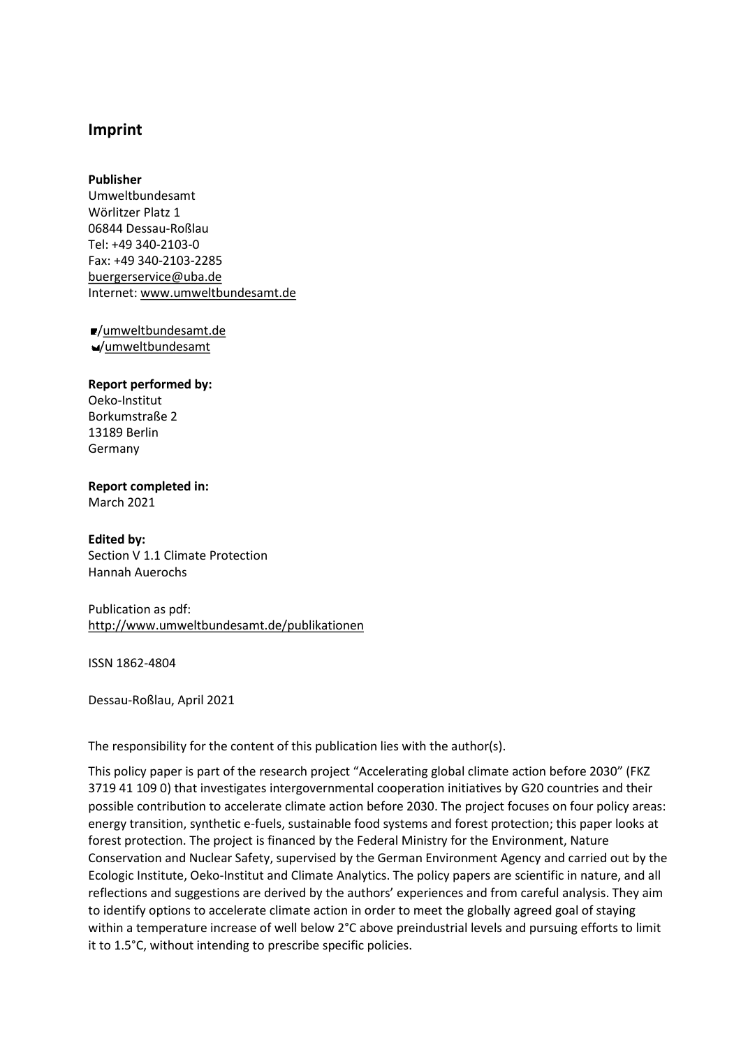## Imprint

**Publisher**
Umweltbundesamt
Wörlitzer Platz 1
06844 Dessau-Roßlau
Tel: +49 340-2103-0
Fax: +49 340-2103-2285
buergerservice@uba.de
Internet: www.umweltbundesamt.de

/umweltbundesamt.de
/umweltbundesamt

**Report performed by:**
Oeko-Institut
Borkumstraße 2
13189 Berlin
Germany

**Report completed in:**
March 2021

**Edited by:**
Section V 1.1 Climate Protection
Hannah Auerochs

Publication as pdf:
http://www.umweltbundesamt.de/publikationen

ISSN 1862-4804

Dessau-Roßlau, April 2021

The responsibility for the content of this publication lies with the author(s).

This policy paper is part of the research project "Accelerating global climate action before 2030" (FKZ 3719 41 109 0) that investigates intergovernmental cooperation initiatives by G20 countries and their possible contribution to accelerate climate action before 2030. The project focuses on four policy areas: energy transition, synthetic e-fuels, sustainable food systems and forest protection; this paper looks at forest protection. The project is financed by the Federal Ministry for the Environment, Nature Conservation and Nuclear Safety, supervised by the German Environment Agency and carried out by the Ecologic Institute, Oeko-Institut and Climate Analytics. The policy papers are scientific in nature, and all reflections and suggestions are derived by the authors' experiences and from careful analysis. They aim to identify options to accelerate climate action in order to meet the globally agreed goal of staying within a temperature increase of well below 2°C above preindustrial levels and pursuing efforts to limit it to 1.5°C, without intending to prescribe specific policies.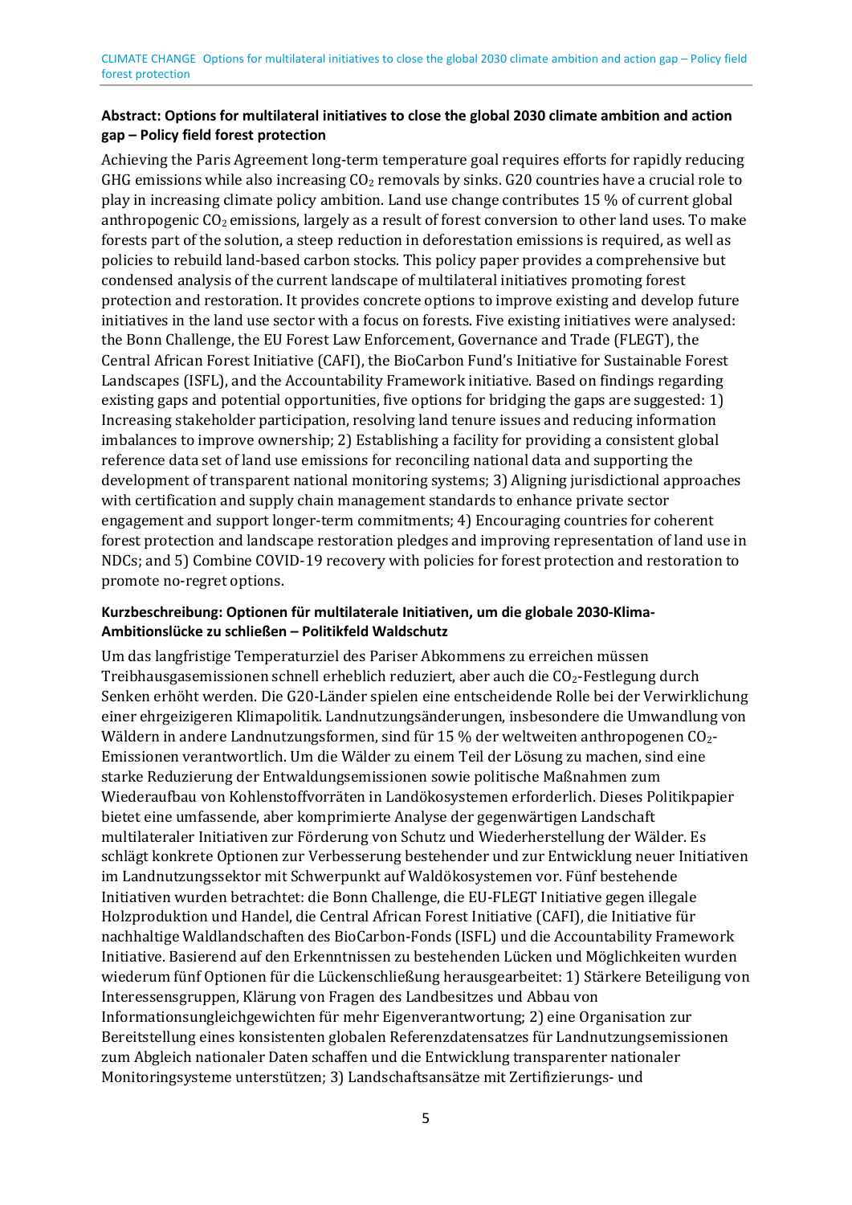### Abstract: Options for multilateral initiatives to close the global 2030 climate ambition and action gap – Policy field forest protection

Achieving the Paris Agreement long-term temperature goal requires efforts for rapidly reducing GHG emissions while also increasing $CO_2$ removals by sinks. G20 countries have a crucial role to play in increasing climate policy ambition. Land use change contributes 15 % of current global anthropogenic $CO_2$ emissions, largely as a result of forest conversion to other land uses. To make forests part of the solution, a steep reduction in deforestation emissions is required, as well as policies to rebuild land-based carbon stocks. This policy paper provides a comprehensive but condensed analysis of the current landscape of multilateral initiatives promoting forest protection and restoration. It provides concrete options to improve existing and develop future initiatives in the land use sector with a focus on forests. Five existing initiatives were analysed: the Bonn Challenge, the EU Forest Law Enforcement, Governance and Trade (FLEGT), the Central African Forest Initiative (CAFI), the BioCarbon Fund's Initiative for Sustainable Forest Landscapes (ISFL), and the Accountability Framework initiative. Based on findings regarding existing gaps and potential opportunities, five options for bridging the gaps are suggested: 1) Increasing stakeholder participation, resolving land tenure issues and reducing information imbalances to improve ownership; 2) Establishing a facility for providing a consistent global reference data set of land use emissions for reconciling national data and supporting the development of transparent national monitoring systems; 3) Aligning jurisdictional approaches with certification and supply chain management standards to enhance private sector engagement and support longer-term commitments; 4) Encouraging countries for coherent forest protection and landscape restoration pledges and improving representation of land use in NDCs; and 5) Combine COVID-19 recovery with policies for forest protection and restoration to promote no-regret options.

### Kurzbeschreibung: Optionen für multilaterale Initiativen, um die globale 2030-Klima-Ambitionslücke zu schließen – Politikfeld Waldschutz

Um das langfristige Temperaturziel des Pariser Abkommens zu erreichen müssen Treibhausgasemissionen schnell erheblich reduziert, aber auch die $CO_2$-Festlegung durch Senken erhöht werden. Die G20-Länder spielen eine entscheidende Rolle bei der Verwirklichung einer ehrgeizigeren Klimapolitik. Landnutzungsänderungen, insbesondere die Umwandlung von Wäldern in andere Landnutzungsformen, sind für 15 % der weltweiten anthropogenen $CO_2$-Emissionen verantwortlich. Um die Wälder zu einem Teil der Lösung zu machen, sind eine starke Reduzierung der Entwaldungsemissionen sowie politische Maßnahmen zum Wiederaufbau von Kohlenstoffvorräten in Landökosystemen erforderlich. Dieses Politikpapier bietet eine umfassende, aber komprimierte Analyse der gegenwärtigen Landschaft multilateraler Initiativen zur Förderung von Schutz und Wiederherstellung der Wälder. Es schlägt konkrete Optionen zur Verbesserung bestehender und zur Entwicklung neuer Initiativen im Landnutzungssektor mit Schwerpunkt auf Waldökosystemen vor. Fünf bestehende Initiativen wurden betrachtet: die Bonn Challenge, die EU-FLEGT Initiative gegen illegale Holzproduktion und Handel, die Central African Forest Initiative (CAFI), die Initiative für nachhaltige Waldlandschaften des BioCarbon-Fonds (ISFL) und die Accountability Framework Initiative. Basierend auf den Erkenntnissen zu bestehenden Lücken und Möglichkeiten wurden wiederum fünf Optionen für die Lückenschließung herausgearbeitet: 1) Stärkere Beteiligung von Interessensgruppen, Klärung von Fragen des Landbesitzes und Abbau von Informationsungleichgewichten für mehr Eigenverantwortung; 2) eine Organisation zur Bereitstellung eines konsistenten globalen Referenzdatensatzes für Landnutzungsemissionen zum Abgleich nationaler Daten schaffen und die Entwicklung transparenter nationaler Monitoringsysteme unterstützen; 3) Landschaftsansätze mit Zertifizierungs- und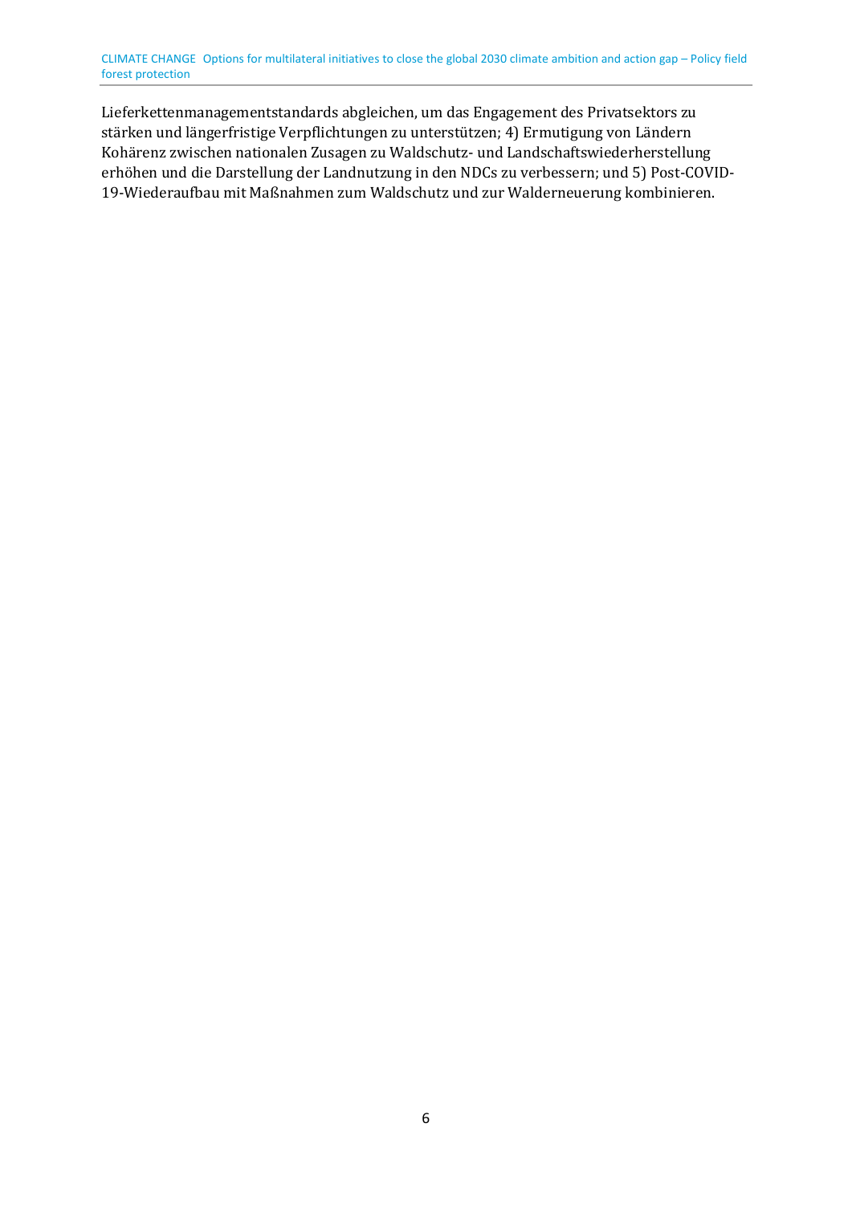Lieferkettenmanagementstandards abgleichen, um das Engagement des Privatsektors zu stärken und längerfristige Verpflichtungen zu unterstützen; 4) Ermutigung von Ländern Kohärenz zwischen nationalen Zusagen zu Waldschutz- und Landschaftswiederherstellung erhöhen und die Darstellung der Landnutzung in den NDCs zu verbessern; und 5) Post-COVID-19-Wiederaufbau mit Maßnahmen zum Waldschutz und zur Walderneuerung kombinieren.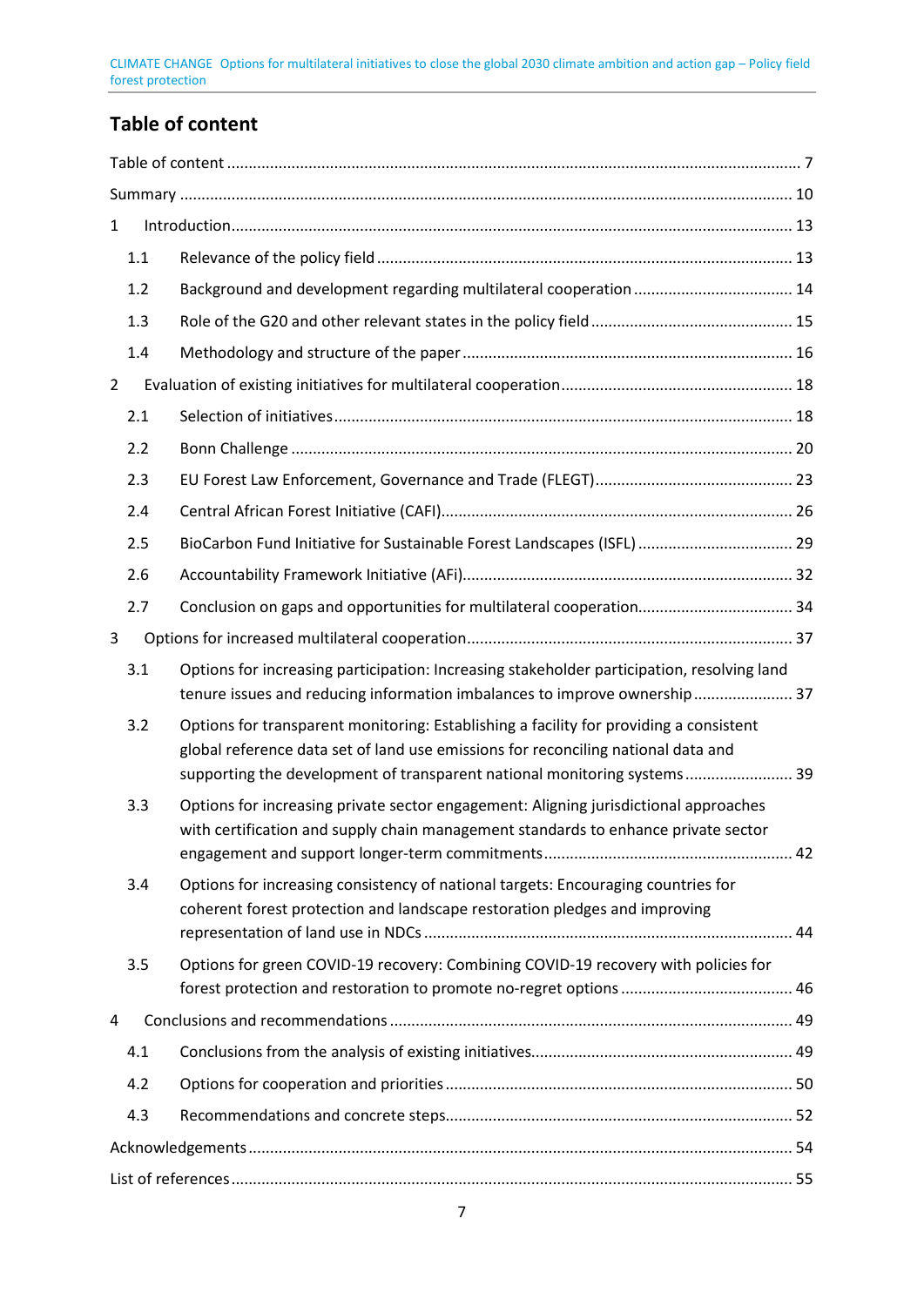# Table of content

Table of content ... 7

Summary ... 10

1 Introduction ... 13

- 1.1 Relevance of the policy field ... 13
- 1.2 Background and development regarding multilateral cooperation ... 14
- 1.3 Role of the G20 and other relevant states in the policy field ... 15
- 1.4 Methodology and structure of the paper ... 16

2 Evaluation of existing initiatives for multilateral cooperation ... 18

- 2.1 Selection of initiatives ... 18
- 2.2 Bonn Challenge ... 20
- 2.3 EU Forest Law Enforcement, Governance and Trade (FLEGT) ... 23
- 2.4 Central African Forest Initiative (CAFI) ... 26
- 2.5 BioCarbon Fund Initiative for Sustainable Forest Landscapes (ISFL) ... 29
- 2.6 Accountability Framework Initiative (AFi) ... 32
- 2.7 Conclusion on gaps and opportunities for multilateral cooperation ... 34

3 Options for increased multilateral cooperation ... 37

- 3.1 Options for increasing participation: Increasing stakeholder participation, resolving land tenure issues and reducing information imbalances to improve ownership ... 37
- 3.2 Options for transparent monitoring: Establishing a facility for providing a consistent global reference data set of land use emissions for reconciling national data and supporting the development of transparent national monitoring systems ... 39
- 3.3 Options for increasing private sector engagement: Aligning jurisdictional approaches with certification and supply chain management standards to enhance private sector engagement and support longer-term commitments ... 42
- 3.4 Options for increasing consistency of national targets: Encouraging countries for coherent forest protection and landscape restoration pledges and improving representation of land use in NDCs ... 44
- 3.5 Options for green COVID-19 recovery: Combining COVID-19 recovery with policies for forest protection and restoration to promote no-regret options ... 46

4 Conclusions and recommendations ... 49

- 4.1 Conclusions from the analysis of existing initiatives ... 49
- 4.2 Options for cooperation and priorities ... 50
- 4.3 Recommendations and concrete steps ... 52

Acknowledgements ... 54

List of references ... 55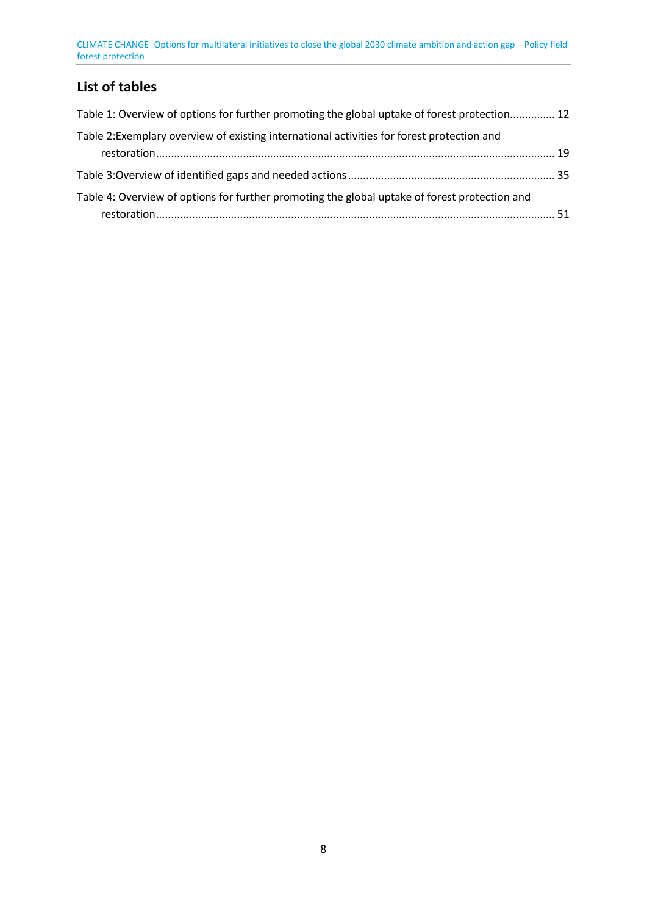## List of tables

Table 1: Overview of options for further promoting the global uptake of forest protection............... 12

Table 2:Exemplary overview of existing international activities for forest protection and restoration................................................................................................................................. 19

Table 3:Overview of identified gaps and needed actions..................................................................... 35

Table 4: Overview of options for further promoting the global uptake of forest protection and restoration................................................................................................................................. 51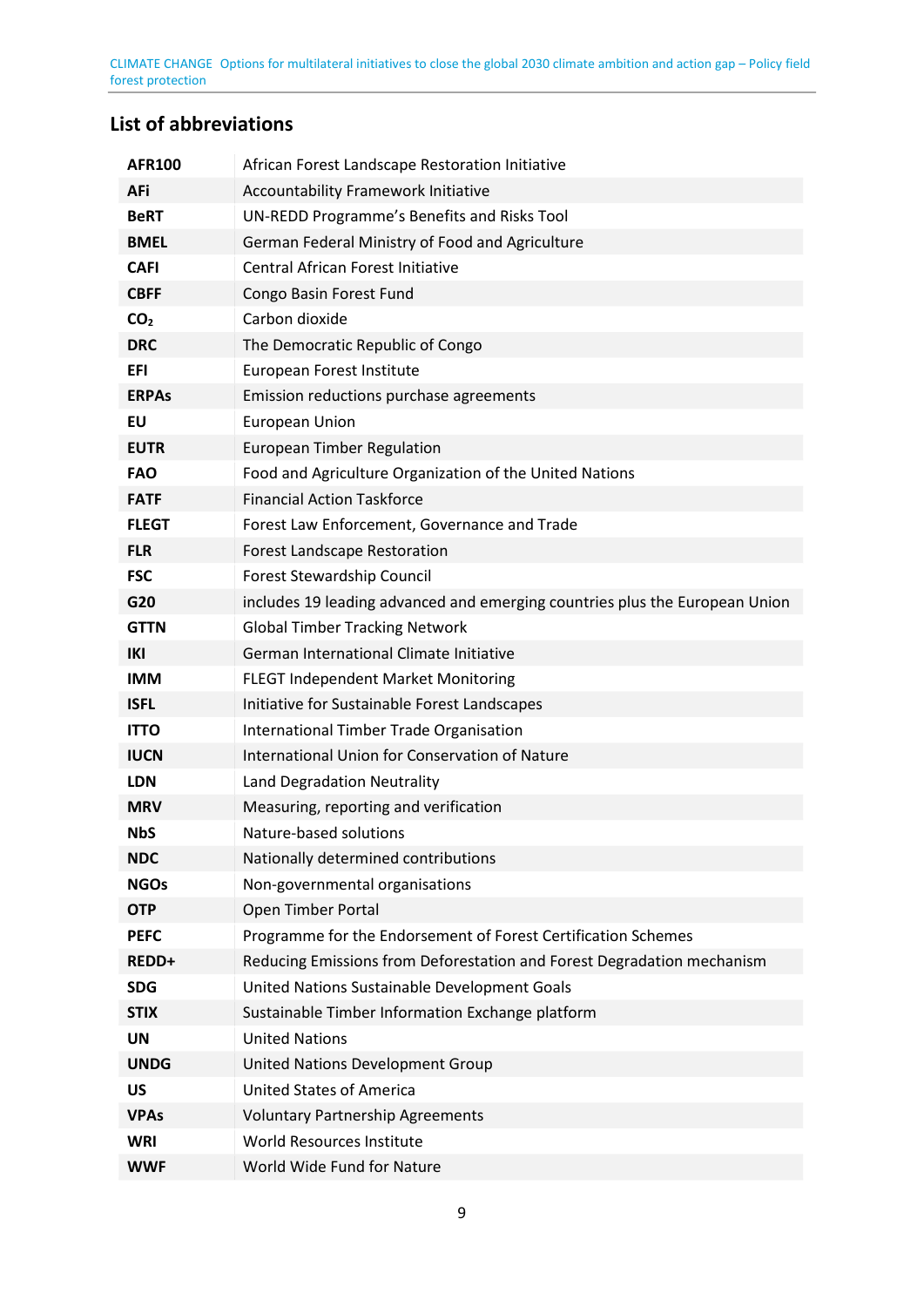## List of abbreviations

| | |
|---|---|
| **AFR100** | African Forest Landscape Restoration Initiative |
| **AFi** | Accountability Framework Initiative |
| **BeRT** | UN-REDD Programme's Benefits and Risks Tool |
| **BMEL** | German Federal Ministry of Food and Agriculture |
| **CAFI** | Central African Forest Initiative |
| **CBFF** | Congo Basin Forest Fund |
| **$CO_2$** | Carbon dioxide |
| **DRC** | The Democratic Republic of Congo |
| **EFI** | European Forest Institute |
| **ERPAs** | Emission reductions purchase agreements |
| **EU** | European Union |
| **EUTR** | European Timber Regulation |
| **FAO** | Food and Agriculture Organization of the United Nations |
| **FATF** | Financial Action Taskforce |
| **FLEGT** | Forest Law Enforcement, Governance and Trade |
| **FLR** | Forest Landscape Restoration |
| **FSC** | Forest Stewardship Council |
| **G20** | includes 19 leading advanced and emerging countries plus the European Union |
| **GTTN** | Global Timber Tracking Network |
| **IKI** | German International Climate Initiative |
| **IMM** | FLEGT Independent Market Monitoring |
| **ISFL** | Initiative for Sustainable Forest Landscapes |
| **ITTO** | International Timber Trade Organisation |
| **IUCN** | International Union for Conservation of Nature |
| **LDN** | Land Degradation Neutrality |
| **MRV** | Measuring, reporting and verification |
| **NbS** | Nature-based solutions |
| **NDC** | Nationally determined contributions |
| **NGOs** | Non-governmental organisations |
| **OTP** | Open Timber Portal |
| **PEFC** | Programme for the Endorsement of Forest Certification Schemes |
| **REDD+** | Reducing Emissions from Deforestation and Forest Degradation mechanism |
| **SDG** | United Nations Sustainable Development Goals |
| **STIX** | Sustainable Timber Information Exchange platform |
| **UN** | United Nations |
| **UNDG** | United Nations Development Group |
| **US** | United States of America |
| **VPAs** | Voluntary Partnership Agreements |
| **WRI** | World Resources Institute |
| **WWF** | World Wide Fund for Nature |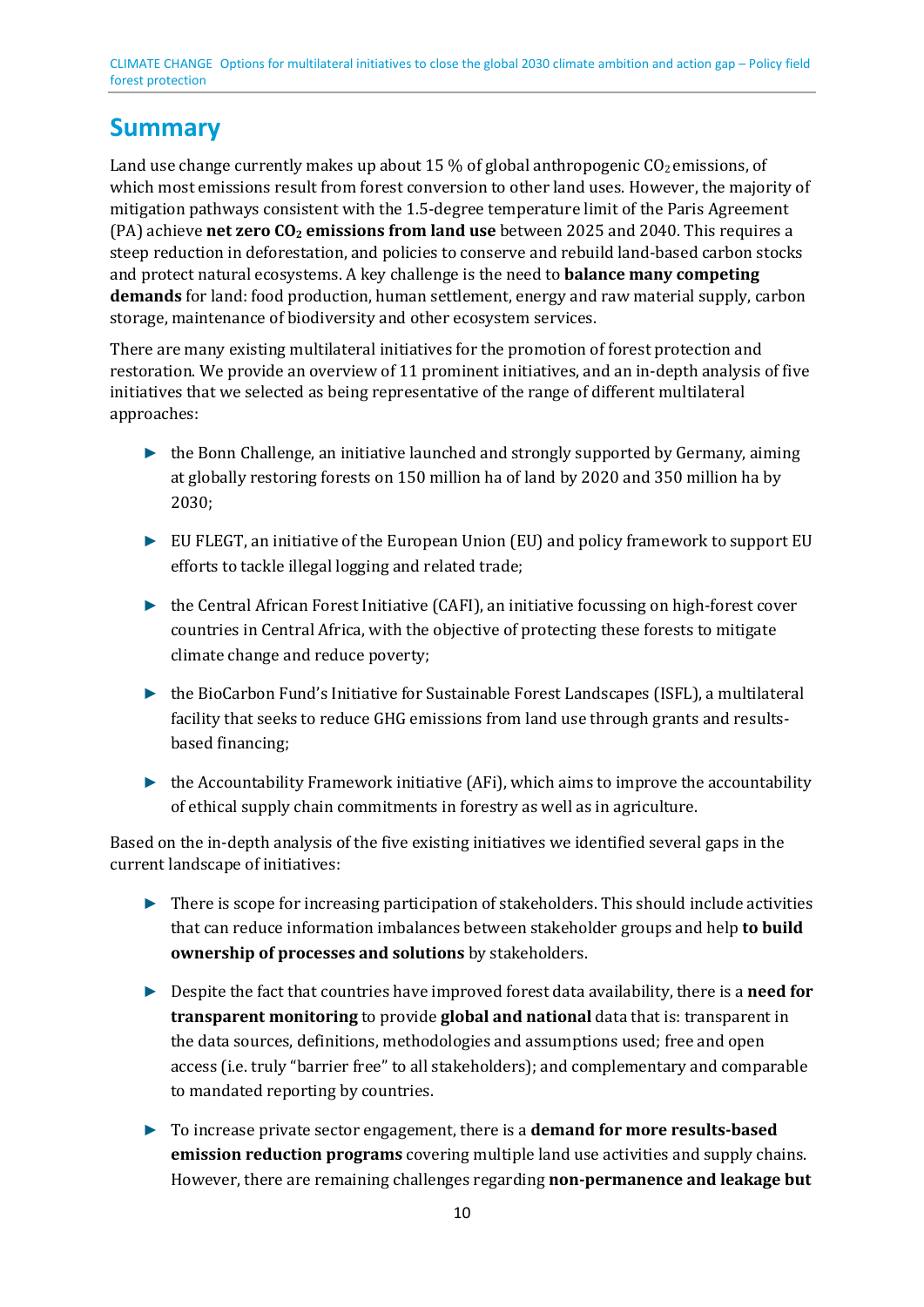# Summary

Land use change currently makes up about 15 % of global anthropogenic $CO_2$ emissions, of which most emissions result from forest conversion to other land uses. However, the majority of mitigation pathways consistent with the 1.5-degree temperature limit of the Paris Agreement (PA) achieve **net zero $CO_2$ emissions from land use** between 2025 and 2040. This requires a steep reduction in deforestation, and policies to conserve and rebuild land-based carbon stocks and protect natural ecosystems. A key challenge is the need to **balance many competing demands** for land: food production, human settlement, energy and raw material supply, carbon storage, maintenance of biodiversity and other ecosystem services.

There are many existing multilateral initiatives for the promotion of forest protection and restoration. We provide an overview of 11 prominent initiatives, and an in-depth analysis of five initiatives that we selected as being representative of the range of different multilateral approaches:

- the Bonn Challenge, an initiative launched and strongly supported by Germany, aiming at globally restoring forests on 150 million ha of land by 2020 and 350 million ha by 2030;
- EU FLEGT, an initiative of the European Union (EU) and policy framework to support EU efforts to tackle illegal logging and related trade;
- the Central African Forest Initiative (CAFI), an initiative focussing on high-forest cover countries in Central Africa, with the objective of protecting these forests to mitigate climate change and reduce poverty;
- the BioCarbon Fund's Initiative for Sustainable Forest Landscapes (ISFL), a multilateral facility that seeks to reduce GHG emissions from land use through grants and results-based financing;
- the Accountability Framework initiative (AFi), which aims to improve the accountability of ethical supply chain commitments in forestry as well as in agriculture.

Based on the in-depth analysis of the five existing initiatives we identified several gaps in the current landscape of initiatives:

- There is scope for increasing participation of stakeholders. This should include activities that can reduce information imbalances between stakeholder groups and help **to build ownership of processes and solutions** by stakeholders.
- Despite the fact that countries have improved forest data availability, there is a **need for transparent monitoring** to provide **global and national** data that is: transparent in the data sources, definitions, methodologies and assumptions used; free and open access (i.e. truly "barrier free" to all stakeholders); and complementary and comparable to mandated reporting by countries.
- To increase private sector engagement, there is a **demand for more results-based emission reduction programs** covering multiple land use activities and supply chains. However, there are remaining challenges regarding **non-permanence and leakage but**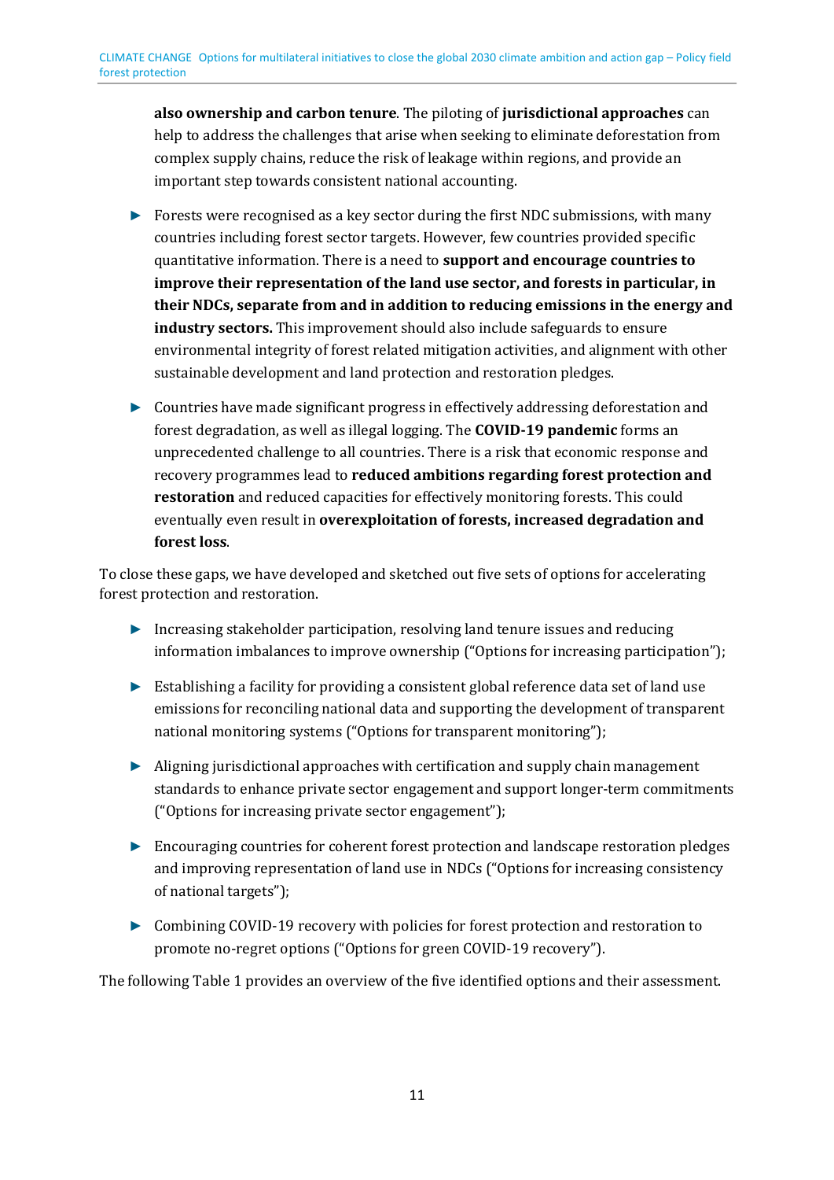also ownership and carbon tenure. The piloting of **jurisdictional approaches** can help to address the challenges that arise when seeking to eliminate deforestation from complex supply chains, reduce the risk of leakage within regions, and provide an important step towards consistent national accounting.

- Forests were recognised as a key sector during the first NDC submissions, with many countries including forest sector targets. However, few countries provided specific quantitative information. There is a need to **support and encourage countries to improve their representation of the land use sector, and forests in particular, in their NDCs, separate from and in addition to reducing emissions in the energy and industry sectors.** This improvement should also include safeguards to ensure environmental integrity of forest related mitigation activities, and alignment with other sustainable development and land protection and restoration pledges.

- Countries have made significant progress in effectively addressing deforestation and forest degradation, as well as illegal logging. The **COVID-19 pandemic** forms an unprecedented challenge to all countries. There is a risk that economic response and recovery programmes lead to **reduced ambitions regarding forest protection and restoration** and reduced capacities for effectively monitoring forests. This could eventually even result in **overexploitation of forests, increased degradation and forest loss**.

To close these gaps, we have developed and sketched out five sets of options for accelerating forest protection and restoration.

- Increasing stakeholder participation, resolving land tenure issues and reducing information imbalances to improve ownership ("Options for increasing participation");

- Establishing a facility for providing a consistent global reference data set of land use emissions for reconciling national data and supporting the development of transparent national monitoring systems ("Options for transparent monitoring");

- Aligning jurisdictional approaches with certification and supply chain management standards to enhance private sector engagement and support longer-term commitments ("Options for increasing private sector engagement");

- Encouraging countries for coherent forest protection and landscape restoration pledges and improving representation of land use in NDCs ("Options for increasing consistency of national targets");

- Combining COVID-19 recovery with policies for forest protection and restoration to promote no-regret options ("Options for green COVID-19 recovery").

The following Table 1 provides an overview of the five identified options and their assessment.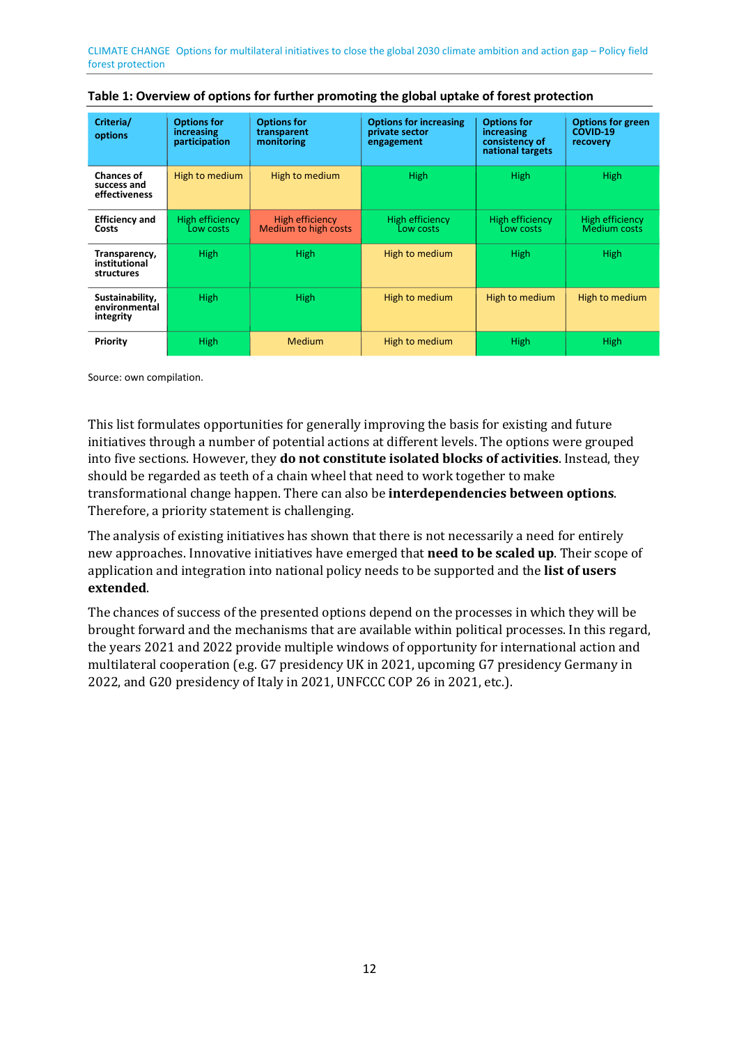**Table 1: Overview of options for further promoting the global uptake of forest protection**

| Criteria/ options | Options for increasing participation | Options for transparent monitoring | Options for increasing private sector engagement | Options for increasing consistency of national targets | Options for green COVID-19 recovery |
|---|---|---|---|---|---|
| Chances of success and effectiveness | High to medium | High to medium | High | High | High |
| Efficiency and Costs | High efficiency Low costs | High efficiency Medium to high costs | High efficiency Low costs | High efficiency Low costs | High efficiency Medium costs |
| Transparency, institutional structures | High | High | High to medium | High | High |
| Sustainability, environmental integrity | High | High | High to medium | High to medium | High to medium |
| Priority | High | Medium | High to medium | High | High |

Source: own compilation.

This list formulates opportunities for generally improving the basis for existing and future initiatives through a number of potential actions at different levels. The options were grouped into five sections. However, they **do not constitute isolated blocks of activities**. Instead, they should be regarded as teeth of a chain wheel that need to work together to make transformational change happen. There can also be **interdependencies between options**. Therefore, a priority statement is challenging.

The analysis of existing initiatives has shown that there is not necessarily a need for entirely new approaches. Innovative initiatives have emerged that **need to be scaled up**. Their scope of application and integration into national policy needs to be supported and the **list of users extended**.

The chances of success of the presented options depend on the processes in which they will be brought forward and the mechanisms that are available within political processes. In this regard, the years 2021 and 2022 provide multiple windows of opportunity for international action and multilateral cooperation (e.g. G7 presidency UK in 2021, upcoming G7 presidency Germany in 2022, and G20 presidency of Italy in 2021, UNFCCC COP 26 in 2021, etc.).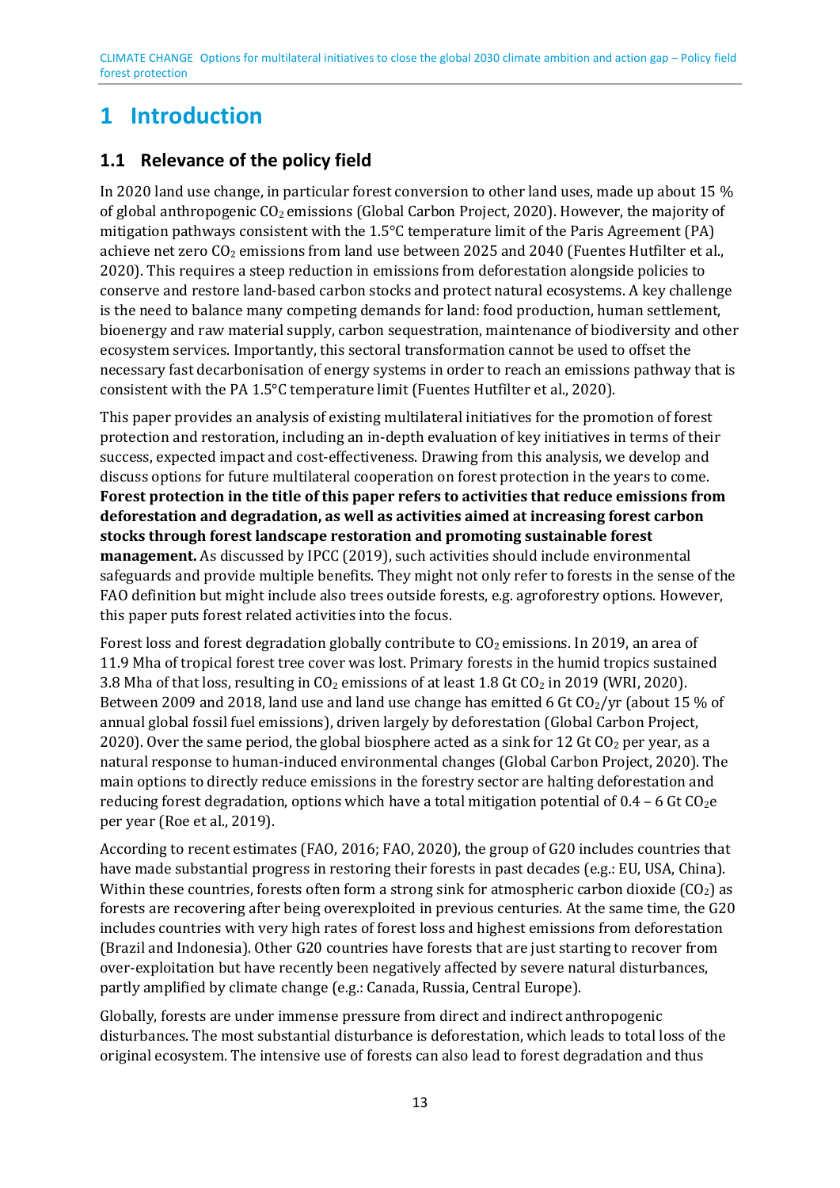# 1 Introduction

## 1.1 Relevance of the policy field

In 2020 land use change, in particular forest conversion to other land uses, made up about 15 % of global anthropogenic $CO_2$ emissions (Global Carbon Project, 2020). However, the majority of mitigation pathways consistent with the 1.5°C temperature limit of the Paris Agreement (PA) achieve net zero $CO_2$ emissions from land use between 2025 and 2040 (Fuentes Hutfilter et al., 2020). This requires a steep reduction in emissions from deforestation alongside policies to conserve and restore land-based carbon stocks and protect natural ecosystems. A key challenge is the need to balance many competing demands for land: food production, human settlement, bioenergy and raw material supply, carbon sequestration, maintenance of biodiversity and other ecosystem services. Importantly, this sectoral transformation cannot be used to offset the necessary fast decarbonisation of energy systems in order to reach an emissions pathway that is consistent with the PA 1.5°C temperature limit (Fuentes Hutfilter et al., 2020).

This paper provides an analysis of existing multilateral initiatives for the promotion of forest protection and restoration, including an in-depth evaluation of key initiatives in terms of their success, expected impact and cost-effectiveness. Drawing from this analysis, we develop and discuss options for future multilateral cooperation on forest protection in the years to come. **Forest protection in the title of this paper refers to activities that reduce emissions from deforestation and degradation, as well as activities aimed at increasing forest carbon stocks through forest landscape restoration and promoting sustainable forest management.** As discussed by IPCC (2019), such activities should include environmental safeguards and provide multiple benefits. They might not only refer to forests in the sense of the FAO definition but might include also trees outside forests, e.g. agroforestry options. However, this paper puts forest related activities into the focus.

Forest loss and forest degradation globally contribute to $CO_2$ emissions. In 2019, an area of 11.9 Mha of tropical forest tree cover was lost. Primary forests in the humid tropics sustained 3.8 Mha of that loss, resulting in $CO_2$ emissions of at least 1.8 Gt $CO_2$ in 2019 (WRI, 2020). Between 2009 and 2018, land use and land use change has emitted 6 Gt $CO_2$/yr (about 15 % of annual global fossil fuel emissions), driven largely by deforestation (Global Carbon Project, 2020). Over the same period, the global biosphere acted as a sink for 12 Gt $CO_2$ per year, as a natural response to human-induced environmental changes (Global Carbon Project, 2020). The main options to directly reduce emissions in the forestry sector are halting deforestation and reducing forest degradation, options which have a total mitigation potential of 0.4 – 6 Gt $CO_2$e per year (Roe et al., 2019).

According to recent estimates (FAO, 2016; FAO, 2020), the group of G20 includes countries that have made substantial progress in restoring their forests in past decades (e.g.: EU, USA, China). Within these countries, forests often form a strong sink for atmospheric carbon dioxide ($CO_2$) as forests are recovering after being overexploited in previous centuries. At the same time, the G20 includes countries with very high rates of forest loss and highest emissions from deforestation (Brazil and Indonesia). Other G20 countries have forests that are just starting to recover from over-exploitation but have recently been negatively affected by severe natural disturbances, partly amplified by climate change (e.g.: Canada, Russia, Central Europe).

Globally, forests are under immense pressure from direct and indirect anthropogenic disturbances. The most substantial disturbance is deforestation, which leads to total loss of the original ecosystem. The intensive use of forests can also lead to forest degradation and thus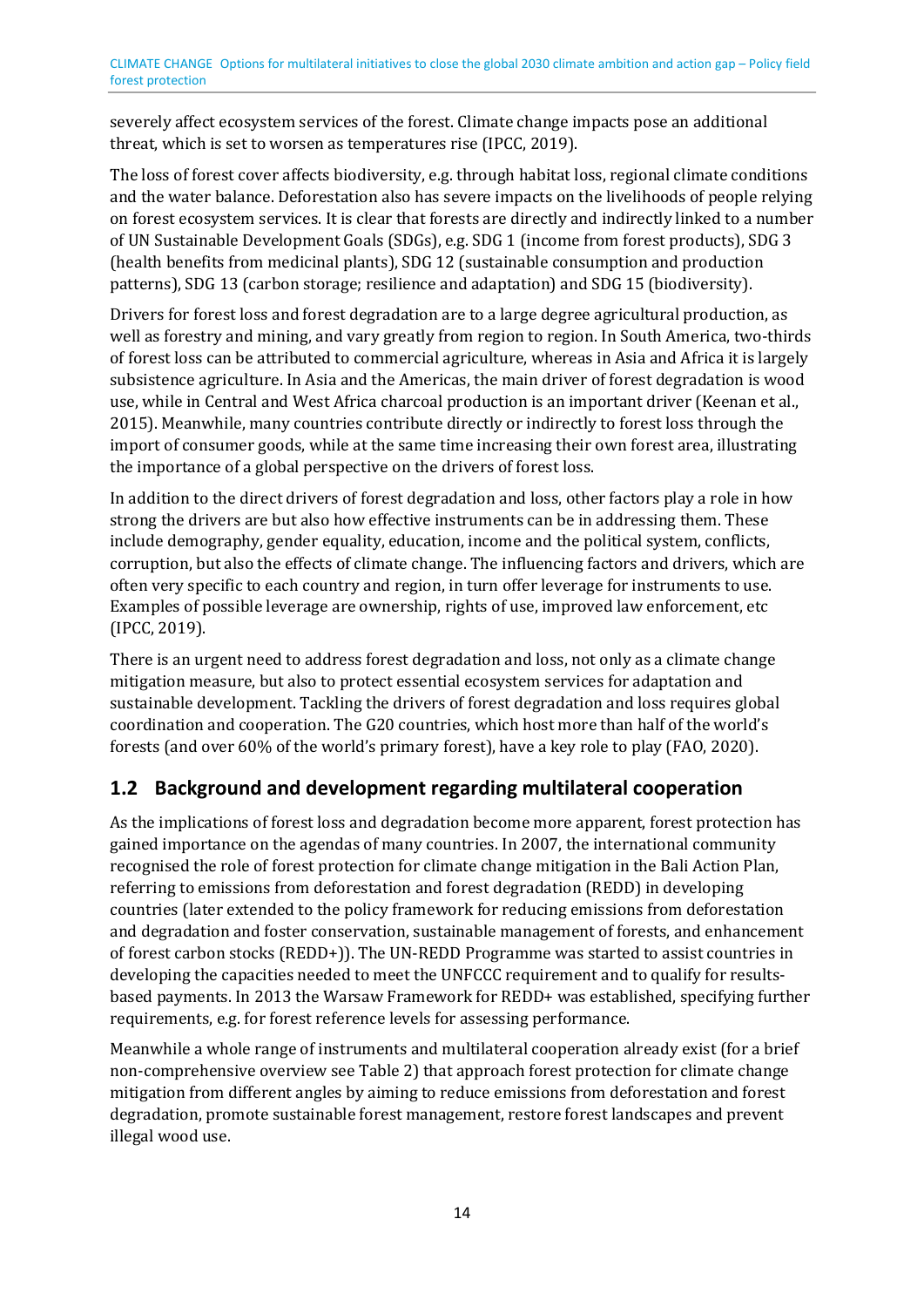severely affect ecosystem services of the forest. Climate change impacts pose an additional threat, which is set to worsen as temperatures rise (IPCC, 2019).

The loss of forest cover affects biodiversity, e.g. through habitat loss, regional climate conditions and the water balance. Deforestation also has severe impacts on the livelihoods of people relying on forest ecosystem services. It is clear that forests are directly and indirectly linked to a number of UN Sustainable Development Goals (SDGs), e.g. SDG 1 (income from forest products), SDG 3 (health benefits from medicinal plants), SDG 12 (sustainable consumption and production patterns), SDG 13 (carbon storage; resilience and adaptation) and SDG 15 (biodiversity).

Drivers for forest loss and forest degradation are to a large degree agricultural production, as well as forestry and mining, and vary greatly from region to region. In South America, two-thirds of forest loss can be attributed to commercial agriculture, whereas in Asia and Africa it is largely subsistence agriculture. In Asia and the Americas, the main driver of forest degradation is wood use, while in Central and West Africa charcoal production is an important driver (Keenan et al., 2015). Meanwhile, many countries contribute directly or indirectly to forest loss through the import of consumer goods, while at the same time increasing their own forest area, illustrating the importance of a global perspective on the drivers of forest loss.

In addition to the direct drivers of forest degradation and loss, other factors play a role in how strong the drivers are but also how effective instruments can be in addressing them. These include demography, gender equality, education, income and the political system, conflicts, corruption, but also the effects of climate change. The influencing factors and drivers, which are often very specific to each country and region, in turn offer leverage for instruments to use. Examples of possible leverage are ownership, rights of use, improved law enforcement, etc (IPCC, 2019).

There is an urgent need to address forest degradation and loss, not only as a climate change mitigation measure, but also to protect essential ecosystem services for adaptation and sustainable development. Tackling the drivers of forest degradation and loss requires global coordination and cooperation. The G20 countries, which host more than half of the world's forests (and over 60% of the world's primary forest), have a key role to play (FAO, 2020).

## 1.2 Background and development regarding multilateral cooperation

As the implications of forest loss and degradation become more apparent, forest protection has gained importance on the agendas of many countries. In 2007, the international community recognised the role of forest protection for climate change mitigation in the Bali Action Plan, referring to emissions from deforestation and forest degradation (REDD) in developing countries (later extended to the policy framework for reducing emissions from deforestation and degradation and foster conservation, sustainable management of forests, and enhancement of forest carbon stocks (REDD+)). The UN-REDD Programme was started to assist countries in developing the capacities needed to meet the UNFCCC requirement and to qualify for results-based payments. In 2013 the Warsaw Framework for REDD+ was established, specifying further requirements, e.g. for forest reference levels for assessing performance.

Meanwhile a whole range of instruments and multilateral cooperation already exist (for a brief non-comprehensive overview see Table 2) that approach forest protection for climate change mitigation from different angles by aiming to reduce emissions from deforestation and forest degradation, promote sustainable forest management, restore forest landscapes and prevent illegal wood use.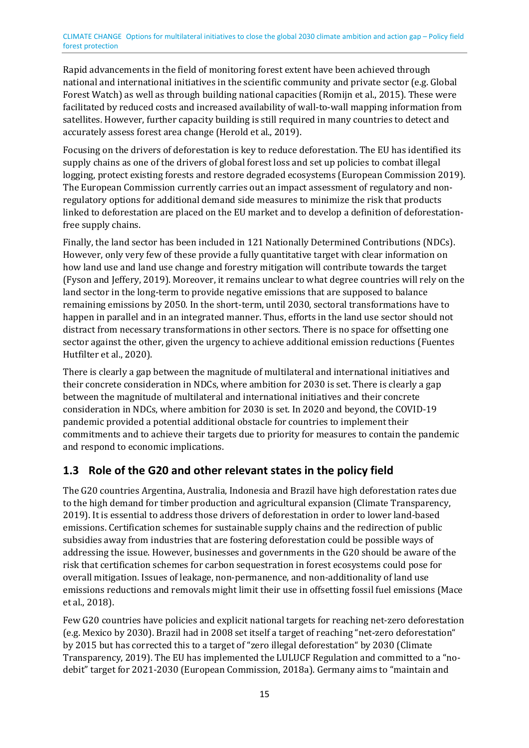Rapid advancements in the field of monitoring forest extent have been achieved through national and international initiatives in the scientific community and private sector (e.g. Global Forest Watch) as well as through building national capacities (Romijn et al., 2015). These were facilitated by reduced costs and increased availability of wall-to-wall mapping information from satellites. However, further capacity building is still required in many countries to detect and accurately assess forest area change (Herold et al., 2019).

Focusing on the drivers of deforestation is key to reduce deforestation. The EU has identified its supply chains as one of the drivers of global forest loss and set up policies to combat illegal logging, protect existing forests and restore degraded ecosystems (European Commission 2019). The European Commission currently carries out an impact assessment of regulatory and non-regulatory options for additional demand side measures to minimize the risk that products linked to deforestation are placed on the EU market and to develop a definition of deforestation-free supply chains.

Finally, the land sector has been included in 121 Nationally Determined Contributions (NDCs). However, only very few of these provide a fully quantitative target with clear information on how land use and land use change and forestry mitigation will contribute towards the target (Fyson and Jeffery, 2019). Moreover, it remains unclear to what degree countries will rely on the land sector in the long-term to provide negative emissions that are supposed to balance remaining emissions by 2050. In the short-term, until 2030, sectoral transformations have to happen in parallel and in an integrated manner. Thus, efforts in the land use sector should not distract from necessary transformations in other sectors. There is no space for offsetting one sector against the other, given the urgency to achieve additional emission reductions (Fuentes Hutfilter et al., 2020).

There is clearly a gap between the magnitude of multilateral and international initiatives and their concrete consideration in NDCs, where ambition for 2030 is set. There is clearly a gap between the magnitude of multilateral and international initiatives and their concrete consideration in NDCs, where ambition for 2030 is set. In 2020 and beyond, the COVID-19 pandemic provided a potential additional obstacle for countries to implement their commitments and to achieve their targets due to priority for measures to contain the pandemic and respond to economic implications.

## 1.3 Role of the G20 and other relevant states in the policy field

The G20 countries Argentina, Australia, Indonesia and Brazil have high deforestation rates due to the high demand for timber production and agricultural expansion (Climate Transparency, 2019). It is essential to address those drivers of deforestation in order to lower land-based emissions. Certification schemes for sustainable supply chains and the redirection of public subsidies away from industries that are fostering deforestation could be possible ways of addressing the issue. However, businesses and governments in the G20 should be aware of the risk that certification schemes for carbon sequestration in forest ecosystems could pose for overall mitigation. Issues of leakage, non-permanence, and non-additionality of land use emissions reductions and removals might limit their use in offsetting fossil fuel emissions (Mace et al., 2018).

Few G20 countries have policies and explicit national targets for reaching net-zero deforestation (e.g. Mexico by 2030). Brazil had in 2008 set itself a target of reaching "net-zero deforestation" by 2015 but has corrected this to a target of "zero illegal deforestation" by 2030 (Climate Transparency, 2019). The EU has implemented the LULUCF Regulation and committed to a "no-debit" target for 2021-2030 (European Commission, 2018a). Germany aims to "maintain and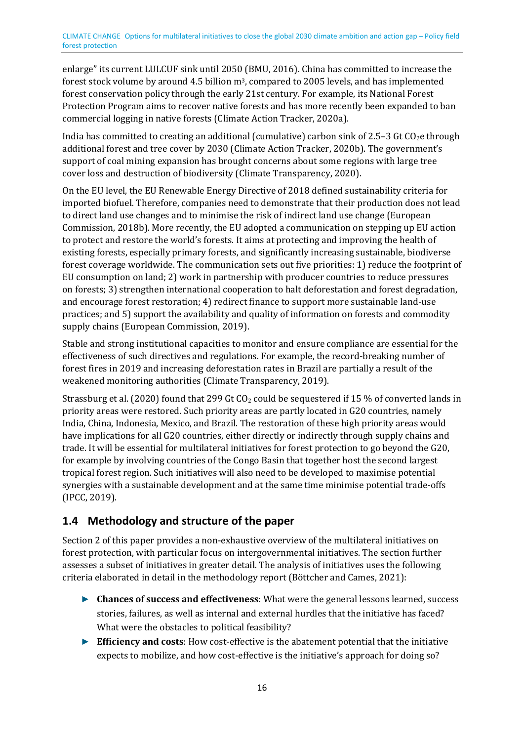enlarge" its current LULCUF sink until 2050 (BMU, 2016). China has committed to increase the forest stock volume by around 4.5 billion $m^3$, compared to 2005 levels, and has implemented forest conservation policy through the early 21st century. For example, its National Forest Protection Program aims to recover native forests and has more recently been expanded to ban commercial logging in native forests (Climate Action Tracker, 2020a).

India has committed to creating an additional (cumulative) carbon sink of 2.5–3 Gt $CO_2e$ through additional forest and tree cover by 2030 (Climate Action Tracker, 2020b). The government's support of coal mining expansion has brought concerns about some regions with large tree cover loss and destruction of biodiversity (Climate Transparency, 2020).

On the EU level, the EU Renewable Energy Directive of 2018 defined sustainability criteria for imported biofuel. Therefore, companies need to demonstrate that their production does not lead to direct land use changes and to minimise the risk of indirect land use change (European Commission, 2018b). More recently, the EU adopted a communication on stepping up EU action to protect and restore the world's forests. It aims at protecting and improving the health of existing forests, especially primary forests, and significantly increasing sustainable, biodiverse forest coverage worldwide. The communication sets out five priorities: 1) reduce the footprint of EU consumption on land; 2) work in partnership with producer countries to reduce pressures on forests; 3) strengthen international cooperation to halt deforestation and forest degradation, and encourage forest restoration; 4) redirect finance to support more sustainable land-use practices; and 5) support the availability and quality of information on forests and commodity supply chains (European Commission, 2019).

Stable and strong institutional capacities to monitor and ensure compliance are essential for the effectiveness of such directives and regulations. For example, the record-breaking number of forest fires in 2019 and increasing deforestation rates in Brazil are partially a result of the weakened monitoring authorities (Climate Transparency, 2019).

Strassburg et al. (2020) found that 299 Gt $CO_2$ could be sequestered if 15 % of converted lands in priority areas were restored. Such priority areas are partly located in G20 countries, namely India, China, Indonesia, Mexico, and Brazil. The restoration of these high priority areas would have implications for all G20 countries, either directly or indirectly through supply chains and trade. It will be essential for multilateral initiatives for forest protection to go beyond the G20, for example by involving countries of the Congo Basin that together host the second largest tropical forest region. Such initiatives will also need to be developed to maximise potential synergies with a sustainable development and at the same time minimise potential trade-offs (IPCC, 2019).

## 1.4 Methodology and structure of the paper

Section 2 of this paper provides a non-exhaustive overview of the multilateral initiatives on forest protection, with particular focus on intergovernmental initiatives. The section further assesses a subset of initiatives in greater detail. The analysis of initiatives uses the following criteria elaborated in detail in the methodology report (Böttcher and Cames, 2021):

- **Chances of success and effectiveness**: What were the general lessons learned, success stories, failures, as well as internal and external hurdles that the initiative has faced? What were the obstacles to political feasibility?
- **Efficiency and costs**: How cost-effective is the abatement potential that the initiative expects to mobilize, and how cost-effective is the initiative's approach for doing so?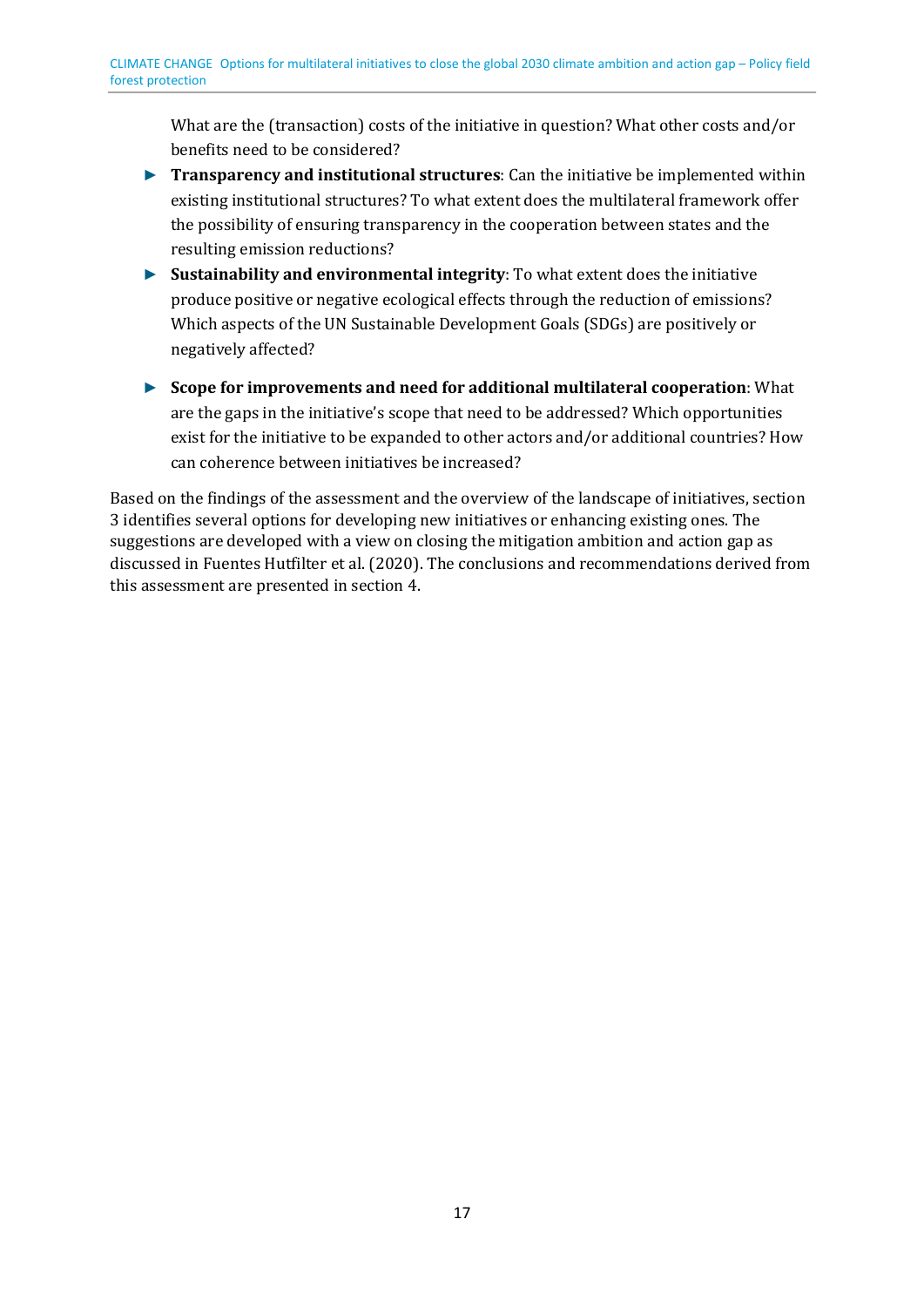What are the (transaction) costs of the initiative in question? What other costs and/or benefits need to be considered?

- **Transparency and institutional structures**: Can the initiative be implemented within existing institutional structures? To what extent does the multilateral framework offer the possibility of ensuring transparency in the cooperation between states and the resulting emission reductions?
- **Sustainability and environmental integrity**: To what extent does the initiative produce positive or negative ecological effects through the reduction of emissions? Which aspects of the UN Sustainable Development Goals (SDGs) are positively or negatively affected?
- **Scope for improvements and need for additional multilateral cooperation**: What are the gaps in the initiative's scope that need to be addressed? Which opportunities exist for the initiative to be expanded to other actors and/or additional countries? How can coherence between initiatives be increased?

Based on the findings of the assessment and the overview of the landscape of initiatives, section 3 identifies several options for developing new initiatives or enhancing existing ones. The suggestions are developed with a view on closing the mitigation ambition and action gap as discussed in Fuentes Hutfilter et al. (2020). The conclusions and recommendations derived from this assessment are presented in section 4.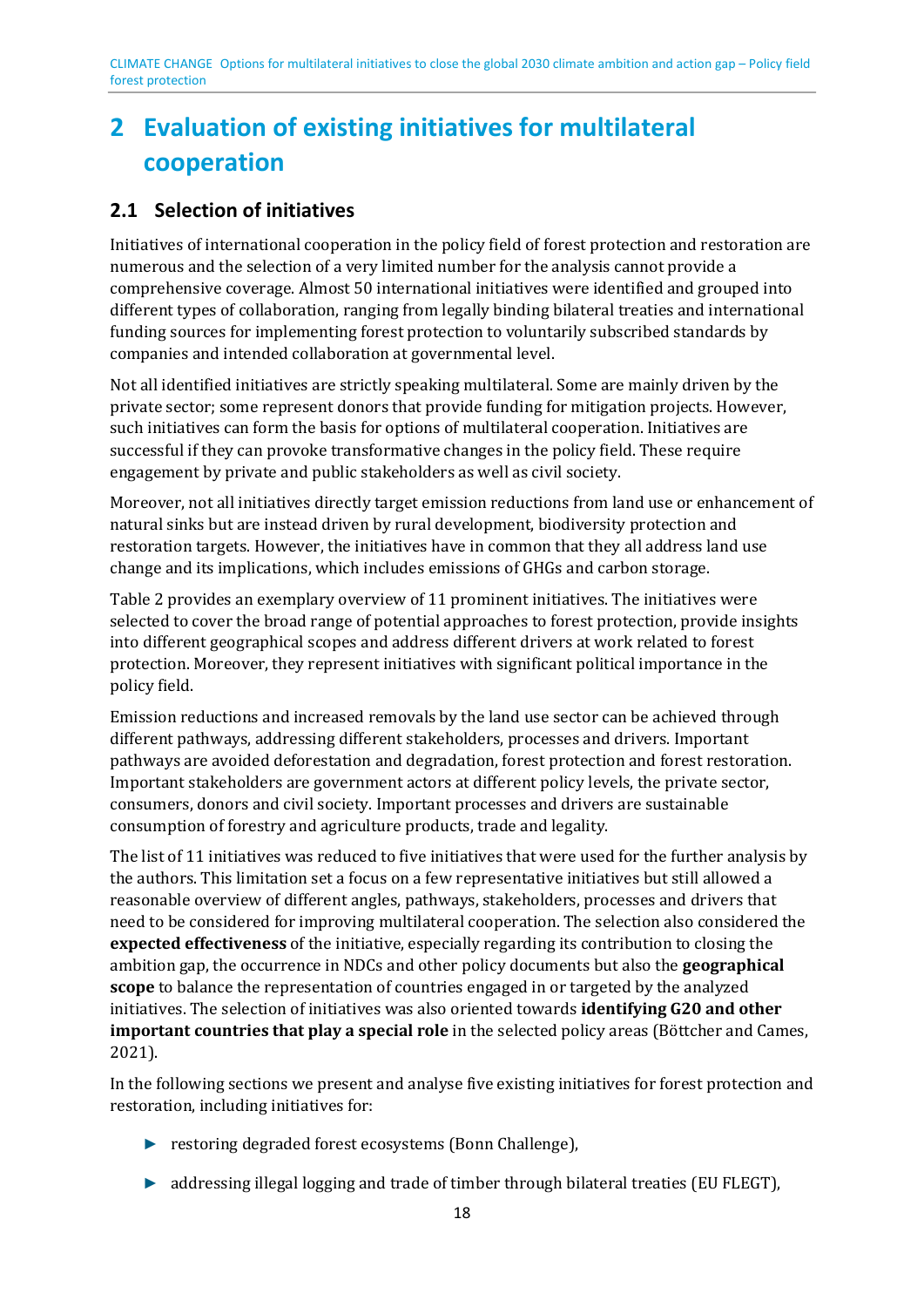# 2 Evaluation of existing initiatives for multilateral cooperation

## 2.1 Selection of initiatives

Initiatives of international cooperation in the policy field of forest protection and restoration are numerous and the selection of a very limited number for the analysis cannot provide a comprehensive coverage. Almost 50 international initiatives were identified and grouped into different types of collaboration, ranging from legally binding bilateral treaties and international funding sources for implementing forest protection to voluntarily subscribed standards by companies and intended collaboration at governmental level.

Not all identified initiatives are strictly speaking multilateral. Some are mainly driven by the private sector; some represent donors that provide funding for mitigation projects. However, such initiatives can form the basis for options of multilateral cooperation. Initiatives are successful if they can provoke transformative changes in the policy field. These require engagement by private and public stakeholders as well as civil society.

Moreover, not all initiatives directly target emission reductions from land use or enhancement of natural sinks but are instead driven by rural development, biodiversity protection and restoration targets. However, the initiatives have in common that they all address land use change and its implications, which includes emissions of GHGs and carbon storage.

Table 2 provides an exemplary overview of 11 prominent initiatives. The initiatives were selected to cover the broad range of potential approaches to forest protection, provide insights into different geographical scopes and address different drivers at work related to forest protection. Moreover, they represent initiatives with significant political importance in the policy field.

Emission reductions and increased removals by the land use sector can be achieved through different pathways, addressing different stakeholders, processes and drivers. Important pathways are avoided deforestation and degradation, forest protection and forest restoration. Important stakeholders are government actors at different policy levels, the private sector, consumers, donors and civil society. Important processes and drivers are sustainable consumption of forestry and agriculture products, trade and legality.

The list of 11 initiatives was reduced to five initiatives that were used for the further analysis by the authors. This limitation set a focus on a few representative initiatives but still allowed a reasonable overview of different angles, pathways, stakeholders, processes and drivers that need to be considered for improving multilateral cooperation. The selection also considered the **expected effectiveness** of the initiative, especially regarding its contribution to closing the ambition gap, the occurrence in NDCs and other policy documents but also the **geographical scope** to balance the representation of countries engaged in or targeted by the analyzed initiatives. The selection of initiatives was also oriented towards **identifying G20 and other important countries that play a special role** in the selected policy areas (Böttcher and Cames, 2021).

In the following sections we present and analyse five existing initiatives for forest protection and restoration, including initiatives for:

- restoring degraded forest ecosystems (Bonn Challenge),
- addressing illegal logging and trade of timber through bilateral treaties (EU FLEGT),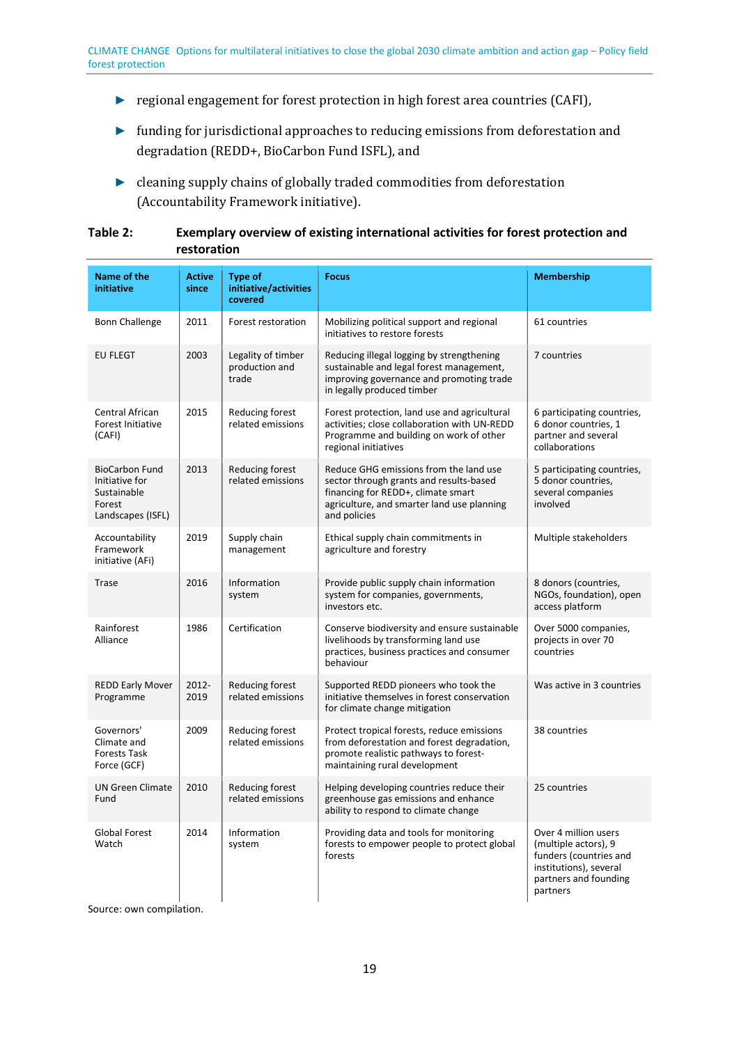- regional engagement for forest protection in high forest area countries (CAFI),
- funding for jurisdictional approaches to reducing emissions from deforestation and degradation (REDD+, BioCarbon Fund ISFL), and
- cleaning supply chains of globally traded commodities from deforestation (Accountability Framework initiative).

**Table 2: Exemplary overview of existing international activities for forest protection and restoration**

| Name of the initiative | Active since | Type of initiative/activities covered | Focus | Membership |
|---|---|---|---|---|
| Bonn Challenge | 2011 | Forest restoration | Mobilizing political support and regional initiatives to restore forests | 61 countries |
| EU FLEGT | 2003 | Legality of timber production and trade | Reducing illegal logging by strengthening sustainable and legal forest management, improving governance and promoting trade in legally produced timber | 7 countries |
| Central African Forest Initiative (CAFI) | 2015 | Reducing forest related emissions | Forest protection, land use and agricultural activities; close collaboration with UN-REDD Programme and building on work of other regional initiatives | 6 participating countries, 6 donor countries, 1 partner and several collaborations |
| BioCarbon Fund Initiative for Sustainable Forest Landscapes (ISFL) | 2013 | Reducing forest related emissions | Reduce GHG emissions from the land use sector through grants and results-based financing for REDD+, climate smart agriculture, and smarter land use planning and policies | 5 participating countries, 5 donor countries, several companies involved |
| Accountability Framework initiative (AFi) | 2019 | Supply chain management | Ethical supply chain commitments in agriculture and forestry | Multiple stakeholders |
| Trase | 2016 | Information system | Provide public supply chain information system for companies, governments, investors etc. | 8 donors (countries, NGOs, foundation), open access platform |
| Rainforest Alliance | 1986 | Certification | Conserve biodiversity and ensure sustainable livelihoods by transforming land use practices, business practices and consumer behaviour | Over 5000 companies, projects in over 70 countries |
| REDD Early Mover Programme | 2012-2019 | Reducing forest related emissions | Supported REDD pioneers who took the initiative themselves in forest conservation for climate change mitigation | Was active in 3 countries |
| Governors' Climate and Forests Task Force (GCF) | 2009 | Reducing forest related emissions | Protect tropical forests, reduce emissions from deforestation and forest degradation, promote realistic pathways to forest-maintaining rural development | 38 countries |
| UN Green Climate Fund | 2010 | Reducing forest related emissions | Helping developing countries reduce their greenhouse gas emissions and enhance ability to respond to climate change | 25 countries |
| Global Forest Watch | 2014 | Information system | Providing data and tools for monitoring forests to empower people to protect global forests | Over 4 million users (multiple actors), 9 funders (countries and institutions), several partners and founding partners |

Source: own compilation.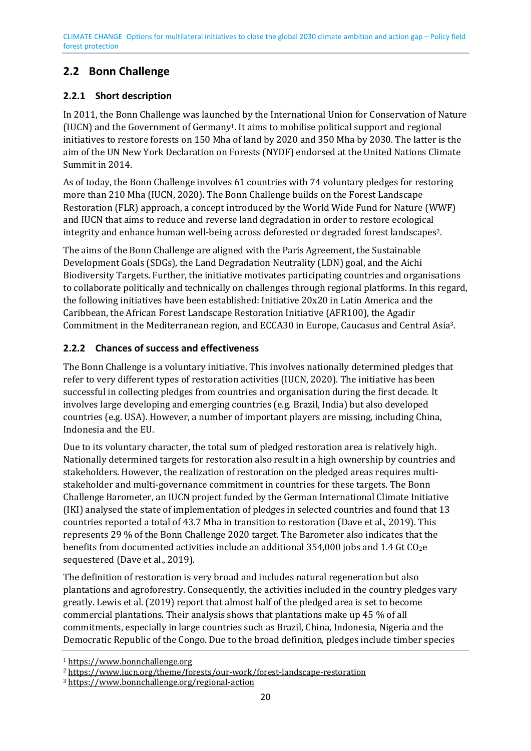## 2.2 Bonn Challenge

### 2.2.1 Short description

In 2011, the Bonn Challenge was launched by the International Union for Conservation of Nature (IUCN) and the Government of Germany[1]. It aims to mobilise political support and regional initiatives to restore forests on 150 Mha of land by 2020 and 350 Mha by 2030. The latter is the aim of the UN New York Declaration on Forests (NYDF) endorsed at the United Nations Climate Summit in 2014.

As of today, the Bonn Challenge involves 61 countries with 74 voluntary pledges for restoring more than 210 Mha (IUCN, 2020). The Bonn Challenge builds on the Forest Landscape Restoration (FLR) approach, a concept introduced by the World Wide Fund for Nature (WWF) and IUCN that aims to reduce and reverse land degradation in order to restore ecological integrity and enhance human well-being across deforested or degraded forest landscapes[2].

The aims of the Bonn Challenge are aligned with the Paris Agreement, the Sustainable Development Goals (SDGs), the Land Degradation Neutrality (LDN) goal, and the Aichi Biodiversity Targets. Further, the initiative motivates participating countries and organisations to collaborate politically and technically on challenges through regional platforms. In this regard, the following initiatives have been established: Initiative 20x20 in Latin America and the Caribbean, the African Forest Landscape Restoration Initiative (AFR100), the Agadir Commitment in the Mediterranean region, and ECCA30 in Europe, Caucasus and Central Asia[3].

### 2.2.2 Chances of success and effectiveness

The Bonn Challenge is a voluntary initiative. This involves nationally determined pledges that refer to very different types of restoration activities (IUCN, 2020). The initiative has been successful in collecting pledges from countries and organisation during the first decade. It involves large developing and emerging countries (e.g. Brazil, India) but also developed countries (e.g. USA). However, a number of important players are missing, including China, Indonesia and the EU.

Due to its voluntary character, the total sum of pledged restoration area is relatively high. Nationally determined targets for restoration also result in a high ownership by countries and stakeholders. However, the realization of restoration on the pledged areas requires multi-stakeholder and multi-governance commitment in countries for these targets. The Bonn Challenge Barometer, an IUCN project funded by the German International Climate Initiative (IKI) analysed the state of implementation of pledges in selected countries and found that 13 countries reported a total of 43.7 Mha in transition to restoration (Dave et al., 2019). This represents 29 % of the Bonn Challenge 2020 target. The Barometer also indicates that the benefits from documented activities include an additional 354,000 jobs and 1.4 Gt $CO_2e$ sequestered (Dave et al., 2019).

The definition of restoration is very broad and includes natural regeneration but also plantations and agroforestry. Consequently, the activities included in the country pledges vary greatly. Lewis et al. (2019) report that almost half of the pledged area is set to become commercial plantations. Their analysis shows that plantations make up 45 % of all commitments, especially in large countries such as Brazil, China, Indonesia, Nigeria and the Democratic Republic of the Congo. Due to the broad definition, pledges include timber species

[1] https://www.bonnchallenge.org

[2] https://www.iucn.org/theme/forests/our-work/forest-landscape-restoration

[3] https://www.bonnchallenge.org/regional-action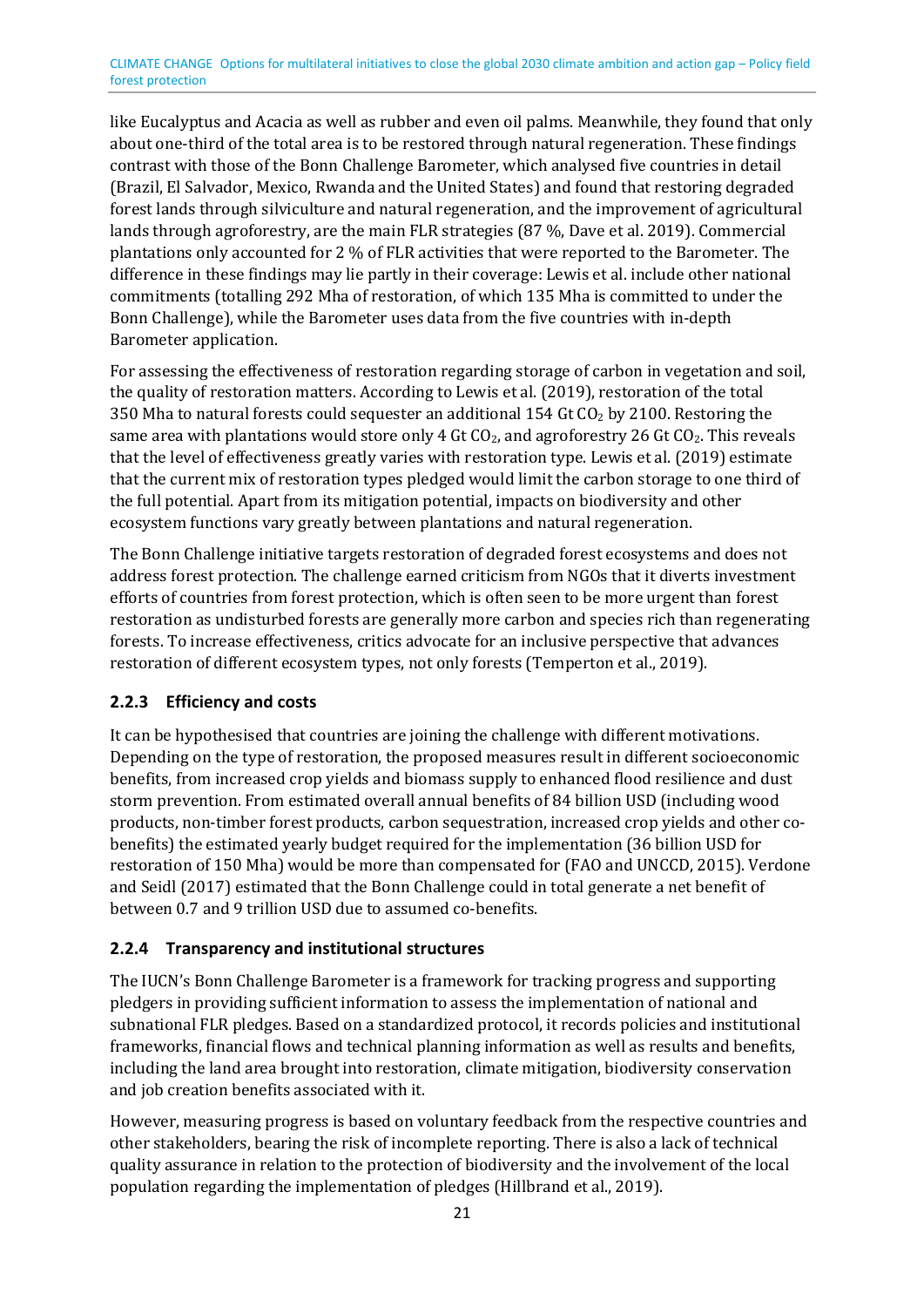like Eucalyptus and Acacia as well as rubber and even oil palms. Meanwhile, they found that only about one-third of the total area is to be restored through natural regeneration. These findings contrast with those of the Bonn Challenge Barometer, which analysed five countries in detail (Brazil, El Salvador, Mexico, Rwanda and the United States) and found that restoring degraded forest lands through silviculture and natural regeneration, and the improvement of agricultural lands through agroforestry, are the main FLR strategies (87 %, Dave et al. 2019). Commercial plantations only accounted for 2 % of FLR activities that were reported to the Barometer. The difference in these findings may lie partly in their coverage: Lewis et al. include other national commitments (totalling 292 Mha of restoration, of which 135 Mha is committed to under the Bonn Challenge), while the Barometer uses data from the five countries with in-depth Barometer application.

For assessing the effectiveness of restoration regarding storage of carbon in vegetation and soil, the quality of restoration matters. According to Lewis et al. (2019), restoration of the total 350 Mha to natural forests could sequester an additional 154 Gt $CO_2$ by 2100. Restoring the same area with plantations would store only 4 Gt $CO_2$, and agroforestry 26 Gt $CO_2$. This reveals that the level of effectiveness greatly varies with restoration type. Lewis et al. (2019) estimate that the current mix of restoration types pledged would limit the carbon storage to one third of the full potential. Apart from its mitigation potential, impacts on biodiversity and other ecosystem functions vary greatly between plantations and natural regeneration.

The Bonn Challenge initiative targets restoration of degraded forest ecosystems and does not address forest protection. The challenge earned criticism from NGOs that it diverts investment efforts of countries from forest protection, which is often seen to be more urgent than forest restoration as undisturbed forests are generally more carbon and species rich than regenerating forests. To increase effectiveness, critics advocate for an inclusive perspective that advances restoration of different ecosystem types, not only forests (Temperton et al., 2019).

### 2.2.3 Efficiency and costs

It can be hypothesised that countries are joining the challenge with different motivations. Depending on the type of restoration, the proposed measures result in different socioeconomic benefits, from increased crop yields and biomass supply to enhanced flood resilience and dust storm prevention. From estimated overall annual benefits of 84 billion USD (including wood products, non-timber forest products, carbon sequestration, increased crop yields and other co-benefits) the estimated yearly budget required for the implementation (36 billion USD for restoration of 150 Mha) would be more than compensated for (FAO and UNCCD, 2015). Verdone and Seidl (2017) estimated that the Bonn Challenge could in total generate a net benefit of between 0.7 and 9 trillion USD due to assumed co-benefits.

### 2.2.4 Transparency and institutional structures

The IUCN's Bonn Challenge Barometer is a framework for tracking progress and supporting pledgers in providing sufficient information to assess the implementation of national and subnational FLR pledges. Based on a standardized protocol, it records policies and institutional frameworks, financial flows and technical planning information as well as results and benefits, including the land area brought into restoration, climate mitigation, biodiversity conservation and job creation benefits associated with it.

However, measuring progress is based on voluntary feedback from the respective countries and other stakeholders, bearing the risk of incomplete reporting. There is also a lack of technical quality assurance in relation to the protection of biodiversity and the involvement of the local population regarding the implementation of pledges (Hillbrand et al., 2019).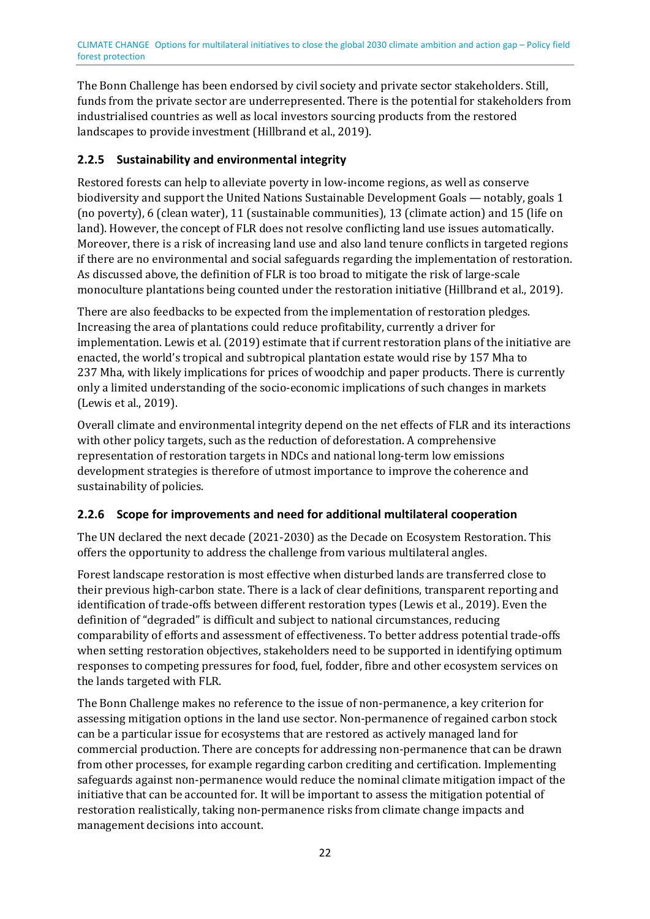The Bonn Challenge has been endorsed by civil society and private sector stakeholders. Still, funds from the private sector are underrepresented. There is the potential for stakeholders from industrialised countries as well as local investors sourcing products from the restored landscapes to provide investment (Hillbrand et al., 2019).

### 2.2.5 Sustainability and environmental integrity

Restored forests can help to alleviate poverty in low-income regions, as well as conserve biodiversity and support the United Nations Sustainable Development Goals — notably, goals 1 (no poverty), 6 (clean water), 11 (sustainable communities), 13 (climate action) and 15 (life on land). However, the concept of FLR does not resolve conflicting land use issues automatically. Moreover, there is a risk of increasing land use and also land tenure conflicts in targeted regions if there are no environmental and social safeguards regarding the implementation of restoration. As discussed above, the definition of FLR is too broad to mitigate the risk of large-scale monoculture plantations being counted under the restoration initiative (Hillbrand et al., 2019).

There are also feedbacks to be expected from the implementation of restoration pledges. Increasing the area of plantations could reduce profitability, currently a driver for implementation. Lewis et al. (2019) estimate that if current restoration plans of the initiative are enacted, the world's tropical and subtropical plantation estate would rise by 157 Mha to 237 Mha, with likely implications for prices of woodchip and paper products. There is currently only a limited understanding of the socio-economic implications of such changes in markets (Lewis et al., 2019).

Overall climate and environmental integrity depend on the net effects of FLR and its interactions with other policy targets, such as the reduction of deforestation. A comprehensive representation of restoration targets in NDCs and national long-term low emissions development strategies is therefore of utmost importance to improve the coherence and sustainability of policies.

### 2.2.6 Scope for improvements and need for additional multilateral cooperation

The UN declared the next decade (2021-2030) as the Decade on Ecosystem Restoration. This offers the opportunity to address the challenge from various multilateral angles.

Forest landscape restoration is most effective when disturbed lands are transferred close to their previous high-carbon state. There is a lack of clear definitions, transparent reporting and identification of trade-offs between different restoration types (Lewis et al., 2019). Even the definition of "degraded" is difficult and subject to national circumstances, reducing comparability of efforts and assessment of effectiveness. To better address potential trade-offs when setting restoration objectives, stakeholders need to be supported in identifying optimum responses to competing pressures for food, fuel, fodder, fibre and other ecosystem services on the lands targeted with FLR.

The Bonn Challenge makes no reference to the issue of non-permanence, a key criterion for assessing mitigation options in the land use sector. Non-permanence of regained carbon stock can be a particular issue for ecosystems that are restored as actively managed land for commercial production. There are concepts for addressing non-permanence that can be drawn from other processes, for example regarding carbon crediting and certification. Implementing safeguards against non-permanence would reduce the nominal climate mitigation impact of the initiative that can be accounted for. It will be important to assess the mitigation potential of restoration realistically, taking non-permanence risks from climate change impacts and management decisions into account.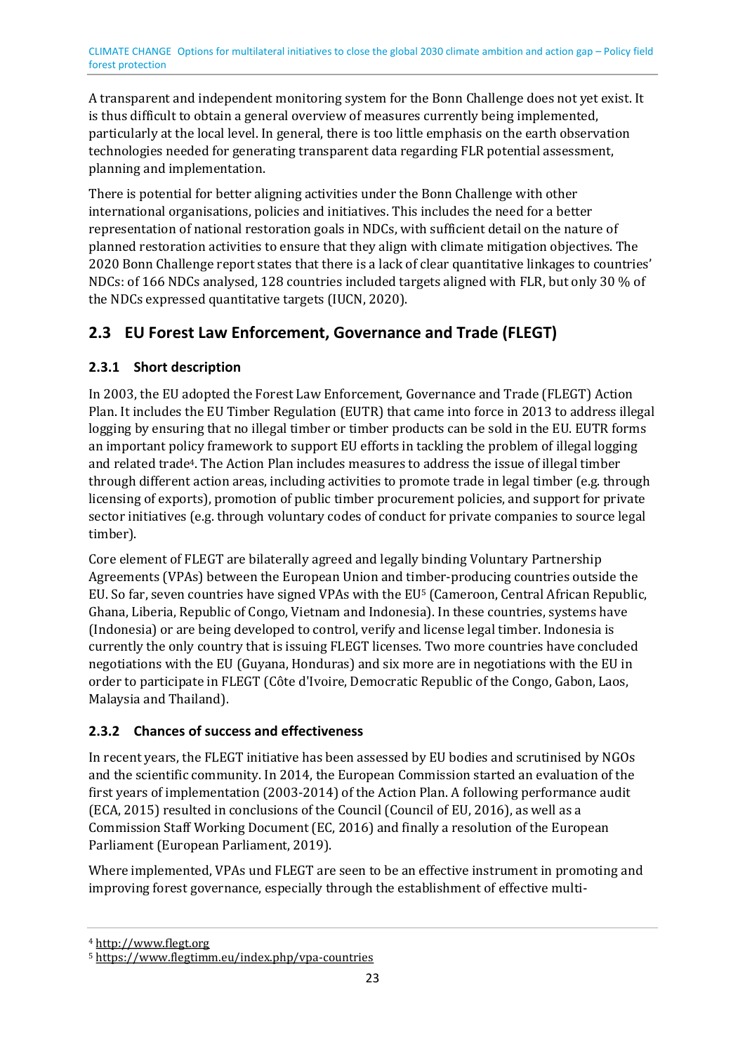A transparent and independent monitoring system for the Bonn Challenge does not yet exist. It is thus difficult to obtain a general overview of measures currently being implemented, particularly at the local level. In general, there is too little emphasis on the earth observation technologies needed for generating transparent data regarding FLR potential assessment, planning and implementation.

There is potential for better aligning activities under the Bonn Challenge with other international organisations, policies and initiatives. This includes the need for a better representation of national restoration goals in NDCs, with sufficient detail on the nature of planned restoration activities to ensure that they align with climate mitigation objectives. The 2020 Bonn Challenge report states that there is a lack of clear quantitative linkages to countries' NDCs: of 166 NDCs analysed, 128 countries included targets aligned with FLR, but only 30 % of the NDCs expressed quantitative targets (IUCN, 2020).

## 2.3 EU Forest Law Enforcement, Governance and Trade (FLEGT)

### 2.3.1 Short description

In 2003, the EU adopted the Forest Law Enforcement, Governance and Trade (FLEGT) Action Plan. It includes the EU Timber Regulation (EUTR) that came into force in 2013 to address illegal logging by ensuring that no illegal timber or timber products can be sold in the EU. EUTR forms an important policy framework to support EU efforts in tackling the problem of illegal logging and related trade[4]. The Action Plan includes measures to address the issue of illegal timber through different action areas, including activities to promote trade in legal timber (e.g. through licensing of exports), promotion of public timber procurement policies, and support for private sector initiatives (e.g. through voluntary codes of conduct for private companies to source legal timber).

Core element of FLEGT are bilaterally agreed and legally binding Voluntary Partnership Agreements (VPAs) between the European Union and timber-producing countries outside the EU. So far, seven countries have signed VPAs with the EU[5] (Cameroon, Central African Republic, Ghana, Liberia, Republic of Congo, Vietnam and Indonesia). In these countries, systems have (Indonesia) or are being developed to control, verify and license legal timber. Indonesia is currently the only country that is issuing FLEGT licenses. Two more countries have concluded negotiations with the EU (Guyana, Honduras) and six more are in negotiations with the EU in order to participate in FLEGT (Côte d'Ivoire, Democratic Republic of the Congo, Gabon, Laos, Malaysia and Thailand).

### 2.3.2 Chances of success and effectiveness

In recent years, the FLEGT initiative has been assessed by EU bodies and scrutinised by NGOs and the scientific community. In 2014, the European Commission started an evaluation of the first years of implementation (2003-2014) of the Action Plan. A following performance audit (ECA, 2015) resulted in conclusions of the Council (Council of EU, 2016), as well as a Commission Staff Working Document (EC, 2016) and finally a resolution of the European Parliament (European Parliament, 2019).

Where implemented, VPAs und FLEGT are seen to be an effective instrument in promoting and improving forest governance, especially through the establishment of effective multi-

[4] http://www.flegt.org

[5] https://www.flegtimm.eu/index.php/vpa-countries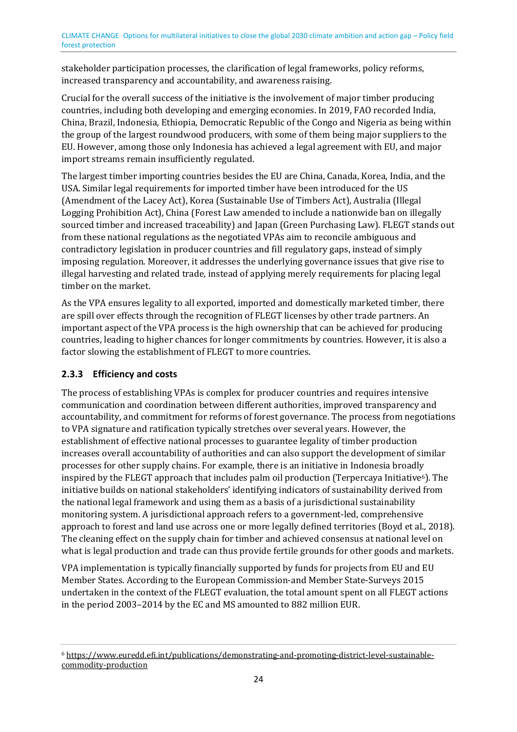stakeholder participation processes, the clarification of legal frameworks, policy reforms, increased transparency and accountability, and awareness raising.

Crucial for the overall success of the initiative is the involvement of major timber producing countries, including both developing and emerging economies. In 2019, FAO recorded India, China, Brazil, Indonesia, Ethiopia, Democratic Republic of the Congo and Nigeria as being within the group of the largest roundwood producers, with some of them being major suppliers to the EU. However, among those only Indonesia has achieved a legal agreement with EU, and major import streams remain insufficiently regulated.

The largest timber importing countries besides the EU are China, Canada, Korea, India, and the USA. Similar legal requirements for imported timber have been introduced for the US (Amendment of the Lacey Act), Korea (Sustainable Use of Timbers Act), Australia (Illegal Logging Prohibition Act), China (Forest Law amended to include a nationwide ban on illegally sourced timber and increased traceability) and Japan (Green Purchasing Law). FLEGT stands out from these national regulations as the negotiated VPAs aim to reconcile ambiguous and contradictory legislation in producer countries and fill regulatory gaps, instead of simply imposing regulation. Moreover, it addresses the underlying governance issues that give rise to illegal harvesting and related trade, instead of applying merely requirements for placing legal timber on the market.

As the VPA ensures legality to all exported, imported and domestically marketed timber, there are spill over effects through the recognition of FLEGT licenses by other trade partners. An important aspect of the VPA process is the high ownership that can be achieved for producing countries, leading to higher chances for longer commitments by countries. However, it is also a factor slowing the establishment of FLEGT to more countries.

### 2.3.3 Efficiency and costs

The process of establishing VPAs is complex for producer countries and requires intensive communication and coordination between different authorities, improved transparency and accountability, and commitment for reforms of forest governance. The process from negotiations to VPA signature and ratification typically stretches over several years. However, the establishment of effective national processes to guarantee legality of timber production increases overall accountability of authorities and can also support the development of similar processes for other supply chains. For example, there is an initiative in Indonesia broadly inspired by the FLEGT approach that includes palm oil production (Terpercaya Initiative[6]). The initiative builds on national stakeholders' identifying indicators of sustainability derived from the national legal framework and using them as a basis of a jurisdictional sustainability monitoring system. A jurisdictional approach refers to a government-led, comprehensive approach to forest and land use across one or more legally defined territories (Boyd et al., 2018). The cleaning effect on the supply chain for timber and achieved consensus at national level on what is legal production and trade can thus provide fertile grounds for other goods and markets.

VPA implementation is typically financially supported by funds for projects from EU and EU Member States. According to the European Commission-and Member State-Surveys 2015 undertaken in the context of the FLEGT evaluation, the total amount spent on all FLEGT actions in the period 2003–2014 by the EC and MS amounted to 882 million EUR.

[6] https://www.euredd.efi.int/publications/demonstrating-and-promoting-district-level-sustainable-commodity-production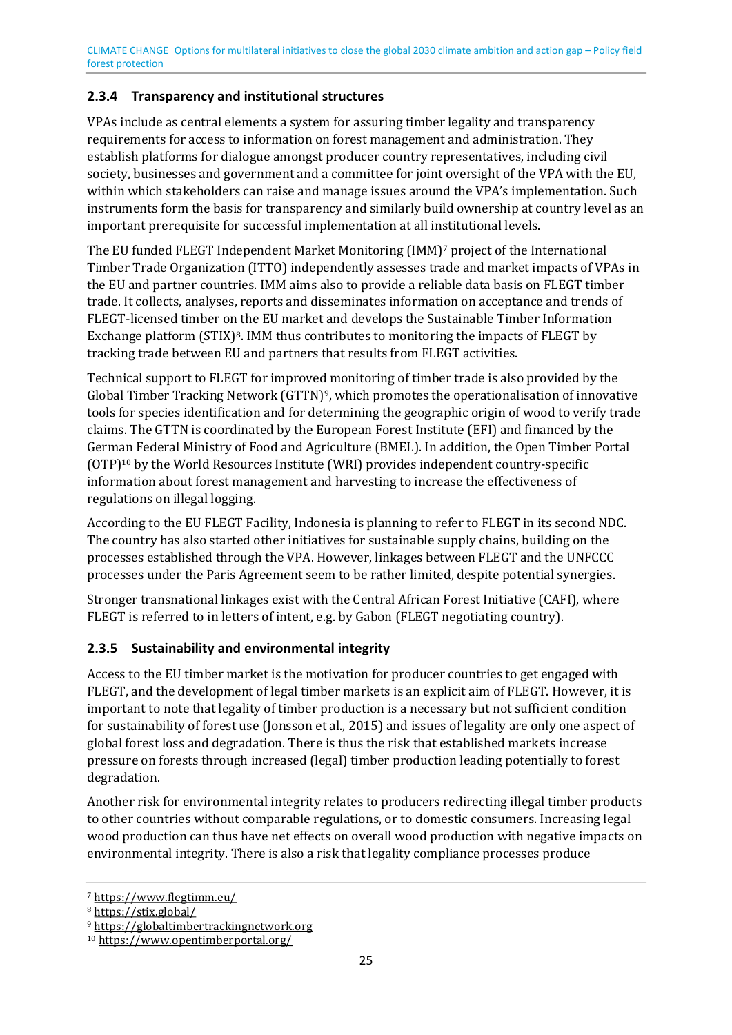### 2.3.4 Transparency and institutional structures

VPAs include as central elements a system for assuring timber legality and transparency requirements for access to information on forest management and administration. They establish platforms for dialogue amongst producer country representatives, including civil society, businesses and government and a committee for joint oversight of the VPA with the EU, within which stakeholders can raise and manage issues around the VPA's implementation. Such instruments form the basis for transparency and similarly build ownership at country level as an important prerequisite for successful implementation at all institutional levels.

The EU funded FLEGT Independent Market Monitoring (IMM)[7] project of the International Timber Trade Organization (ITTO) independently assesses trade and market impacts of VPAs in the EU and partner countries. IMM aims also to provide a reliable data basis on FLEGT timber trade. It collects, analyses, reports and disseminates information on acceptance and trends of FLEGT-licensed timber on the EU market and develops the Sustainable Timber Information Exchange platform (STIX)[8]. IMM thus contributes to monitoring the impacts of FLEGT by tracking trade between EU and partners that results from FLEGT activities.

Technical support to FLEGT for improved monitoring of timber trade is also provided by the Global Timber Tracking Network (GTTN)[9], which promotes the operationalisation of innovative tools for species identification and for determining the geographic origin of wood to verify trade claims. The GTTN is coordinated by the European Forest Institute (EFI) and financed by the German Federal Ministry of Food and Agriculture (BMEL). In addition, the Open Timber Portal (OTP)[10] by the World Resources Institute (WRI) provides independent country-specific information about forest management and harvesting to increase the effectiveness of regulations on illegal logging.

According to the EU FLEGT Facility, Indonesia is planning to refer to FLEGT in its second NDC. The country has also started other initiatives for sustainable supply chains, building on the processes established through the VPA. However, linkages between FLEGT and the UNFCCC processes under the Paris Agreement seem to be rather limited, despite potential synergies.

Stronger transnational linkages exist with the Central African Forest Initiative (CAFI), where FLEGT is referred to in letters of intent, e.g. by Gabon (FLEGT negotiating country).

### 2.3.5 Sustainability and environmental integrity

Access to the EU timber market is the motivation for producer countries to get engaged with FLEGT, and the development of legal timber markets is an explicit aim of FLEGT. However, it is important to note that legality of timber production is a necessary but not sufficient condition for sustainability of forest use (Jonsson et al., 2015) and issues of legality are only one aspect of global forest loss and degradation. There is thus the risk that established markets increase pressure on forests through increased (legal) timber production leading potentially to forest degradation.

Another risk for environmental integrity relates to producers redirecting illegal timber products to other countries without comparable regulations, or to domestic consumers. Increasing legal wood production can thus have net effects on overall wood production with negative impacts on environmental integrity. There is also a risk that legality compliance processes produce

[7] https://www.flegtimm.eu/

[8] https://stix.global/

[9] https://globaltimbertrackingnetwork.org

[10] https://www.opentimberportal.org/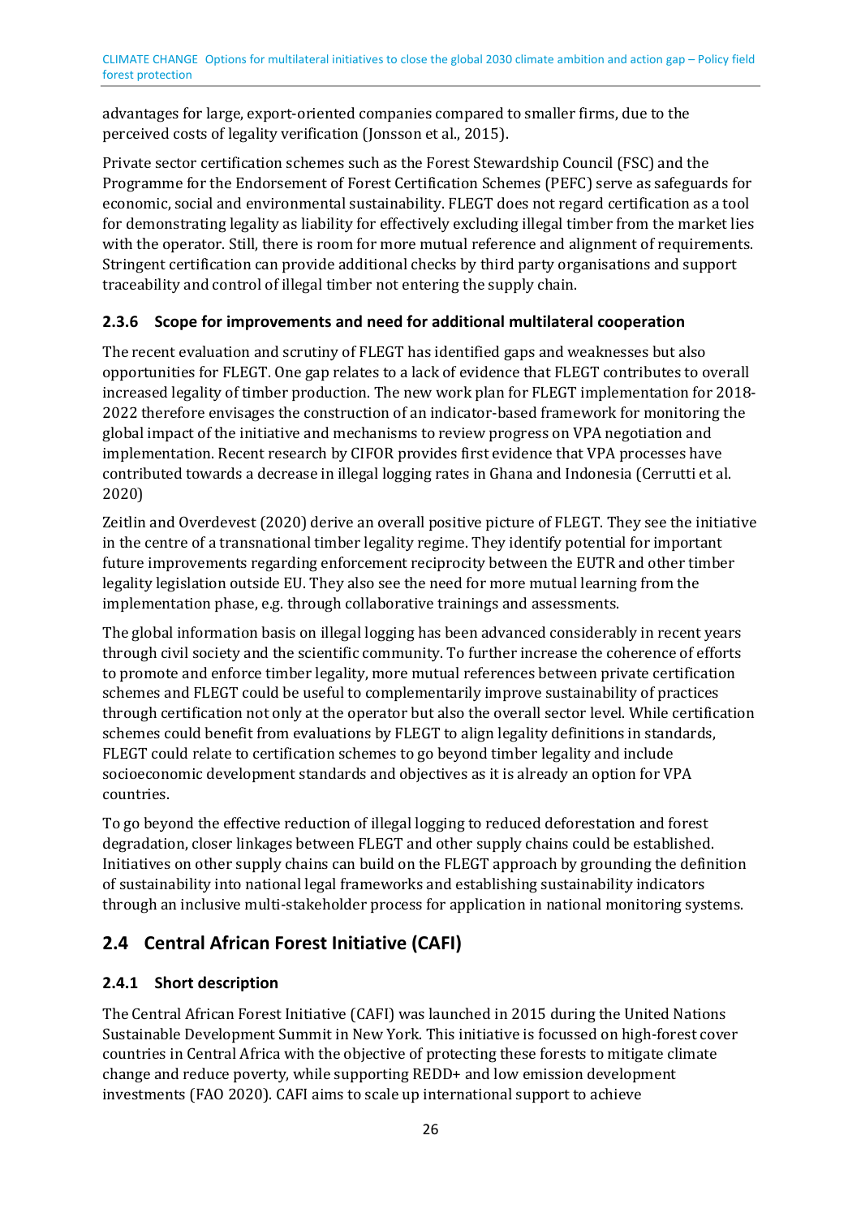advantages for large, export-oriented companies compared to smaller firms, due to the perceived costs of legality verification (Jonsson et al., 2015).

Private sector certification schemes such as the Forest Stewardship Council (FSC) and the Programme for the Endorsement of Forest Certification Schemes (PEFC) serve as safeguards for economic, social and environmental sustainability. FLEGT does not regard certification as a tool for demonstrating legality as liability for effectively excluding illegal timber from the market lies with the operator. Still, there is room for more mutual reference and alignment of requirements. Stringent certification can provide additional checks by third party organisations and support traceability and control of illegal timber not entering the supply chain.

### 2.3.6 Scope for improvements and need for additional multilateral cooperation

The recent evaluation and scrutiny of FLEGT has identified gaps and weaknesses but also opportunities for FLEGT. One gap relates to a lack of evidence that FLEGT contributes to overall increased legality of timber production. The new work plan for FLEGT implementation for 2018-2022 therefore envisages the construction of an indicator-based framework for monitoring the global impact of the initiative and mechanisms to review progress on VPA negotiation and implementation. Recent research by CIFOR provides first evidence that VPA processes have contributed towards a decrease in illegal logging rates in Ghana and Indonesia (Cerrutti et al. 2020)

Zeitlin and Overdevest (2020) derive an overall positive picture of FLEGT. They see the initiative in the centre of a transnational timber legality regime. They identify potential for important future improvements regarding enforcement reciprocity between the EUTR and other timber legality legislation outside EU. They also see the need for more mutual learning from the implementation phase, e.g. through collaborative trainings and assessments.

The global information basis on illegal logging has been advanced considerably in recent years through civil society and the scientific community. To further increase the coherence of efforts to promote and enforce timber legality, more mutual references between private certification schemes and FLEGT could be useful to complementarily improve sustainability of practices through certification not only at the operator but also the overall sector level. While certification schemes could benefit from evaluations by FLEGT to align legality definitions in standards, FLEGT could relate to certification schemes to go beyond timber legality and include socioeconomic development standards and objectives as it is already an option for VPA countries.

To go beyond the effective reduction of illegal logging to reduced deforestation and forest degradation, closer linkages between FLEGT and other supply chains could be established. Initiatives on other supply chains can build on the FLEGT approach by grounding the definition of sustainability into national legal frameworks and establishing sustainability indicators through an inclusive multi-stakeholder process for application in national monitoring systems.

## 2.4 Central African Forest Initiative (CAFI)

### 2.4.1 Short description

The Central African Forest Initiative (CAFI) was launched in 2015 during the United Nations Sustainable Development Summit in New York. This initiative is focussed on high-forest cover countries in Central Africa with the objective of protecting these forests to mitigate climate change and reduce poverty, while supporting REDD+ and low emission development investments (FAO 2020). CAFI aims to scale up international support to achieve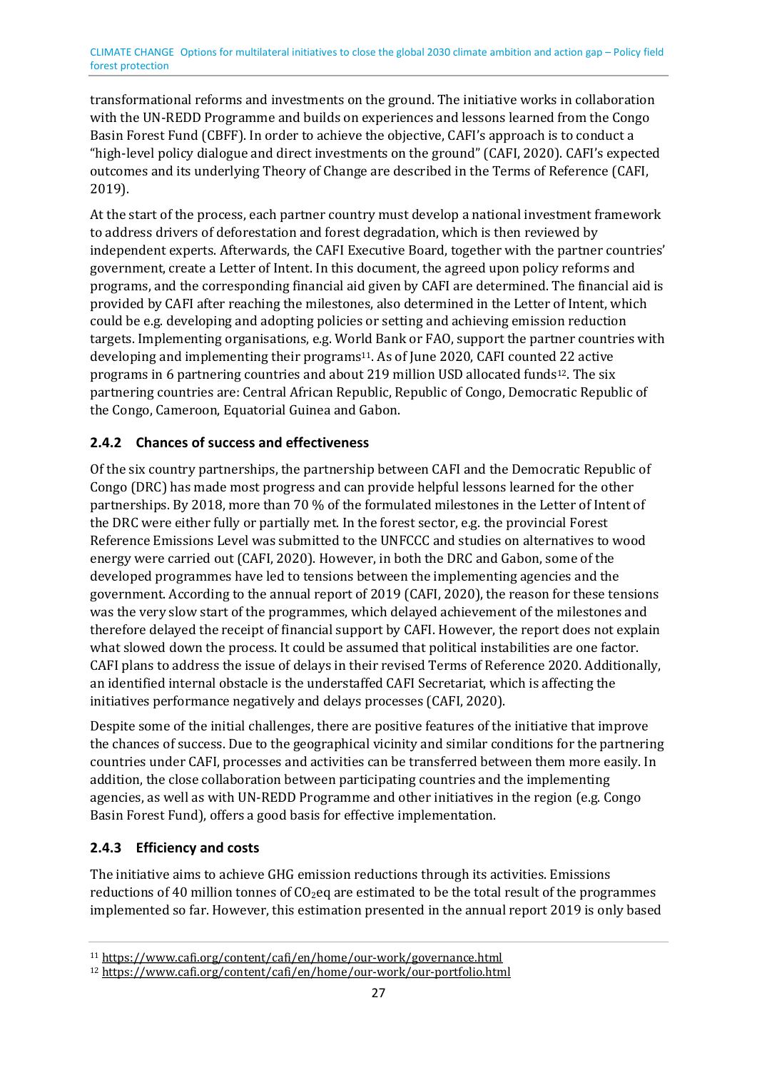transformational reforms and investments on the ground. The initiative works in collaboration with the UN-REDD Programme and builds on experiences and lessons learned from the Congo Basin Forest Fund (CBFF). In order to achieve the objective, CAFI's approach is to conduct a "high-level policy dialogue and direct investments on the ground" (CAFI, 2020). CAFI's expected outcomes and its underlying Theory of Change are described in the Terms of Reference (CAFI, 2019).

At the start of the process, each partner country must develop a national investment framework to address drivers of deforestation and forest degradation, which is then reviewed by independent experts. Afterwards, the CAFI Executive Board, together with the partner countries' government, create a Letter of Intent. In this document, the agreed upon policy reforms and programs, and the corresponding financial aid given by CAFI are determined. The financial aid is provided by CAFI after reaching the milestones, also determined in the Letter of Intent, which could be e.g. developing and adopting policies or setting and achieving emission reduction targets. Implementing organisations, e.g. World Bank or FAO, support the partner countries with developing and implementing their programs[11]. As of June 2020, CAFI counted 22 active programs in 6 partnering countries and about 219 million USD allocated funds[12]. The six partnering countries are: Central African Republic, Republic of Congo, Democratic Republic of the Congo, Cameroon, Equatorial Guinea and Gabon.

### 2.4.2 Chances of success and effectiveness

Of the six country partnerships, the partnership between CAFI and the Democratic Republic of Congo (DRC) has made most progress and can provide helpful lessons learned for the other partnerships. By 2018, more than 70 % of the formulated milestones in the Letter of Intent of the DRC were either fully or partially met. In the forest sector, e.g. the provincial Forest Reference Emissions Level was submitted to the UNFCCC and studies on alternatives to wood energy were carried out (CAFI, 2020). However, in both the DRC and Gabon, some of the developed programmes have led to tensions between the implementing agencies and the government. According to the annual report of 2019 (CAFI, 2020), the reason for these tensions was the very slow start of the programmes, which delayed achievement of the milestones and therefore delayed the receipt of financial support by CAFI. However, the report does not explain what slowed down the process. It could be assumed that political instabilities are one factor. CAFI plans to address the issue of delays in their revised Terms of Reference 2020. Additionally, an identified internal obstacle is the understaffed CAFI Secretariat, which is affecting the initiatives performance negatively and delays processes (CAFI, 2020).

Despite some of the initial challenges, there are positive features of the initiative that improve the chances of success. Due to the geographical vicinity and similar conditions for the partnering countries under CAFI, processes and activities can be transferred between them more easily. In addition, the close collaboration between participating countries and the implementing agencies, as well as with UN-REDD Programme and other initiatives in the region (e.g. Congo Basin Forest Fund), offers a good basis for effective implementation.

### 2.4.3 Efficiency and costs

The initiative aims to achieve GHG emission reductions through its activities. Emissions reductions of 40 million tonnes of $CO_2$eq are estimated to be the total result of the programmes implemented so far. However, this estimation presented in the annual report 2019 is only based

[11] https://www.cafi.org/content/cafi/en/home/our-work/governance.html

[12] https://www.cafi.org/content/cafi/en/home/our-work/our-portfolio.html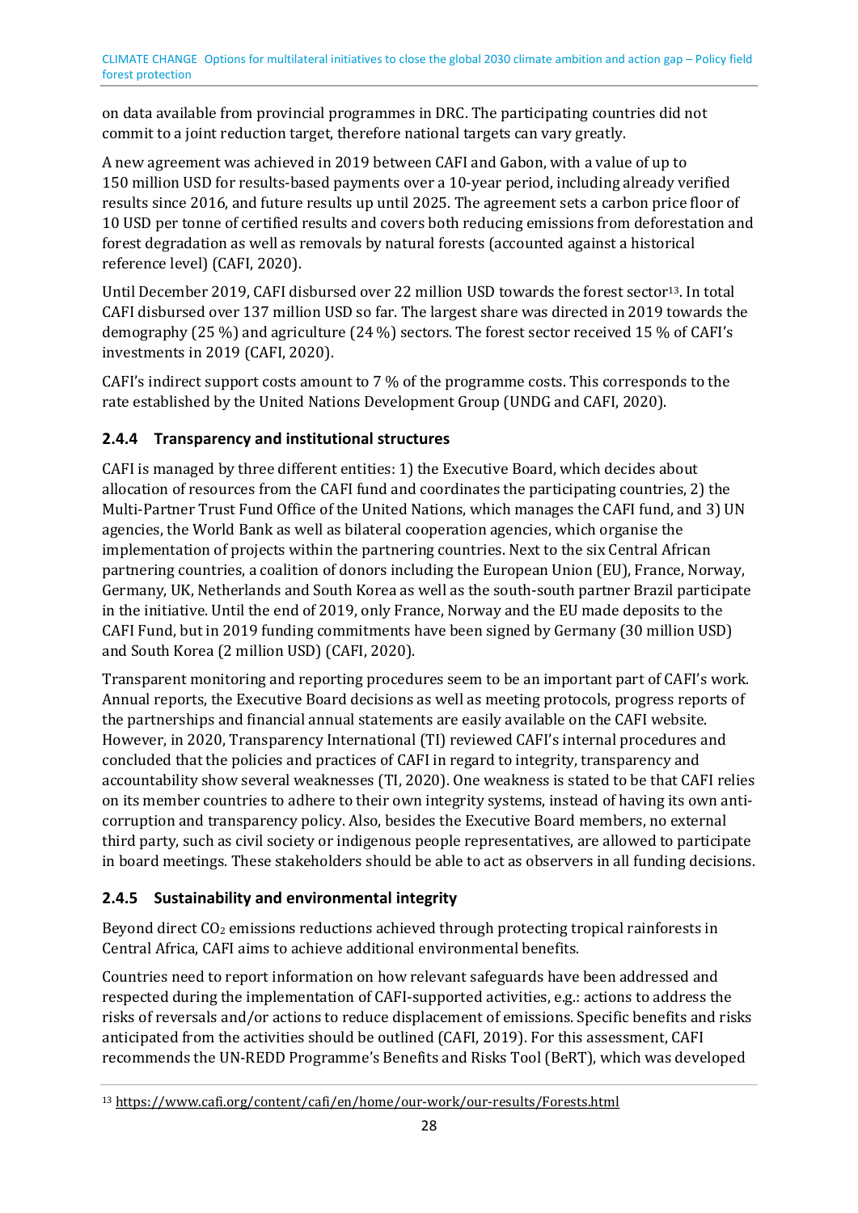on data available from provincial programmes in DRC. The participating countries did not commit to a joint reduction target, therefore national targets can vary greatly.

A new agreement was achieved in 2019 between CAFI and Gabon, with a value of up to 150 million USD for results-based payments over a 10-year period, including already verified results since 2016, and future results up until 2025. The agreement sets a carbon price floor of 10 USD per tonne of certified results and covers both reducing emissions from deforestation and forest degradation as well as removals by natural forests (accounted against a historical reference level) (CAFI, 2020).

Until December 2019, CAFI disbursed over 22 million USD towards the forest sector[13]. In total CAFI disbursed over 137 million USD so far. The largest share was directed in 2019 towards the demography (25 %) and agriculture (24 %) sectors. The forest sector received 15 % of CAFI's investments in 2019 (CAFI, 2020).

CAFI's indirect support costs amount to 7 % of the programme costs. This corresponds to the rate established by the United Nations Development Group (UNDG and CAFI, 2020).

### 2.4.4 Transparency and institutional structures

CAFI is managed by three different entities: 1) the Executive Board, which decides about allocation of resources from the CAFI fund and coordinates the participating countries, 2) the Multi-Partner Trust Fund Office of the United Nations, which manages the CAFI fund, and 3) UN agencies, the World Bank as well as bilateral cooperation agencies, which organise the implementation of projects within the partnering countries. Next to the six Central African partnering countries, a coalition of donors including the European Union (EU), France, Norway, Germany, UK, Netherlands and South Korea as well as the south-south partner Brazil participate in the initiative. Until the end of 2019, only France, Norway and the EU made deposits to the CAFI Fund, but in 2019 funding commitments have been signed by Germany (30 million USD) and South Korea (2 million USD) (CAFI, 2020).

Transparent monitoring and reporting procedures seem to be an important part of CAFI's work. Annual reports, the Executive Board decisions as well as meeting protocols, progress reports of the partnerships and financial annual statements are easily available on the CAFI website. However, in 2020, Transparency International (TI) reviewed CAFI's internal procedures and concluded that the policies and practices of CAFI in regard to integrity, transparency and accountability show several weaknesses (TI, 2020). One weakness is stated to be that CAFI relies on its member countries to adhere to their own integrity systems, instead of having its own anti-corruption and transparency policy. Also, besides the Executive Board members, no external third party, such as civil society or indigenous people representatives, are allowed to participate in board meetings. These stakeholders should be able to act as observers in all funding decisions.

### 2.4.5 Sustainability and environmental integrity

Beyond direct $CO_2$ emissions reductions achieved through protecting tropical rainforests in Central Africa, CAFI aims to achieve additional environmental benefits.

Countries need to report information on how relevant safeguards have been addressed and respected during the implementation of CAFI-supported activities, e.g.: actions to address the risks of reversals and/or actions to reduce displacement of emissions. Specific benefits and risks anticipated from the activities should be outlined (CAFI, 2019). For this assessment, CAFI recommends the UN-REDD Programme's Benefits and Risks Tool (BeRT), which was developed

[13] https://www.cafi.org/content/cafi/en/home/our-work/our-results/Forests.html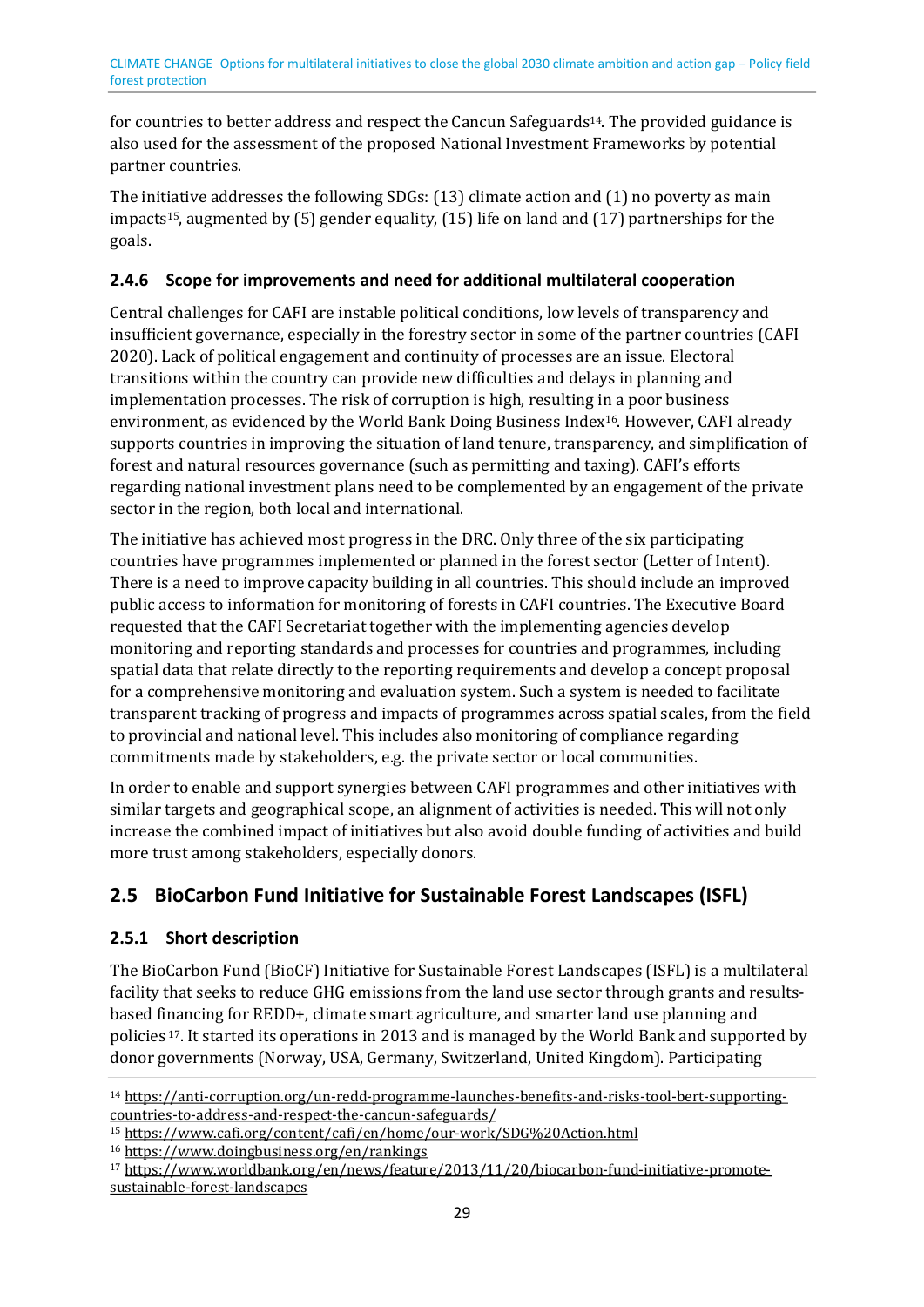for countries to better address and respect the Cancun Safeguards[14]. The provided guidance is also used for the assessment of the proposed National Investment Frameworks by potential partner countries.

The initiative addresses the following SDGs: (13) climate action and (1) no poverty as main impacts[15], augmented by (5) gender equality, (15) life on land and (17) partnerships for the goals.

### 2.4.6 Scope for improvements and need for additional multilateral cooperation

Central challenges for CAFI are instable political conditions, low levels of transparency and insufficient governance, especially in the forestry sector in some of the partner countries (CAFI 2020). Lack of political engagement and continuity of processes are an issue. Electoral transitions within the country can provide new difficulties and delays in planning and implementation processes. The risk of corruption is high, resulting in a poor business environment, as evidenced by the World Bank Doing Business Index[16]. However, CAFI already supports countries in improving the situation of land tenure, transparency, and simplification of forest and natural resources governance (such as permitting and taxing). CAFI's efforts regarding national investment plans need to be complemented by an engagement of the private sector in the region, both local and international.

The initiative has achieved most progress in the DRC. Only three of the six participating countries have programmes implemented or planned in the forest sector (Letter of Intent). There is a need to improve capacity building in all countries. This should include an improved public access to information for monitoring of forests in CAFI countries. The Executive Board requested that the CAFI Secretariat together with the implementing agencies develop monitoring and reporting standards and processes for countries and programmes, including spatial data that relate directly to the reporting requirements and develop a concept proposal for a comprehensive monitoring and evaluation system. Such a system is needed to facilitate transparent tracking of progress and impacts of programmes across spatial scales, from the field to provincial and national level. This includes also monitoring of compliance regarding commitments made by stakeholders, e.g. the private sector or local communities.

In order to enable and support synergies between CAFI programmes and other initiatives with similar targets and geographical scope, an alignment of activities is needed. This will not only increase the combined impact of initiatives but also avoid double funding of activities and build more trust among stakeholders, especially donors.

## 2.5 BioCarbon Fund Initiative for Sustainable Forest Landscapes (ISFL)

### 2.5.1 Short description

The BioCarbon Fund (BioCF) Initiative for Sustainable Forest Landscapes (ISFL) is a multilateral facility that seeks to reduce GHG emissions from the land use sector through grants and results-based financing for REDD+, climate smart agriculture, and smarter land use planning and policies[17]. It started its operations in 2013 and is managed by the World Bank and supported by donor governments (Norway, USA, Germany, Switzerland, United Kingdom). Participating

[14] https://anti-corruption.org/un-redd-programme-launches-benefits-and-risks-tool-bert-supporting-countries-to-address-and-respect-the-cancun-safeguards/

[15] https://www.cafi.org/content/cafi/en/home/our-work/SDG%20Action.html

[16] https://www.doingbusiness.org/en/rankings

[17] https://www.worldbank.org/en/news/feature/2013/11/20/biocarbon-fund-initiative-promote-sustainable-forest-landscapes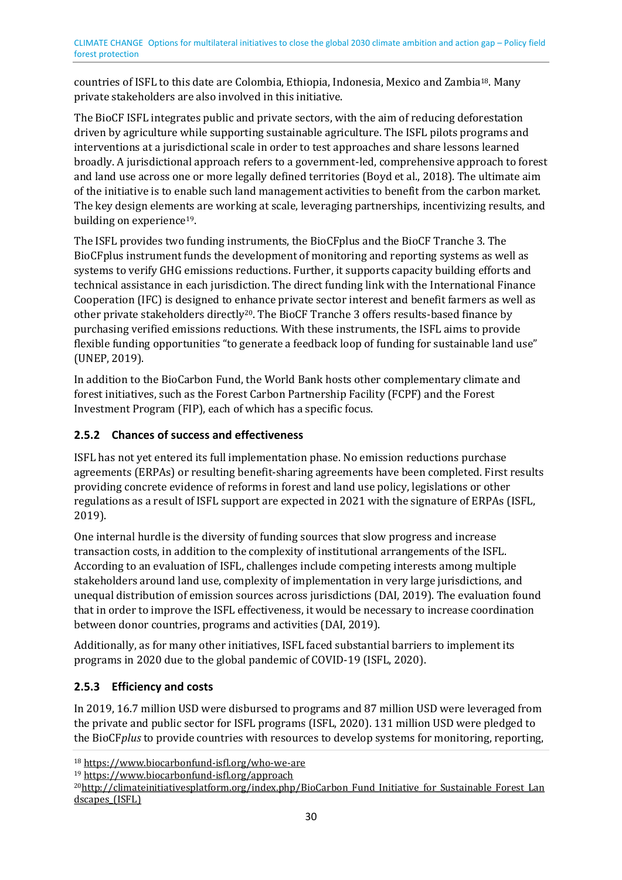countries of ISFL to this date are Colombia, Ethiopia, Indonesia, Mexico and Zambia[18]. Many private stakeholders are also involved in this initiative.

The BioCF ISFL integrates public and private sectors, with the aim of reducing deforestation driven by agriculture while supporting sustainable agriculture. The ISFL pilots programs and interventions at a jurisdictional scale in order to test approaches and share lessons learned broadly. A jurisdictional approach refers to a government-led, comprehensive approach to forest and land use across one or more legally defined territories (Boyd et al., 2018). The ultimate aim of the initiative is to enable such land management activities to benefit from the carbon market. The key design elements are working at scale, leveraging partnerships, incentivizing results, and building on experience[19].

The ISFL provides two funding instruments, the BioCFplus and the BioCF Tranche 3. The BioCFplus instrument funds the development of monitoring and reporting systems as well as systems to verify GHG emissions reductions. Further, it supports capacity building efforts and technical assistance in each jurisdiction. The direct funding link with the International Finance Cooperation (IFC) is designed to enhance private sector interest and benefit farmers as well as other private stakeholders directly[20]. The BioCF Tranche 3 offers results-based finance by purchasing verified emissions reductions. With these instruments, the ISFL aims to provide flexible funding opportunities "to generate a feedback loop of funding for sustainable land use" (UNEP, 2019).

In addition to the BioCarbon Fund, the World Bank hosts other complementary climate and forest initiatives, such as the Forest Carbon Partnership Facility (FCPF) and the Forest Investment Program (FIP), each of which has a specific focus.

### 2.5.2 Chances of success and effectiveness

ISFL has not yet entered its full implementation phase. No emission reductions purchase agreements (ERPAs) or resulting benefit-sharing agreements have been completed. First results providing concrete evidence of reforms in forest and land use policy, legislations or other regulations as a result of ISFL support are expected in 2021 with the signature of ERPAs (ISFL, 2019).

One internal hurdle is the diversity of funding sources that slow progress and increase transaction costs, in addition to the complexity of institutional arrangements of the ISFL. According to an evaluation of ISFL, challenges include competing interests among multiple stakeholders around land use, complexity of implementation in very large jurisdictions, and unequal distribution of emission sources across jurisdictions (DAI, 2019). The evaluation found that in order to improve the ISFL effectiveness, it would be necessary to increase coordination between donor countries, programs and activities (DAI, 2019).

Additionally, as for many other initiatives, ISFL faced substantial barriers to implement its programs in 2020 due to the global pandemic of COVID-19 (ISFL, 2020).

### 2.5.3 Efficiency and costs

In 2019, 16.7 million USD were disbursed to programs and 87 million USD were leveraged from the private and public sector for ISFL programs (ISFL, 2020). 131 million USD were pledged to the BioCF*plus* to provide countries with resources to develop systems for monitoring, reporting,

[18] https://www.biocarbonfund-isfl.org/who-we-are

[19] https://www.biocarbonfund-isfl.org/approach

[20] http://climateinitiativesplatform.org/index.php/BioCarbon_Fund_Initiative_for_Sustainable_Forest_Landscapes_(ISFL)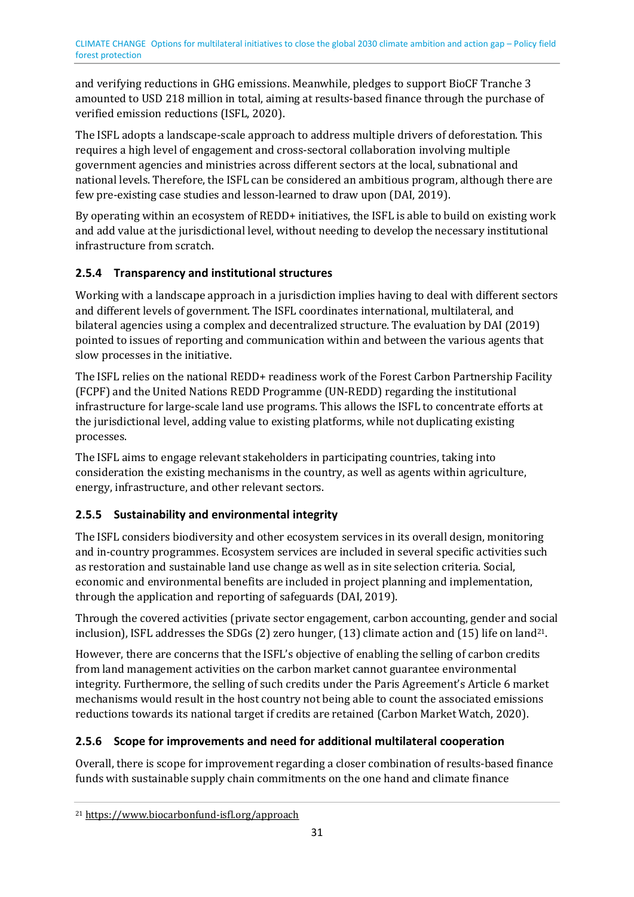and verifying reductions in GHG emissions. Meanwhile, pledges to support BioCF Tranche 3 amounted to USD 218 million in total, aiming at results-based finance through the purchase of verified emission reductions (ISFL, 2020).

The ISFL adopts a landscape-scale approach to address multiple drivers of deforestation. This requires a high level of engagement and cross-sectoral collaboration involving multiple government agencies and ministries across different sectors at the local, subnational and national levels. Therefore, the ISFL can be considered an ambitious program, although there are few pre-existing case studies and lesson-learned to draw upon (DAI, 2019).

By operating within an ecosystem of REDD+ initiatives, the ISFL is able to build on existing work and add value at the jurisdictional level, without needing to develop the necessary institutional infrastructure from scratch.

### 2.5.4 Transparency and institutional structures

Working with a landscape approach in a jurisdiction implies having to deal with different sectors and different levels of government. The ISFL coordinates international, multilateral, and bilateral agencies using a complex and decentralized structure. The evaluation by DAI (2019) pointed to issues of reporting and communication within and between the various agents that slow processes in the initiative.

The ISFL relies on the national REDD+ readiness work of the Forest Carbon Partnership Facility (FCPF) and the United Nations REDD Programme (UN-REDD) regarding the institutional infrastructure for large-scale land use programs. This allows the ISFL to concentrate efforts at the jurisdictional level, adding value to existing platforms, while not duplicating existing processes.

The ISFL aims to engage relevant stakeholders in participating countries, taking into consideration the existing mechanisms in the country, as well as agents within agriculture, energy, infrastructure, and other relevant sectors.

### 2.5.5 Sustainability and environmental integrity

The ISFL considers biodiversity and other ecosystem services in its overall design, monitoring and in-country programmes. Ecosystem services are included in several specific activities such as restoration and sustainable land use change as well as in site selection criteria. Social, economic and environmental benefits are included in project planning and implementation, through the application and reporting of safeguards (DAI, 2019).

Through the covered activities (private sector engagement, carbon accounting, gender and social inclusion), ISFL addresses the SDGs (2) zero hunger, (13) climate action and (15) life on land[21].

However, there are concerns that the ISFL's objective of enabling the selling of carbon credits from land management activities on the carbon market cannot guarantee environmental integrity. Furthermore, the selling of such credits under the Paris Agreement's Article 6 market mechanisms would result in the host country not being able to count the associated emissions reductions towards its national target if credits are retained (Carbon Market Watch, 2020).

### 2.5.6 Scope for improvements and need for additional multilateral cooperation

Overall, there is scope for improvement regarding a closer combination of results-based finance funds with sustainable supply chain commitments on the one hand and climate finance

[21] https://www.biocarbonfund-isfl.org/approach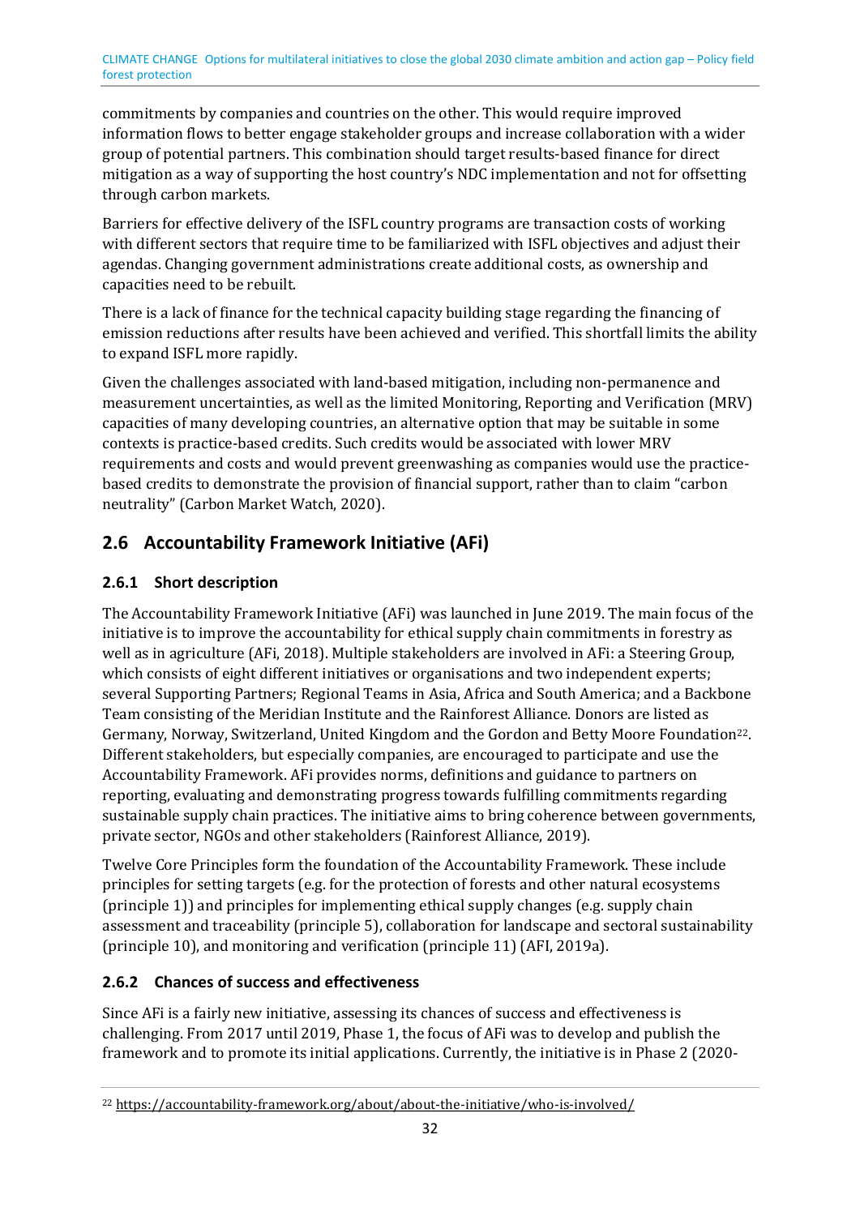commitments by companies and countries on the other. This would require improved information flows to better engage stakeholder groups and increase collaboration with a wider group of potential partners. This combination should target results-based finance for direct mitigation as a way of supporting the host country's NDC implementation and not for offsetting through carbon markets.

Barriers for effective delivery of the ISFL country programs are transaction costs of working with different sectors that require time to be familiarized with ISFL objectives and adjust their agendas. Changing government administrations create additional costs, as ownership and capacities need to be rebuilt.

There is a lack of finance for the technical capacity building stage regarding the financing of emission reductions after results have been achieved and verified. This shortfall limits the ability to expand ISFL more rapidly.

Given the challenges associated with land-based mitigation, including non-permanence and measurement uncertainties, as well as the limited Monitoring, Reporting and Verification (MRV) capacities of many developing countries, an alternative option that may be suitable in some contexts is practice-based credits. Such credits would be associated with lower MRV requirements and costs and would prevent greenwashing as companies would use the practice-based credits to demonstrate the provision of financial support, rather than to claim "carbon neutrality" (Carbon Market Watch, 2020).

## 2.6 Accountability Framework Initiative (AFi)

### 2.6.1 Short description

The Accountability Framework Initiative (AFi) was launched in June 2019. The main focus of the initiative is to improve the accountability for ethical supply chain commitments in forestry as well as in agriculture (AFi, 2018). Multiple stakeholders are involved in AFi: a Steering Group, which consists of eight different initiatives or organisations and two independent experts; several Supporting Partners; Regional Teams in Asia, Africa and South America; and a Backbone Team consisting of the Meridian Institute and the Rainforest Alliance. Donors are listed as Germany, Norway, Switzerland, United Kingdom and the Gordon and Betty Moore Foundation[22]. Different stakeholders, but especially companies, are encouraged to participate and use the Accountability Framework. AFi provides norms, definitions and guidance to partners on reporting, evaluating and demonstrating progress towards fulfilling commitments regarding sustainable supply chain practices. The initiative aims to bring coherence between governments, private sector, NGOs and other stakeholders (Rainforest Alliance, 2019).

Twelve Core Principles form the foundation of the Accountability Framework. These include principles for setting targets (e.g. for the protection of forests and other natural ecosystems (principle 1)) and principles for implementing ethical supply changes (e.g. supply chain assessment and traceability (principle 5), collaboration for landscape and sectoral sustainability (principle 10), and monitoring and verification (principle 11) (AFI, 2019a).

### 2.6.2 Chances of success and effectiveness

Since AFi is a fairly new initiative, assessing its chances of success and effectiveness is challenging. From 2017 until 2019, Phase 1, the focus of AFi was to develop and publish the framework and to promote its initial applications. Currently, the initiative is in Phase 2 (2020-

[22] https://accountability-framework.org/about/about-the-initiative/who-is-involved/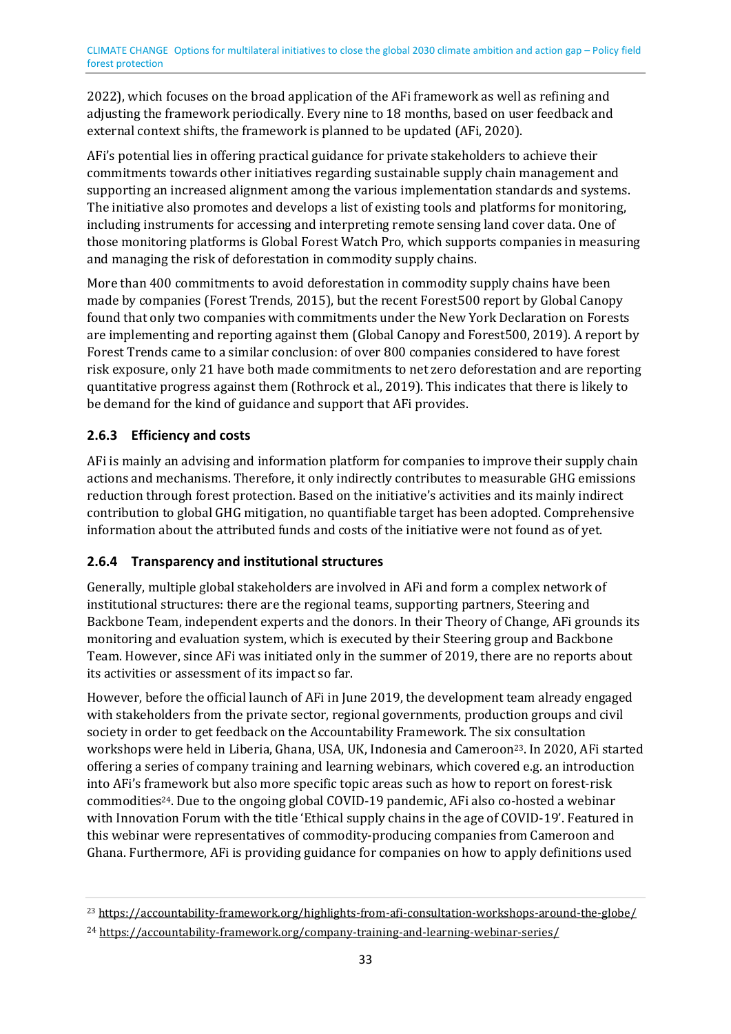2022), which focuses on the broad application of the AFi framework as well as refining and adjusting the framework periodically. Every nine to 18 months, based on user feedback and external context shifts, the framework is planned to be updated (AFi, 2020).

AFi's potential lies in offering practical guidance for private stakeholders to achieve their commitments towards other initiatives regarding sustainable supply chain management and supporting an increased alignment among the various implementation standards and systems. The initiative also promotes and develops a list of existing tools and platforms for monitoring, including instruments for accessing and interpreting remote sensing land cover data. One of those monitoring platforms is Global Forest Watch Pro, which supports companies in measuring and managing the risk of deforestation in commodity supply chains.

More than 400 commitments to avoid deforestation in commodity supply chains have been made by companies (Forest Trends, 2015), but the recent Forest500 report by Global Canopy found that only two companies with commitments under the New York Declaration on Forests are implementing and reporting against them (Global Canopy and Forest500, 2019). A report by Forest Trends came to a similar conclusion: of over 800 companies considered to have forest risk exposure, only 21 have both made commitments to net zero deforestation and are reporting quantitative progress against them (Rothrock et al., 2019). This indicates that there is likely to be demand for the kind of guidance and support that AFi provides.

### 2.6.3 Efficiency and costs

AFi is mainly an advising and information platform for companies to improve their supply chain actions and mechanisms. Therefore, it only indirectly contributes to measurable GHG emissions reduction through forest protection. Based on the initiative's activities and its mainly indirect contribution to global GHG mitigation, no quantifiable target has been adopted. Comprehensive information about the attributed funds and costs of the initiative were not found as of yet.

### 2.6.4 Transparency and institutional structures

Generally, multiple global stakeholders are involved in AFi and form a complex network of institutional structures: there are the regional teams, supporting partners, Steering and Backbone Team, independent experts and the donors. In their Theory of Change, AFi grounds its monitoring and evaluation system, which is executed by their Steering group and Backbone Team. However, since AFi was initiated only in the summer of 2019, there are no reports about its activities or assessment of its impact so far.

However, before the official launch of AFi in June 2019, the development team already engaged with stakeholders from the private sector, regional governments, production groups and civil society in order to get feedback on the Accountability Framework. The six consultation workshops were held in Liberia, Ghana, USA, UK, Indonesia and Cameroon[23]. In 2020, AFi started offering a series of company training and learning webinars, which covered e.g. an introduction into AFi's framework but also more specific topic areas such as how to report on forest-risk commodities[24]. Due to the ongoing global COVID-19 pandemic, AFi also co-hosted a webinar with Innovation Forum with the title 'Ethical supply chains in the age of COVID-19'. Featured in this webinar were representatives of commodity-producing companies from Cameroon and Ghana. Furthermore, AFi is providing guidance for companies on how to apply definitions used

[23] https://accountability-framework.org/highlights-from-afi-consultation-workshops-around-the-globe/

[24] https://accountability-framework.org/company-training-and-learning-webinar-series/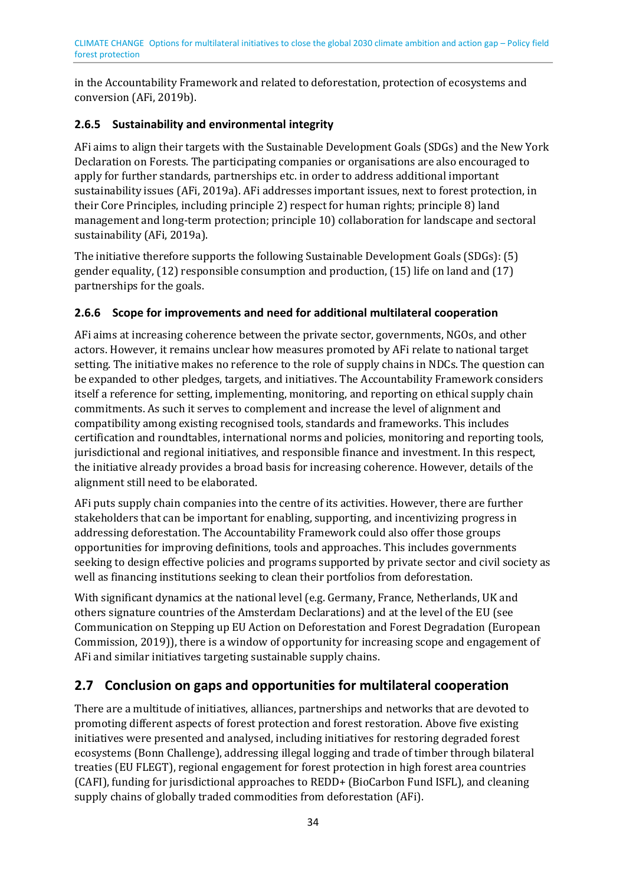in the Accountability Framework and related to deforestation, protection of ecosystems and conversion (AFi, 2019b).

### 2.6.5 Sustainability and environmental integrity

AFi aims to align their targets with the Sustainable Development Goals (SDGs) and the New York Declaration on Forests. The participating companies or organisations are also encouraged to apply for further standards, partnerships etc. in order to address additional important sustainability issues (AFi, 2019a). AFi addresses important issues, next to forest protection, in their Core Principles, including principle 2) respect for human rights; principle 8) land management and long-term protection; principle 10) collaboration for landscape and sectoral sustainability (AFi, 2019a).

The initiative therefore supports the following Sustainable Development Goals (SDGs): (5) gender equality, (12) responsible consumption and production, (15) life on land and (17) partnerships for the goals.

### 2.6.6 Scope for improvements and need for additional multilateral cooperation

AFi aims at increasing coherence between the private sector, governments, NGOs, and other actors. However, it remains unclear how measures promoted by AFi relate to national target setting. The initiative makes no reference to the role of supply chains in NDCs. The question can be expanded to other pledges, targets, and initiatives. The Accountability Framework considers itself a reference for setting, implementing, monitoring, and reporting on ethical supply chain commitments. As such it serves to complement and increase the level of alignment and compatibility among existing recognised tools, standards and frameworks. This includes certification and roundtables, international norms and policies, monitoring and reporting tools, jurisdictional and regional initiatives, and responsible finance and investment. In this respect, the initiative already provides a broad basis for increasing coherence. However, details of the alignment still need to be elaborated.

AFi puts supply chain companies into the centre of its activities. However, there are further stakeholders that can be important for enabling, supporting, and incentivizing progress in addressing deforestation. The Accountability Framework could also offer those groups opportunities for improving definitions, tools and approaches. This includes governments seeking to design effective policies and programs supported by private sector and civil society as well as financing institutions seeking to clean their portfolios from deforestation.

With significant dynamics at the national level (e.g. Germany, France, Netherlands, UK and others signature countries of the Amsterdam Declarations) and at the level of the EU (see Communication on Stepping up EU Action on Deforestation and Forest Degradation (European Commission, 2019)), there is a window of opportunity for increasing scope and engagement of AFi and similar initiatives targeting sustainable supply chains.

## 2.7 Conclusion on gaps and opportunities for multilateral cooperation

There are a multitude of initiatives, alliances, partnerships and networks that are devoted to promoting different aspects of forest protection and forest restoration. Above five existing initiatives were presented and analysed, including initiatives for restoring degraded forest ecosystems (Bonn Challenge), addressing illegal logging and trade of timber through bilateral treaties (EU FLEGT), regional engagement for forest protection in high forest area countries (CAFI), funding for jurisdictional approaches to REDD+ (BioCarbon Fund ISFL), and cleaning supply chains of globally traded commodities from deforestation (AFi).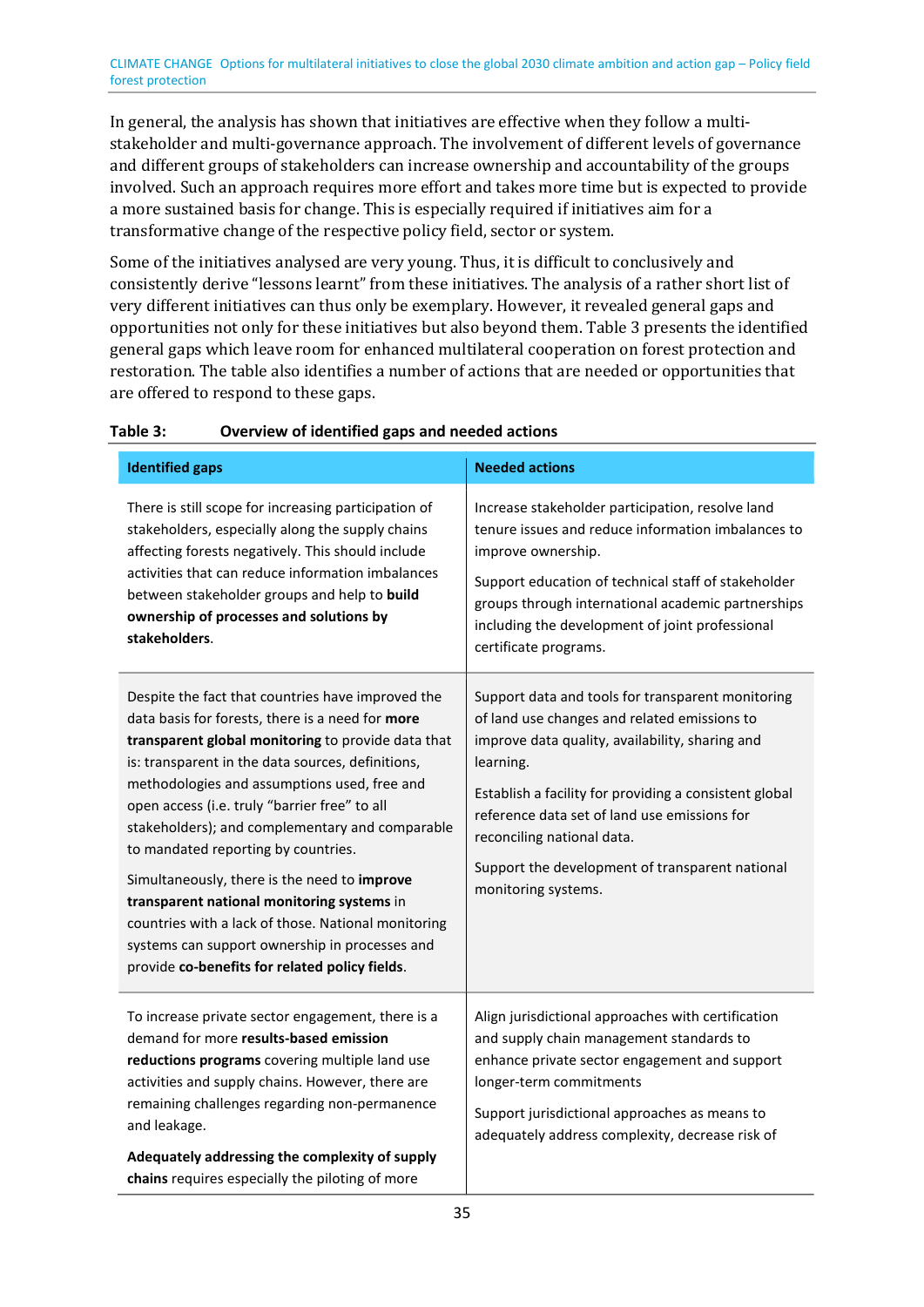In general, the analysis has shown that initiatives are effective when they follow a multi-stakeholder and multi-governance approach. The involvement of different levels of governance and different groups of stakeholders can increase ownership and accountability of the groups involved. Such an approach requires more effort and takes more time but is expected to provide a more sustained basis for change. This is especially required if initiatives aim for a transformative change of the respective policy field, sector or system.

Some of the initiatives analysed are very young. Thus, it is difficult to conclusively and consistently derive "lessons learnt" from these initiatives. The analysis of a rather short list of very different initiatives can thus only be exemplary. However, it revealed general gaps and opportunities not only for these initiatives but also beyond them. Table 3 presents the identified general gaps which leave room for enhanced multilateral cooperation on forest protection and restoration. The table also identifies a number of actions that are needed or opportunities that are offered to respond to these gaps.

**Table 3: Overview of identified gaps and needed actions**

| Identified gaps | Needed actions |
|---|---|
| There is still scope for increasing participation of stakeholders, especially along the supply chains affecting forests negatively. This should include activities that can reduce information imbalances between stakeholder groups and help to **build ownership of processes and solutions by stakeholders**. | Increase stakeholder participation, resolve land tenure issues and reduce information imbalances to improve ownership.<br><br>Support education of technical staff of stakeholder groups through international academic partnerships including the development of joint professional certificate programs. |
| Despite the fact that countries have improved the data basis for forests, there is a need for **more transparent global monitoring** to provide data that is: transparent in the data sources, definitions, methodologies and assumptions used, free and open access (i.e. truly "barrier free" to all stakeholders); and complementary and comparable to mandated reporting by countries.<br><br>Simultaneously, there is the need to **improve transparent national monitoring systems** in countries with a lack of those. National monitoring systems can support ownership in processes and provide **co-benefits for related policy fields**. | Support data and tools for transparent monitoring of land use changes and related emissions to improve data quality, availability, sharing and learning.<br><br>Establish a facility for providing a consistent global reference data set of land use emissions for reconciling national data.<br><br>Support the development of transparent national monitoring systems. |
| To increase private sector engagement, there is a demand for more **results-based emission reductions programs** covering multiple land use activities and supply chains. However, there are remaining challenges regarding non-permanence and leakage.<br><br>**Adequately addressing the complexity of supply chains** requires especially the piloting of more | Align jurisdictional approaches with certification and supply chain management standards to enhance private sector engagement and support longer-term commitments<br><br>Support jurisdictional approaches as means to adequately address complexity, decrease risk of |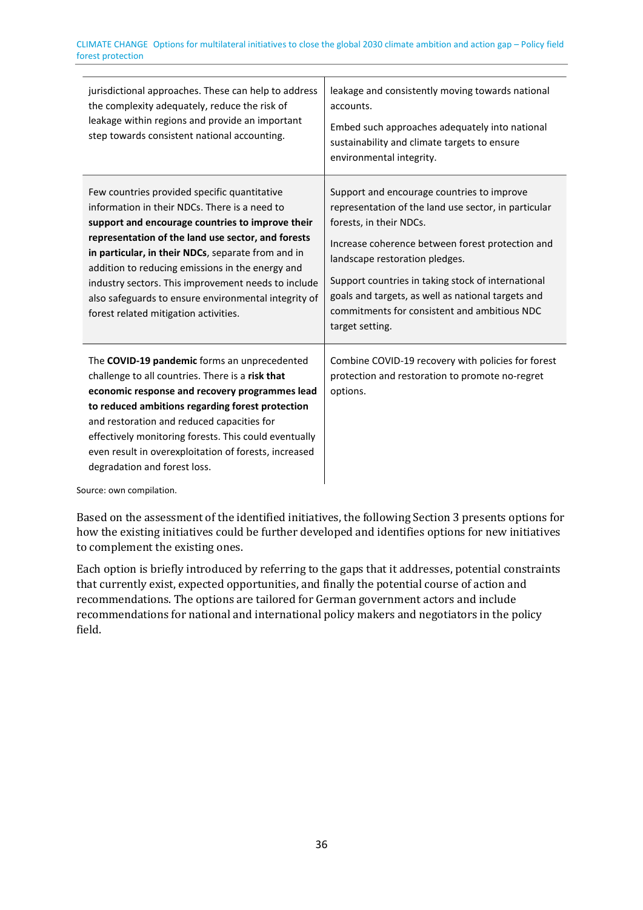| | |
|---|---|
| jurisdictional approaches. These can help to address the complexity adequately, reduce the risk of leakage within regions and provide an important step towards consistent national accounting. | leakage and consistently moving towards national accounts.<br><br>Embed such approaches adequately into national sustainability and climate targets to ensure environmental integrity. |
| Few countries provided specific quantitative information in their NDCs. There is a need to **support and encourage countries to improve their representation of the land use sector, and forests in particular, in their NDCs**, separate from and in addition to reducing emissions in the energy and industry sectors. This improvement needs to include also safeguards to ensure environmental integrity of forest related mitigation activities. | Support and encourage countries to improve representation of the land use sector, in particular forests, in their NDCs.<br><br>Increase coherence between forest protection and landscape restoration pledges.<br><br>Support countries in taking stock of international goals and targets, as well as national targets and commitments for consistent and ambitious NDC target setting. |
| The **COVID-19 pandemic** forms an unprecedented challenge to all countries. There is a **risk that economic response and recovery programmes lead to reduced ambitions regarding forest protection** and restoration and reduced capacities for effectively monitoring forests. This could eventually even result in overexploitation of forests, increased degradation and forest loss. | Combine COVID-19 recovery with policies for forest protection and restoration to promote no-regret options. |

Source: own compilation.

Based on the assessment of the identified initiatives, the following Section 3 presents options for how the existing initiatives could be further developed and identifies options for new initiatives to complement the existing ones.

Each option is briefly introduced by referring to the gaps that it addresses, potential constraints that currently exist, expected opportunities, and finally the potential course of action and recommendations. The options are tailored for German government actors and include recommendations for national and international policy makers and negotiators in the policy field.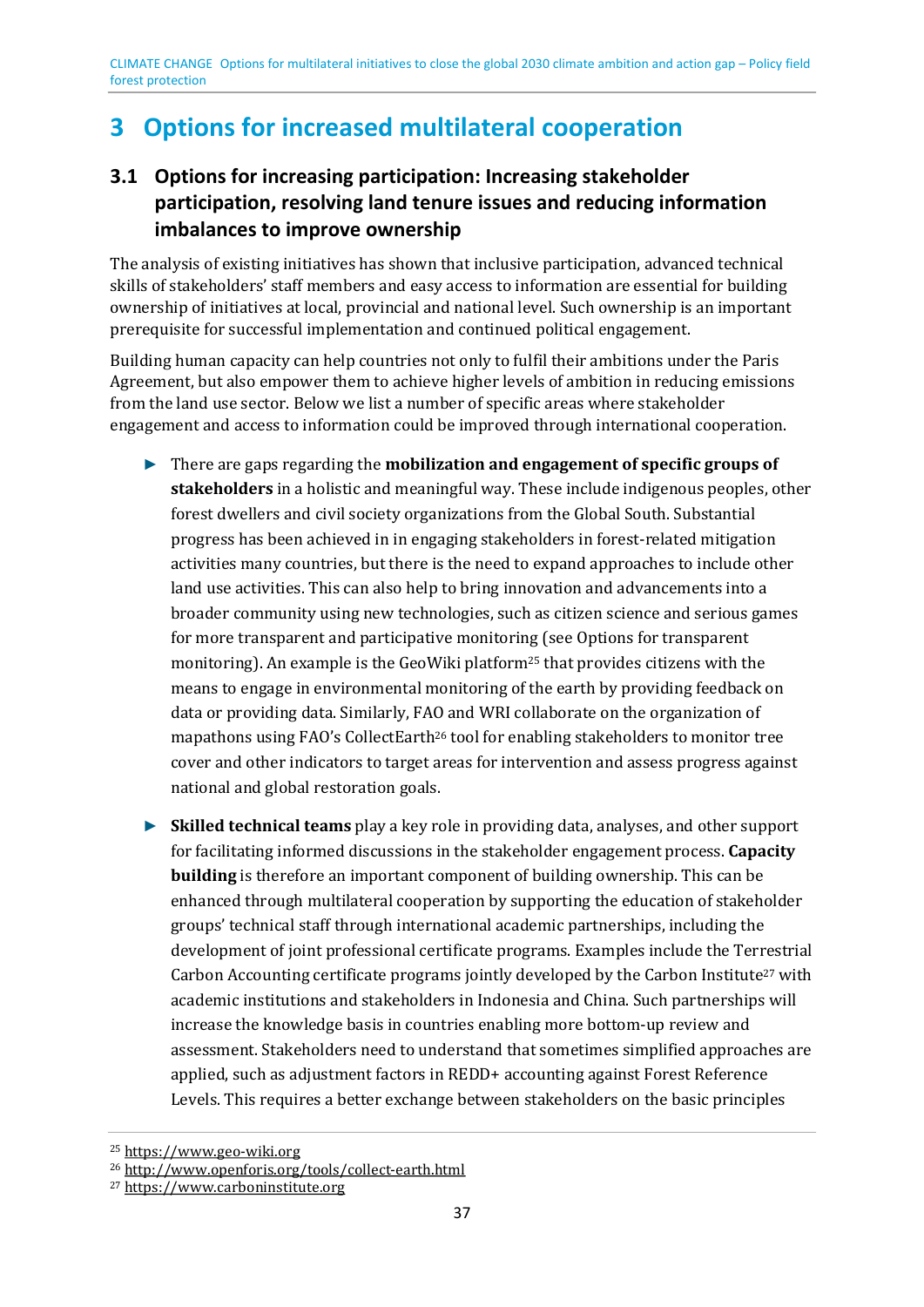# 3 Options for increased multilateral cooperation

## 3.1 Options for increasing participation: Increasing stakeholder participation, resolving land tenure issues and reducing information imbalances to improve ownership

The analysis of existing initiatives has shown that inclusive participation, advanced technical skills of stakeholders' staff members and easy access to information are essential for building ownership of initiatives at local, provincial and national level. Such ownership is an important prerequisite for successful implementation and continued political engagement.

Building human capacity can help countries not only to fulfil their ambitions under the Paris Agreement, but also empower them to achieve higher levels of ambition in reducing emissions from the land use sector. Below we list a number of specific areas where stakeholder engagement and access to information could be improved through international cooperation.

- There are gaps regarding the **mobilization and engagement of specific groups of stakeholders** in a holistic and meaningful way. These include indigenous peoples, other forest dwellers and civil society organizations from the Global South. Substantial progress has been achieved in in engaging stakeholders in forest-related mitigation activities many countries, but there is the need to expand approaches to include other land use activities. This can also help to bring innovation and advancements into a broader community using new technologies, such as citizen science and serious games for more transparent and participative monitoring (see Options for transparent monitoring). An example is the GeoWiki platform[25] that provides citizens with the means to engage in environmental monitoring of the earth by providing feedback on data or providing data. Similarly, FAO and WRI collaborate on the organization of mapathons using FAO's CollectEarth[26] tool for enabling stakeholders to monitor tree cover and other indicators to target areas for intervention and assess progress against national and global restoration goals.

- **Skilled technical teams** play a key role in providing data, analyses, and other support for facilitating informed discussions in the stakeholder engagement process. **Capacity building** is therefore an important component of building ownership. This can be enhanced through multilateral cooperation by supporting the education of stakeholder groups' technical staff through international academic partnerships, including the development of joint professional certificate programs. Examples include the Terrestrial Carbon Accounting certificate programs jointly developed by the Carbon Institute[27] with academic institutions and stakeholders in Indonesia and China. Such partnerships will increase the knowledge basis in countries enabling more bottom-up review and assessment. Stakeholders need to understand that sometimes simplified approaches are applied, such as adjustment factors in REDD+ accounting against Forest Reference Levels. This requires a better exchange between stakeholders on the basic principles

[25] https://www.geo-wiki.org

[26] http://www.openforis.org/tools/collect-earth.html

[27] https://www.carboninstitute.org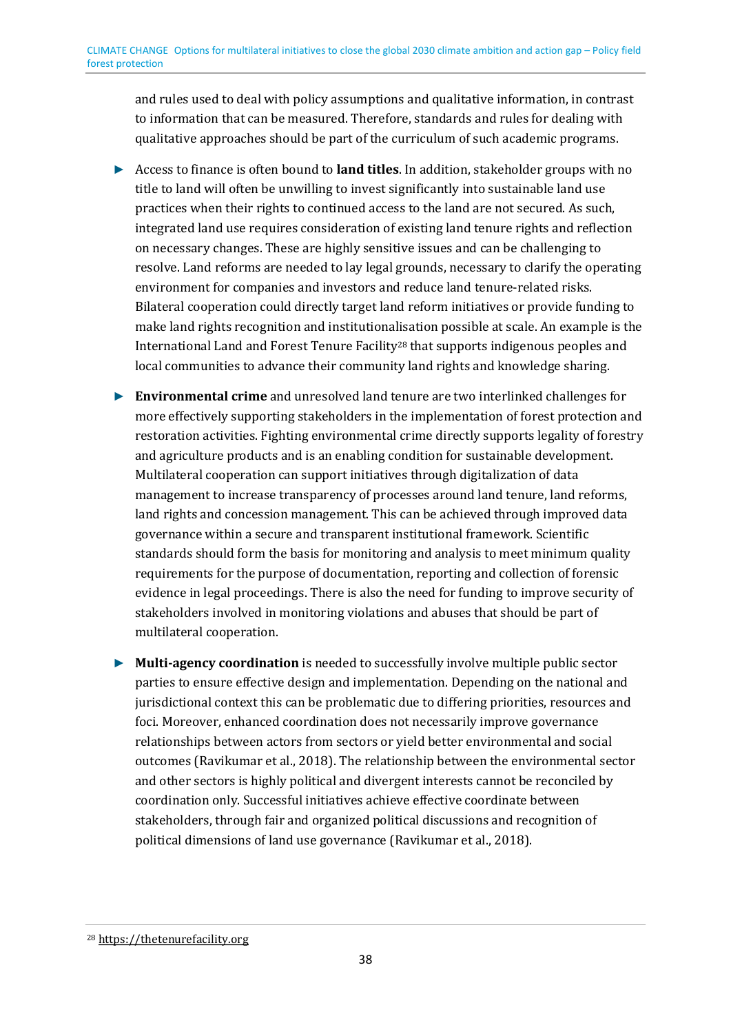and rules used to deal with policy assumptions and qualitative information, in contrast to information that can be measured. Therefore, standards and rules for dealing with qualitative approaches should be part of the curriculum of such academic programs.

- Access to finance is often bound to **land titles**. In addition, stakeholder groups with no title to land will often be unwilling to invest significantly into sustainable land use practices when their rights to continued access to the land are not secured. As such, integrated land use requires consideration of existing land tenure rights and reflection on necessary changes. These are highly sensitive issues and can be challenging to resolve. Land reforms are needed to lay legal grounds, necessary to clarify the operating environment for companies and investors and reduce land tenure-related risks. Bilateral cooperation could directly target land reform initiatives or provide funding to make land rights recognition and institutionalisation possible at scale. An example is the International Land and Forest Tenure Facility[28] that supports indigenous peoples and local communities to advance their community land rights and knowledge sharing.

- **Environmental crime** and unresolved land tenure are two interlinked challenges for more effectively supporting stakeholders in the implementation of forest protection and restoration activities. Fighting environmental crime directly supports legality of forestry and agriculture products and is an enabling condition for sustainable development. Multilateral cooperation can support initiatives through digitalization of data management to increase transparency of processes around land tenure, land reforms, land rights and concession management. This can be achieved through improved data governance within a secure and transparent institutional framework. Scientific standards should form the basis for monitoring and analysis to meet minimum quality requirements for the purpose of documentation, reporting and collection of forensic evidence in legal proceedings. There is also the need for funding to improve security of stakeholders involved in monitoring violations and abuses that should be part of multilateral cooperation.

- **Multi-agency coordination** is needed to successfully involve multiple public sector parties to ensure effective design and implementation. Depending on the national and jurisdictional context this can be problematic due to differing priorities, resources and foci. Moreover, enhanced coordination does not necessarily improve governance relationships between actors from sectors or yield better environmental and social outcomes (Ravikumar et al., 2018). The relationship between the environmental sector and other sectors is highly political and divergent interests cannot be reconciled by coordination only. Successful initiatives achieve effective coordinate between stakeholders, through fair and organized political discussions and recognition of political dimensions of land use governance (Ravikumar et al., 2018).

[28] https://thetenurefacility.org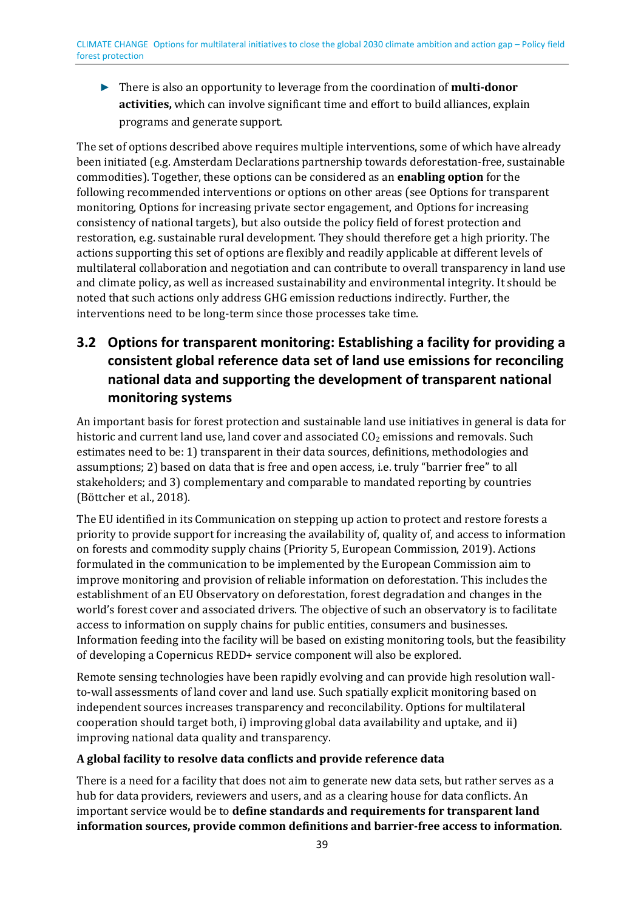- There is also an opportunity to leverage from the coordination of **multi-donor activities,** which can involve significant time and effort to build alliances, explain programs and generate support.

The set of options described above requires multiple interventions, some of which have already been initiated (e.g. Amsterdam Declarations partnership towards deforestation-free, sustainable commodities). Together, these options can be considered as an **enabling option** for the following recommended interventions or options on other areas (see Options for transparent monitoring, Options for increasing private sector engagement, and Options for increasing consistency of national targets), but also outside the policy field of forest protection and restoration, e.g. sustainable rural development. They should therefore get a high priority. The actions supporting this set of options are flexibly and readily applicable at different levels of multilateral collaboration and negotiation and can contribute to overall transparency in land use and climate policy, as well as increased sustainability and environmental integrity. It should be noted that such actions only address GHG emission reductions indirectly. Further, the interventions need to be long-term since those processes take time.

## 3.2 Options for transparent monitoring: Establishing a facility for providing a consistent global reference data set of land use emissions for reconciling national data and supporting the development of transparent national monitoring systems

An important basis for forest protection and sustainable land use initiatives in general is data for historic and current land use, land cover and associated $CO_2$ emissions and removals. Such estimates need to be: 1) transparent in their data sources, definitions, methodologies and assumptions; 2) based on data that is free and open access, i.e. truly "barrier free" to all stakeholders; and 3) complementary and comparable to mandated reporting by countries (Böttcher et al., 2018).

The EU identified in its Communication on stepping up action to protect and restore forests a priority to provide support for increasing the availability of, quality of, and access to information on forests and commodity supply chains (Priority 5, European Commission, 2019). Actions formulated in the communication to be implemented by the European Commission aim to improve monitoring and provision of reliable information on deforestation. This includes the establishment of an EU Observatory on deforestation, forest degradation and changes in the world's forest cover and associated drivers. The objective of such an observatory is to facilitate access to information on supply chains for public entities, consumers and businesses. Information feeding into the facility will be based on existing monitoring tools, but the feasibility of developing a Copernicus REDD+ service component will also be explored.

Remote sensing technologies have been rapidly evolving and can provide high resolution wall-to-wall assessments of land cover and land use. Such spatially explicit monitoring based on independent sources increases transparency and reconcilability. Options for multilateral cooperation should target both, i) improving global data availability and uptake, and ii) improving national data quality and transparency.

**A global facility to resolve data conflicts and provide reference data**

There is a need for a facility that does not aim to generate new data sets, but rather serves as a hub for data providers, reviewers and users, and as a clearing house for data conflicts. An important service would be to **define standards and requirements for transparent land information sources, provide common definitions and barrier-free access to information**.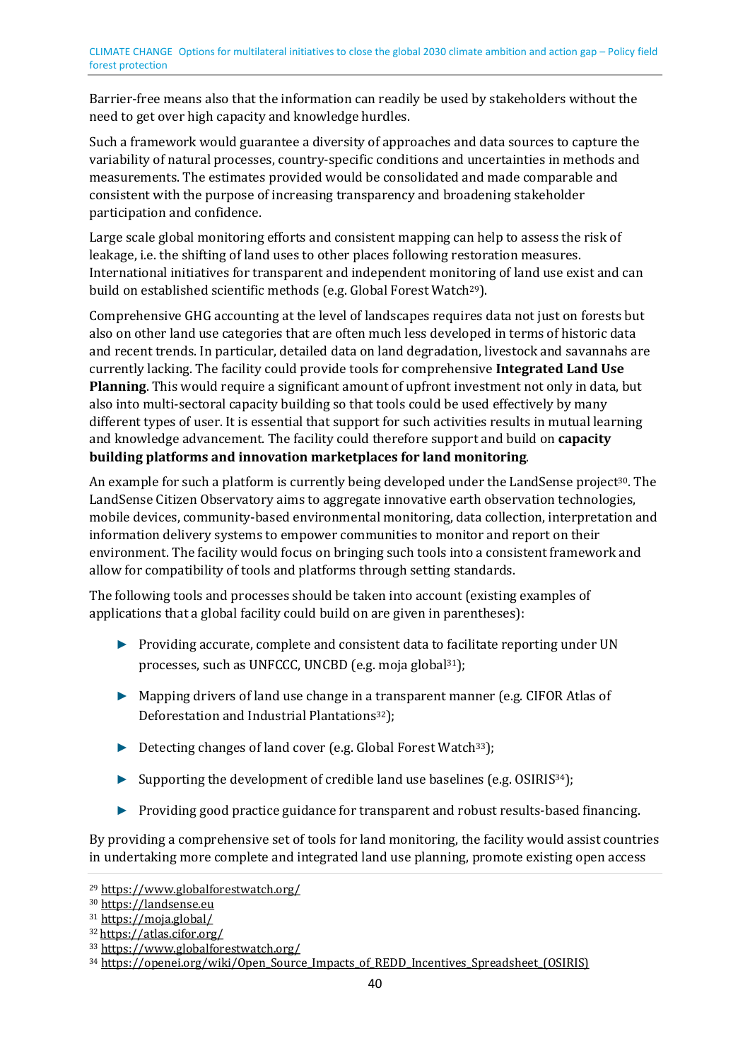Barrier-free means also that the information can readily be used by stakeholders without the need to get over high capacity and knowledge hurdles.

Such a framework would guarantee a diversity of approaches and data sources to capture the variability of natural processes, country-specific conditions and uncertainties in methods and measurements. The estimates provided would be consolidated and made comparable and consistent with the purpose of increasing transparency and broadening stakeholder participation and confidence.

Large scale global monitoring efforts and consistent mapping can help to assess the risk of leakage, i.e. the shifting of land uses to other places following restoration measures. International initiatives for transparent and independent monitoring of land use exist and can build on established scientific methods (e.g. Global Forest Watch[29]).

Comprehensive GHG accounting at the level of landscapes requires data not just on forests but also on other land use categories that are often much less developed in terms of historic data and recent trends. In particular, detailed data on land degradation, livestock and savannahs are currently lacking. The facility could provide tools for comprehensive **Integrated Land Use Planning**. This would require a significant amount of upfront investment not only in data, but also into multi-sectoral capacity building so that tools could be used effectively by many different types of user. It is essential that support for such activities results in mutual learning and knowledge advancement. The facility could therefore support and build on **capacity building platforms and innovation marketplaces for land monitoring**.

An example for such a platform is currently being developed under the LandSense project[30]. The LandSense Citizen Observatory aims to aggregate innovative earth observation technologies, mobile devices, community-based environmental monitoring, data collection, interpretation and information delivery systems to empower communities to monitor and report on their environment. The facility would focus on bringing such tools into a consistent framework and allow for compatibility of tools and platforms through setting standards.

The following tools and processes should be taken into account (existing examples of applications that a global facility could build on are given in parentheses):

- Providing accurate, complete and consistent data to facilitate reporting under UN processes, such as UNFCCC, UNCBD (e.g. moja global[31]);
- Mapping drivers of land use change in a transparent manner (e.g. CIFOR Atlas of Deforestation and Industrial Plantations[32]);
- Detecting changes of land cover (e.g. Global Forest Watch[33]);
- Supporting the development of credible land use baselines (e.g. OSIRIS[34]);
- Providing good practice guidance for transparent and robust results-based financing.

By providing a comprehensive set of tools for land monitoring, the facility would assist countries in undertaking more complete and integrated land use planning, promote existing open access

---

[29] https://www.globalforestwatch.org/

[30] https://landsense.eu

[31] https://moja.global/

[32] https://atlas.cifor.org/

[33] https://www.globalforestwatch.org/

[34] https://openei.org/wiki/Open_Source_Impacts_of_REDD_Incentives_Spreadsheet_(OSIRIS)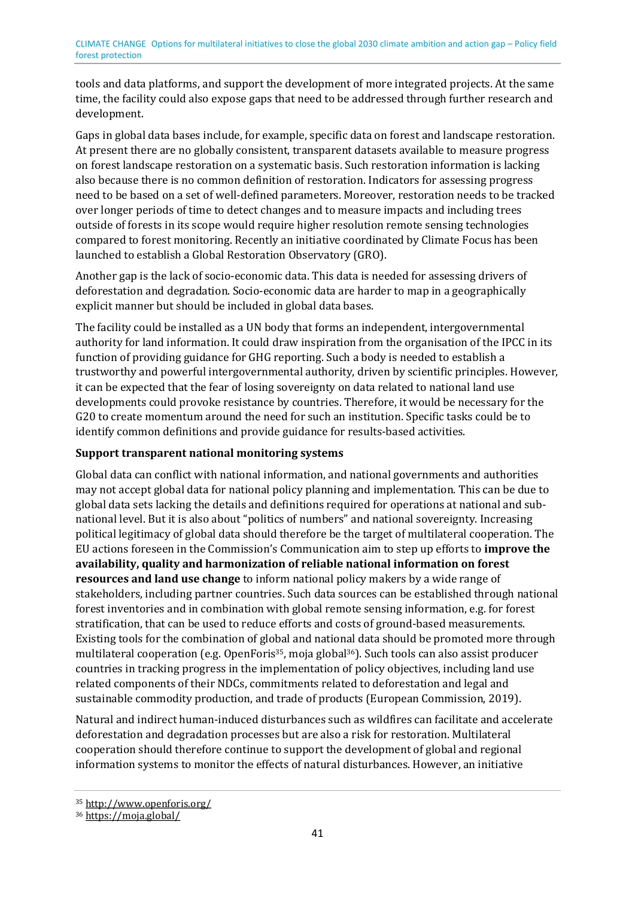tools and data platforms, and support the development of more integrated projects. At the same time, the facility could also expose gaps that need to be addressed through further research and development.

Gaps in global data bases include, for example, specific data on forest and landscape restoration. At present there are no globally consistent, transparent datasets available to measure progress on forest landscape restoration on a systematic basis. Such restoration information is lacking also because there is no common definition of restoration. Indicators for assessing progress need to be based on a set of well-defined parameters. Moreover, restoration needs to be tracked over longer periods of time to detect changes and to measure impacts and including trees outside of forests in its scope would require higher resolution remote sensing technologies compared to forest monitoring. Recently an initiative coordinated by Climate Focus has been launched to establish a Global Restoration Observatory (GRO).

Another gap is the lack of socio-economic data. This data is needed for assessing drivers of deforestation and degradation. Socio-economic data are harder to map in a geographically explicit manner but should be included in global data bases.

The facility could be installed as a UN body that forms an independent, intergovernmental authority for land information. It could draw inspiration from the organisation of the IPCC in its function of providing guidance for GHG reporting. Such a body is needed to establish a trustworthy and powerful intergovernmental authority, driven by scientific principles. However, it can be expected that the fear of losing sovereignty on data related to national land use developments could provoke resistance by countries. Therefore, it would be necessary for the G20 to create momentum around the need for such an institution. Specific tasks could be to identify common definitions and provide guidance for results-based activities.

**Support transparent national monitoring systems**

Global data can conflict with national information, and national governments and authorities may not accept global data for national policy planning and implementation. This can be due to global data sets lacking the details and definitions required for operations at national and sub-national level. But it is also about "politics of numbers" and national sovereignty. Increasing political legitimacy of global data should therefore be the target of multilateral cooperation. The EU actions foreseen in the Commission's Communication aim to step up efforts to **improve the availability, quality and harmonization of reliable national information on forest resources and land use change** to inform national policy makers by a wide range of stakeholders, including partner countries. Such data sources can be established through national forest inventories and in combination with global remote sensing information, e.g. for forest stratification, that can be used to reduce efforts and costs of ground-based measurements. Existing tools for the combination of global and national data should be promoted more through multilateral cooperation (e.g. OpenForis[35], moja global[36]). Such tools can also assist producer countries in tracking progress in the implementation of policy objectives, including land use related components of their NDCs, commitments related to deforestation and legal and sustainable commodity production, and trade of products (European Commission, 2019).

Natural and indirect human-induced disturbances such as wildfires can facilitate and accelerate deforestation and degradation processes but are also a risk for restoration. Multilateral cooperation should therefore continue to support the development of global and regional information systems to monitor the effects of natural disturbances. However, an initiative

[35] http://www.openforis.org/

[36] https://moja.global/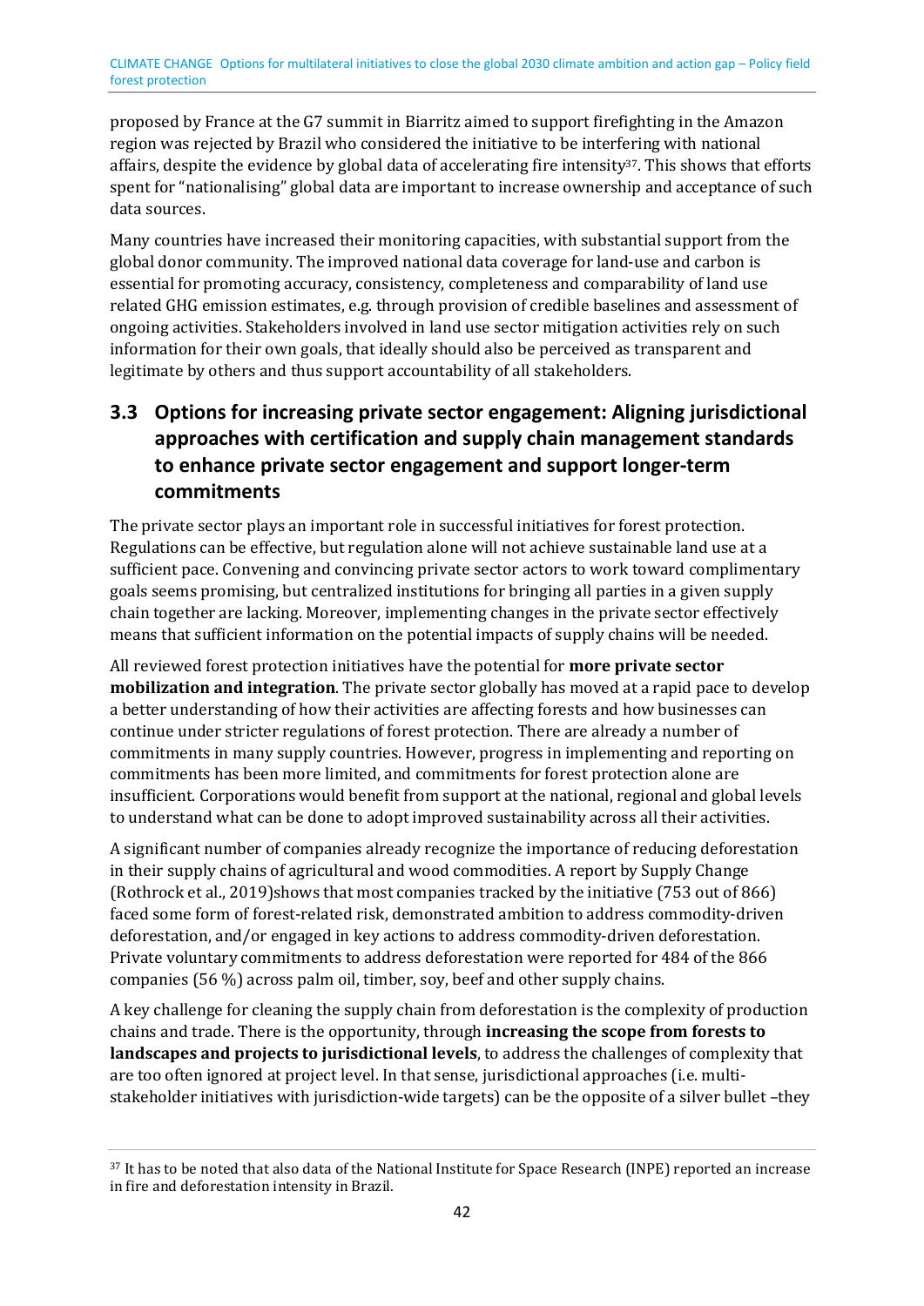proposed by France at the G7 summit in Biarritz aimed to support firefighting in the Amazon region was rejected by Brazil who considered the initiative to be interfering with national affairs, despite the evidence by global data of accelerating fire intensity[37]. This shows that efforts spent for "nationalising" global data are important to increase ownership and acceptance of such data sources.

Many countries have increased their monitoring capacities, with substantial support from the global donor community. The improved national data coverage for land-use and carbon is essential for promoting accuracy, consistency, completeness and comparability of land use related GHG emission estimates, e.g. through provision of credible baselines and assessment of ongoing activities. Stakeholders involved in land use sector mitigation activities rely on such information for their own goals, that ideally should also be perceived as transparent and legitimate by others and thus support accountability of all stakeholders.

## 3.3 Options for increasing private sector engagement: Aligning jurisdictional approaches with certification and supply chain management standards to enhance private sector engagement and support longer-term commitments

The private sector plays an important role in successful initiatives for forest protection. Regulations can be effective, but regulation alone will not achieve sustainable land use at a sufficient pace. Convening and convincing private sector actors to work toward complimentary goals seems promising, but centralized institutions for bringing all parties in a given supply chain together are lacking. Moreover, implementing changes in the private sector effectively means that sufficient information on the potential impacts of supply chains will be needed.

All reviewed forest protection initiatives have the potential for **more private sector mobilization and integration**. The private sector globally has moved at a rapid pace to develop a better understanding of how their activities are affecting forests and how businesses can continue under stricter regulations of forest protection. There are already a number of commitments in many supply countries. However, progress in implementing and reporting on commitments has been more limited, and commitments for forest protection alone are insufficient. Corporations would benefit from support at the national, regional and global levels to understand what can be done to adopt improved sustainability across all their activities.

A significant number of companies already recognize the importance of reducing deforestation in their supply chains of agricultural and wood commodities. A report by Supply Change (Rothrock et al., 2019)shows that most companies tracked by the initiative (753 out of 866) faced some form of forest-related risk, demonstrated ambition to address commodity-driven deforestation, and/or engaged in key actions to address commodity-driven deforestation. Private voluntary commitments to address deforestation were reported for 484 of the 866 companies (56 %) across palm oil, timber, soy, beef and other supply chains.

A key challenge for cleaning the supply chain from deforestation is the complexity of production chains and trade. There is the opportunity, through **increasing the scope from forests to landscapes and projects to jurisdictional levels**, to address the challenges of complexity that are too often ignored at project level. In that sense, jurisdictional approaches (i.e. multi-stakeholder initiatives with jurisdiction-wide targets) can be the opposite of a silver bullet –they

[37] It has to be noted that also data of the National Institute for Space Research (INPE) reported an increase in fire and deforestation intensity in Brazil.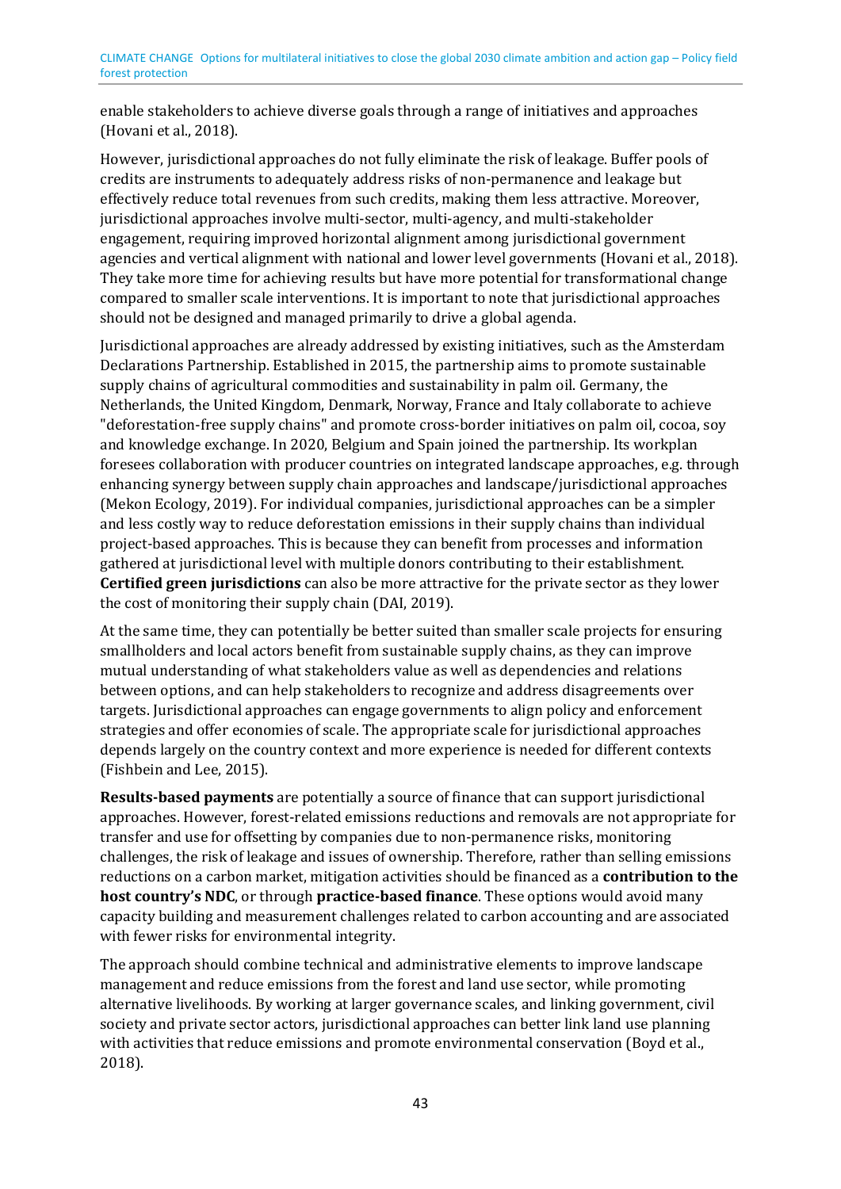enable stakeholders to achieve diverse goals through a range of initiatives and approaches (Hovani et al., 2018).

However, jurisdictional approaches do not fully eliminate the risk of leakage. Buffer pools of credits are instruments to adequately address risks of non-permanence and leakage but effectively reduce total revenues from such credits, making them less attractive. Moreover, jurisdictional approaches involve multi-sector, multi-agency, and multi-stakeholder engagement, requiring improved horizontal alignment among jurisdictional government agencies and vertical alignment with national and lower level governments (Hovani et al., 2018). They take more time for achieving results but have more potential for transformational change compared to smaller scale interventions. It is important to note that jurisdictional approaches should not be designed and managed primarily to drive a global agenda.

Jurisdictional approaches are already addressed by existing initiatives, such as the Amsterdam Declarations Partnership. Established in 2015, the partnership aims to promote sustainable supply chains of agricultural commodities and sustainability in palm oil. Germany, the Netherlands, the United Kingdom, Denmark, Norway, France and Italy collaborate to achieve "deforestation-free supply chains" and promote cross-border initiatives on palm oil, cocoa, soy and knowledge exchange. In 2020, Belgium and Spain joined the partnership. Its workplan foresees collaboration with producer countries on integrated landscape approaches, e.g. through enhancing synergy between supply chain approaches and landscape/jurisdictional approaches (Mekon Ecology, 2019). For individual companies, jurisdictional approaches can be a simpler and less costly way to reduce deforestation emissions in their supply chains than individual project-based approaches. This is because they can benefit from processes and information gathered at jurisdictional level with multiple donors contributing to their establishment. **Certified green jurisdictions** can also be more attractive for the private sector as they lower the cost of monitoring their supply chain (DAI, 2019).

At the same time, they can potentially be better suited than smaller scale projects for ensuring smallholders and local actors benefit from sustainable supply chains, as they can improve mutual understanding of what stakeholders value as well as dependencies and relations between options, and can help stakeholders to recognize and address disagreements over targets. Jurisdictional approaches can engage governments to align policy and enforcement strategies and offer economies of scale. The appropriate scale for jurisdictional approaches depends largely on the country context and more experience is needed for different contexts (Fishbein and Lee, 2015).

**Results-based payments** are potentially a source of finance that can support jurisdictional approaches. However, forest-related emissions reductions and removals are not appropriate for transfer and use for offsetting by companies due to non-permanence risks, monitoring challenges, the risk of leakage and issues of ownership. Therefore, rather than selling emissions reductions on a carbon market, mitigation activities should be financed as a **contribution to the host country's NDC**, or through **practice-based finance**. These options would avoid many capacity building and measurement challenges related to carbon accounting and are associated with fewer risks for environmental integrity.

The approach should combine technical and administrative elements to improve landscape management and reduce emissions from the forest and land use sector, while promoting alternative livelihoods. By working at larger governance scales, and linking government, civil society and private sector actors, jurisdictional approaches can better link land use planning with activities that reduce emissions and promote environmental conservation (Boyd et al., 2018).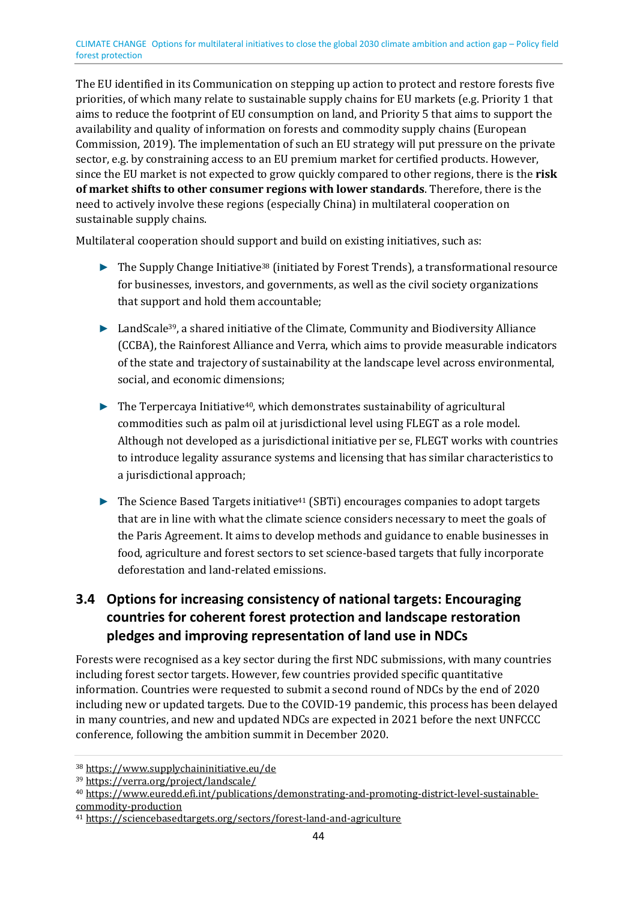The EU identified in its Communication on stepping up action to protect and restore forests five priorities, of which many relate to sustainable supply chains for EU markets (e.g. Priority 1 that aims to reduce the footprint of EU consumption on land, and Priority 5 that aims to support the availability and quality of information on forests and commodity supply chains (European Commission, 2019). The implementation of such an EU strategy will put pressure on the private sector, e.g. by constraining access to an EU premium market for certified products. However, since the EU market is not expected to grow quickly compared to other regions, there is the **risk of market shifts to other consumer regions with lower standards**. Therefore, there is the need to actively involve these regions (especially China) in multilateral cooperation on sustainable supply chains.

Multilateral cooperation should support and build on existing initiatives, such as:

- The Supply Change Initiative[38] (initiated by Forest Trends), a transformational resource for businesses, investors, and governments, as well as the civil society organizations that support and hold them accountable;
- LandScale[39], a shared initiative of the Climate, Community and Biodiversity Alliance (CCBA), the Rainforest Alliance and Verra, which aims to provide measurable indicators of the state and trajectory of sustainability at the landscape level across environmental, social, and economic dimensions;
- The Terpercaya Initiative[40], which demonstrates sustainability of agricultural commodities such as palm oil at jurisdictional level using FLEGT as a role model. Although not developed as a jurisdictional initiative per se, FLEGT works with countries to introduce legality assurance systems and licensing that has similar characteristics to a jurisdictional approach;
- The Science Based Targets initiative[41] (SBTi) encourages companies to adopt targets that are in line with what the climate science considers necessary to meet the goals of the Paris Agreement. It aims to develop methods and guidance to enable businesses in food, agriculture and forest sectors to set science-based targets that fully incorporate deforestation and land-related emissions.

## 3.4 Options for increasing consistency of national targets: Encouraging countries for coherent forest protection and landscape restoration pledges and improving representation of land use in NDCs

Forests were recognised as a key sector during the first NDC submissions, with many countries including forest sector targets. However, few countries provided specific quantitative information. Countries were requested to submit a second round of NDCs by the end of 2020 including new or updated targets. Due to the COVID-19 pandemic, this process has been delayed in many countries, and new and updated NDCs are expected in 2021 before the next UNFCCC conference, following the ambition summit in December 2020.

[38] https://www.supplychaininitiative.eu/de

[39] https://verra.org/project/landscale/

[40] https://www.euredd.efi.int/publications/demonstrating-and-promoting-district-level-sustainable-commodity-production

[41] https://sciencebasedtargets.org/sectors/forest-land-and-agriculture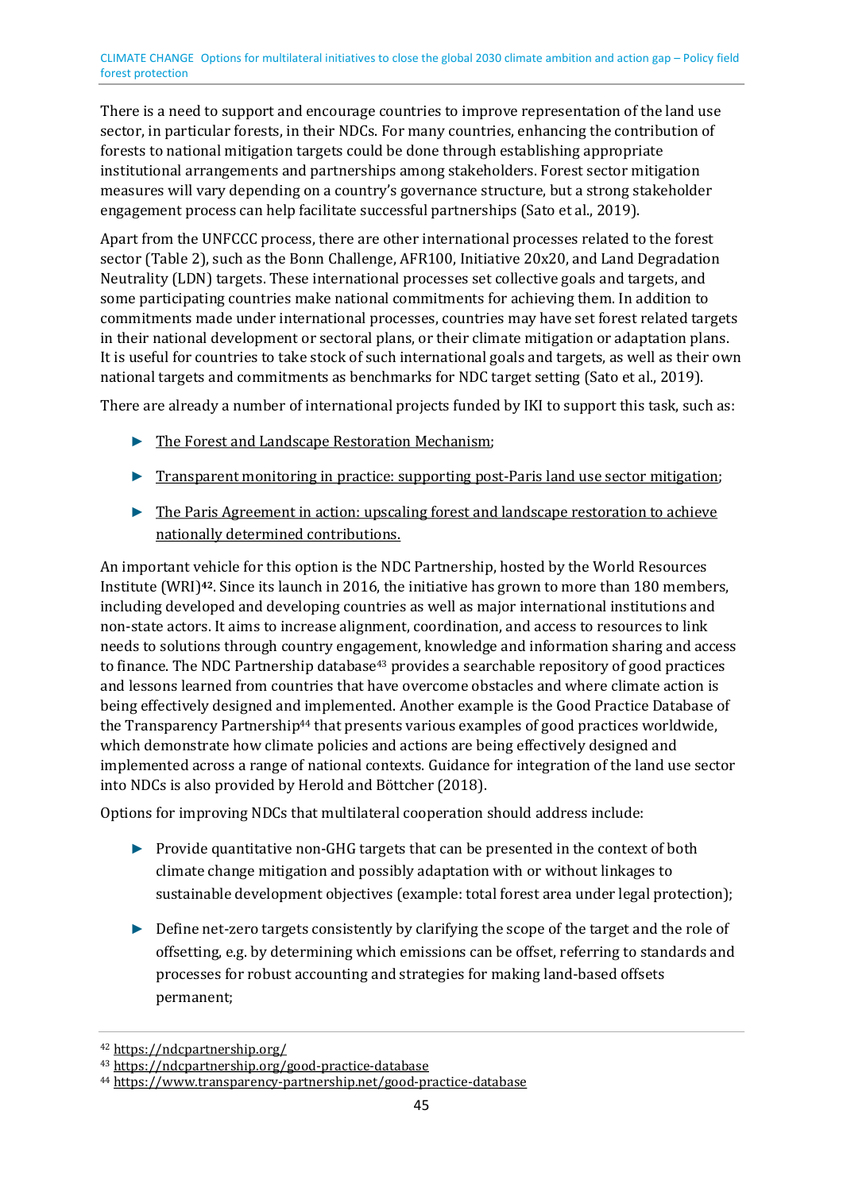There is a need to support and encourage countries to improve representation of the land use sector, in particular forests, in their NDCs. For many countries, enhancing the contribution of forests to national mitigation targets could be done through establishing appropriate institutional arrangements and partnerships among stakeholders. Forest sector mitigation measures will vary depending on a country's governance structure, but a strong stakeholder engagement process can help facilitate successful partnerships (Sato et al., 2019).

Apart from the UNFCCC process, there are other international processes related to the forest sector (Table 2), such as the Bonn Challenge, AFR100, Initiative 20x20, and Land Degradation Neutrality (LDN) targets. These international processes set collective goals and targets, and some participating countries make national commitments for achieving them. In addition to commitments made under international processes, countries may have set forest related targets in their national development or sectoral plans, or their climate mitigation or adaptation plans. It is useful for countries to take stock of such international goals and targets, as well as their own national targets and commitments as benchmarks for NDC target setting (Sato et al., 2019).

There are already a number of international projects funded by IKI to support this task, such as:

- The Forest and Landscape Restoration Mechanism;
- Transparent monitoring in practice: supporting post-Paris land use sector mitigation;
- The Paris Agreement in action: upscaling forest and landscape restoration to achieve nationally determined contributions.

An important vehicle for this option is the NDC Partnership, hosted by the World Resources Institute (WRI)[42]. Since its launch in 2016, the initiative has grown to more than 180 members, including developed and developing countries as well as major international institutions and non-state actors. It aims to increase alignment, coordination, and access to resources to link needs to solutions through country engagement, knowledge and information sharing and access to finance. The NDC Partnership database[43] provides a searchable repository of good practices and lessons learned from countries that have overcome obstacles and where climate action is being effectively designed and implemented. Another example is the Good Practice Database of the Transparency Partnership[44] that presents various examples of good practices worldwide, which demonstrate how climate policies and actions are being effectively designed and implemented across a range of national contexts. Guidance for integration of the land use sector into NDCs is also provided by Herold and Böttcher (2018).

Options for improving NDCs that multilateral cooperation should address include:

- Provide quantitative non-GHG targets that can be presented in the context of both climate change mitigation and possibly adaptation with or without linkages to sustainable development objectives (example: total forest area under legal protection);
- Define net-zero targets consistently by clarifying the scope of the target and the role of offsetting, e.g. by determining which emissions can be offset, referring to standards and processes for robust accounting and strategies for making land-based offsets permanent;

[42] https://ndcpartnership.org/
[43] https://ndcpartnership.org/good-practice-database
[44] https://www.transparency-partnership.net/good-practice-database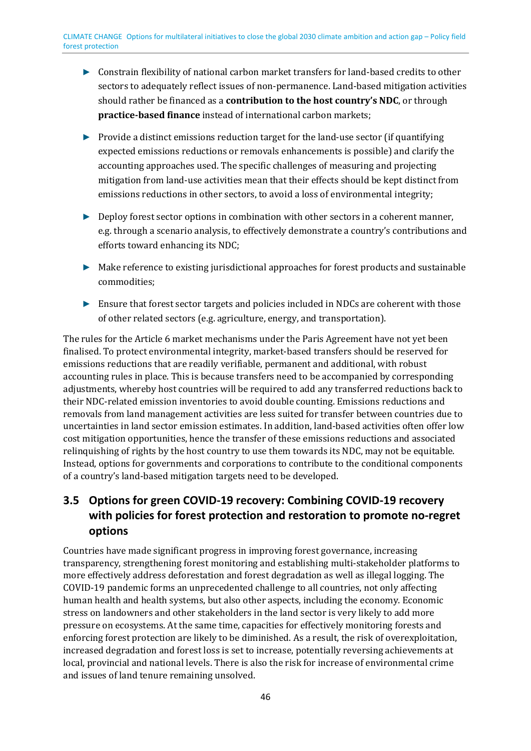- Constrain flexibility of national carbon market transfers for land-based credits to other sectors to adequately reflect issues of non-permanence. Land-based mitigation activities should rather be financed as a **contribution to the host country's NDC**, or through **practice-based finance** instead of international carbon markets;
- Provide a distinct emissions reduction target for the land-use sector (if quantifying expected emissions reductions or removals enhancements is possible) and clarify the accounting approaches used. The specific challenges of measuring and projecting mitigation from land-use activities mean that their effects should be kept distinct from emissions reductions in other sectors, to avoid a loss of environmental integrity;
- Deploy forest sector options in combination with other sectors in a coherent manner, e.g. through a scenario analysis, to effectively demonstrate a country's contributions and efforts toward enhancing its NDC;
- Make reference to existing jurisdictional approaches for forest products and sustainable commodities;
- Ensure that forest sector targets and policies included in NDCs are coherent with those of other related sectors (e.g. agriculture, energy, and transportation).

The rules for the Article 6 market mechanisms under the Paris Agreement have not yet been finalised. To protect environmental integrity, market-based transfers should be reserved for emissions reductions that are readily verifiable, permanent and additional, with robust accounting rules in place. This is because transfers need to be accompanied by corresponding adjustments, whereby host countries will be required to add any transferred reductions back to their NDC-related emission inventories to avoid double counting. Emissions reductions and removals from land management activities are less suited for transfer between countries due to uncertainties in land sector emission estimates. In addition, land-based activities often offer low cost mitigation opportunities, hence the transfer of these emissions reductions and associated relinquishing of rights by the host country to use them towards its NDC, may not be equitable. Instead, options for governments and corporations to contribute to the conditional components of a country's land-based mitigation targets need to be developed.

## 3.5 Options for green COVID-19 recovery: Combining COVID-19 recovery with policies for forest protection and restoration to promote no-regret options

Countries have made significant progress in improving forest governance, increasing transparency, strengthening forest monitoring and establishing multi-stakeholder platforms to more effectively address deforestation and forest degradation as well as illegal logging. The COVID-19 pandemic forms an unprecedented challenge to all countries, not only affecting human health and health systems, but also other aspects, including the economy. Economic stress on landowners and other stakeholders in the land sector is very likely to add more pressure on ecosystems. At the same time, capacities for effectively monitoring forests and enforcing forest protection are likely to be diminished. As a result, the risk of overexploitation, increased degradation and forest loss is set to increase, potentially reversing achievements at local, provincial and national levels. There is also the risk for increase of environmental crime and issues of land tenure remaining unsolved.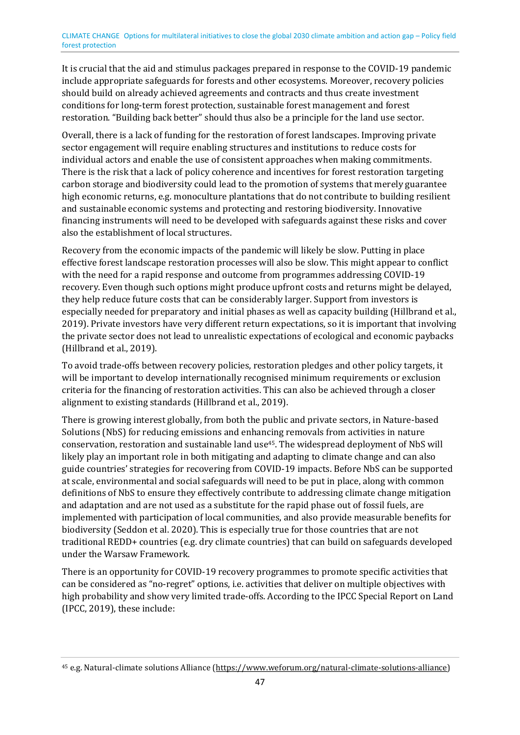It is crucial that the aid and stimulus packages prepared in response to the COVID-19 pandemic include appropriate safeguards for forests and other ecosystems. Moreover, recovery policies should build on already achieved agreements and contracts and thus create investment conditions for long-term forest protection, sustainable forest management and forest restoration. "Building back better" should thus also be a principle for the land use sector.

Overall, there is a lack of funding for the restoration of forest landscapes. Improving private sector engagement will require enabling structures and institutions to reduce costs for individual actors and enable the use of consistent approaches when making commitments. There is the risk that a lack of policy coherence and incentives for forest restoration targeting carbon storage and biodiversity could lead to the promotion of systems that merely guarantee high economic returns, e.g. monoculture plantations that do not contribute to building resilient and sustainable economic systems and protecting and restoring biodiversity. Innovative financing instruments will need to be developed with safeguards against these risks and cover also the establishment of local structures.

Recovery from the economic impacts of the pandemic will likely be slow. Putting in place effective forest landscape restoration processes will also be slow. This might appear to conflict with the need for a rapid response and outcome from programmes addressing COVID-19 recovery. Even though such options might produce upfront costs and returns might be delayed, they help reduce future costs that can be considerably larger. Support from investors is especially needed for preparatory and initial phases as well as capacity building (Hillbrand et al., 2019). Private investors have very different return expectations, so it is important that involving the private sector does not lead to unrealistic expectations of ecological and economic paybacks (Hillbrand et al., 2019).

To avoid trade-offs between recovery policies, restoration pledges and other policy targets, it will be important to develop internationally recognised minimum requirements or exclusion criteria for the financing of restoration activities. This can also be achieved through a closer alignment to existing standards (Hillbrand et al., 2019).

There is growing interest globally, from both the public and private sectors, in Nature-based Solutions (NbS) for reducing emissions and enhancing removals from activities in nature conservation, restoration and sustainable land use[45]. The widespread deployment of NbS will likely play an important role in both mitigating and adapting to climate change and can also guide countries' strategies for recovering from COVID-19 impacts. Before NbS can be supported at scale, environmental and social safeguards will need to be put in place, along with common definitions of NbS to ensure they effectively contribute to addressing climate change mitigation and adaptation and are not used as a substitute for the rapid phase out of fossil fuels, are implemented with participation of local communities, and also provide measurable benefits for biodiversity (Seddon et al. 2020). This is especially true for those countries that are not traditional REDD+ countries (e.g. dry climate countries) that can build on safeguards developed under the Warsaw Framework.

There is an opportunity for COVID-19 recovery programmes to promote specific activities that can be considered as "no-regret" options, i.e. activities that deliver on multiple objectives with high probability and show very limited trade-offs. According to the IPCC Special Report on Land (IPCC, 2019), these include:

[45] e.g. Natural-climate solutions Alliance (https://www.weforum.org/natural-climate-solutions-alliance)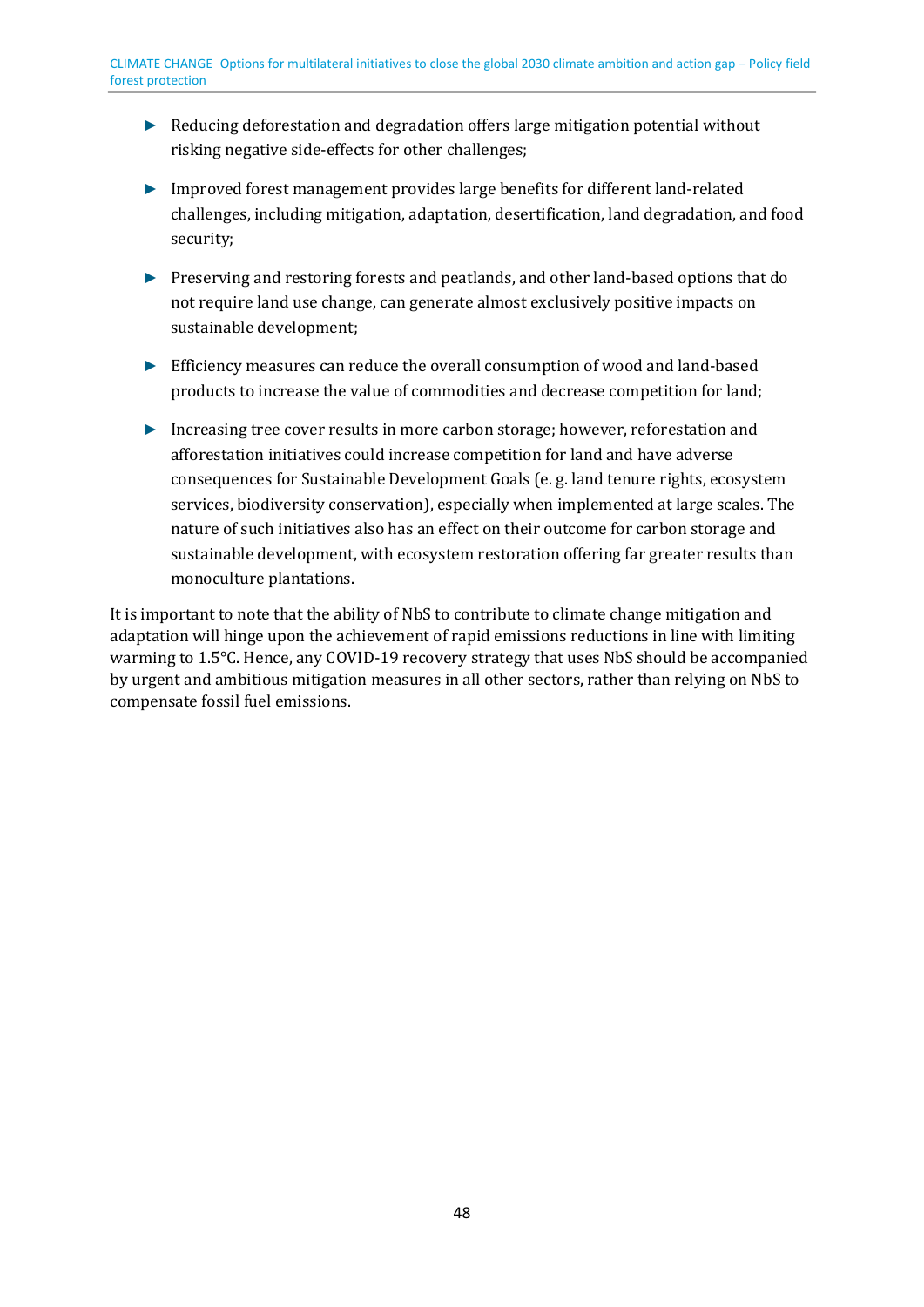- Reducing deforestation and degradation offers large mitigation potential without risking negative side-effects for other challenges;
- Improved forest management provides large benefits for different land-related challenges, including mitigation, adaptation, desertification, land degradation, and food security;
- Preserving and restoring forests and peatlands, and other land-based options that do not require land use change, can generate almost exclusively positive impacts on sustainable development;
- Efficiency measures can reduce the overall consumption of wood and land-based products to increase the value of commodities and decrease competition for land;
- Increasing tree cover results in more carbon storage; however, reforestation and afforestation initiatives could increase competition for land and have adverse consequences for Sustainable Development Goals (e. g. land tenure rights, ecosystem services, biodiversity conservation), especially when implemented at large scales. The nature of such initiatives also has an effect on their outcome for carbon storage and sustainable development, with ecosystem restoration offering far greater results than monoculture plantations.

It is important to note that the ability of NbS to contribute to climate change mitigation and adaptation will hinge upon the achievement of rapid emissions reductions in line with limiting warming to 1.5°C. Hence, any COVID-19 recovery strategy that uses NbS should be accompanied by urgent and ambitious mitigation measures in all other sectors, rather than relying on NbS to compensate fossil fuel emissions.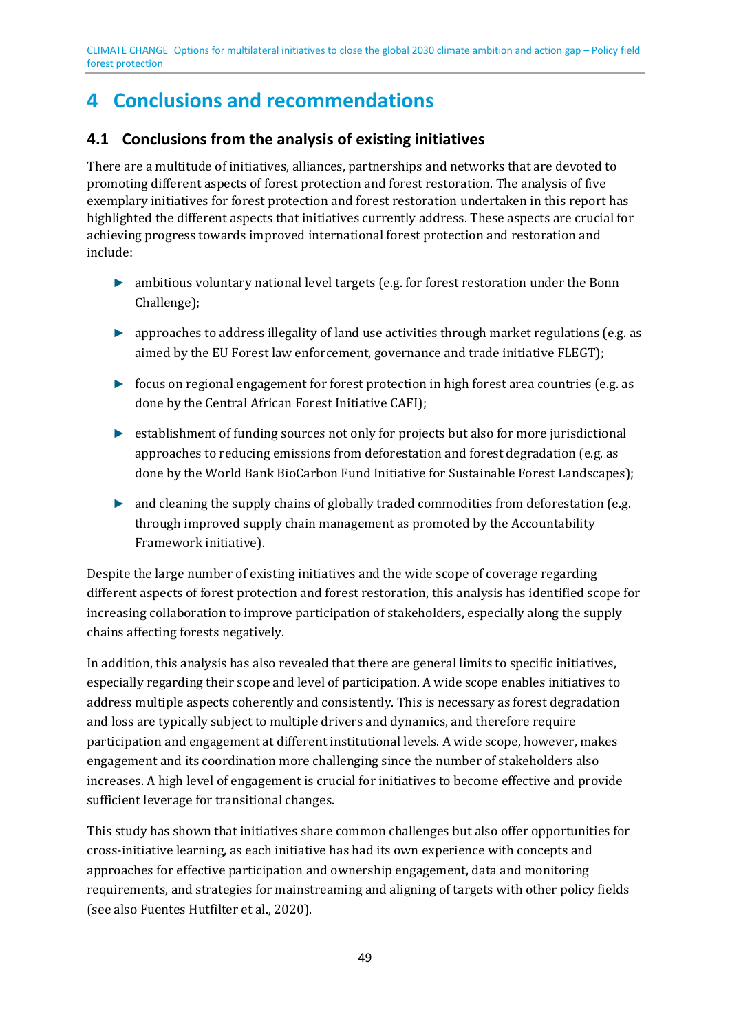# 4 Conclusions and recommendations

## 4.1 Conclusions from the analysis of existing initiatives

There are a multitude of initiatives, alliances, partnerships and networks that are devoted to promoting different aspects of forest protection and forest restoration. The analysis of five exemplary initiatives for forest protection and forest restoration undertaken in this report has highlighted the different aspects that initiatives currently address. These aspects are crucial for achieving progress towards improved international forest protection and restoration and include:

- ambitious voluntary national level targets (e.g. for forest restoration under the Bonn Challenge);
- approaches to address illegality of land use activities through market regulations (e.g. as aimed by the EU Forest law enforcement, governance and trade initiative FLEGT);
- focus on regional engagement for forest protection in high forest area countries (e.g. as done by the Central African Forest Initiative CAFI);
- establishment of funding sources not only for projects but also for more jurisdictional approaches to reducing emissions from deforestation and forest degradation (e.g. as done by the World Bank BioCarbon Fund Initiative for Sustainable Forest Landscapes);
- and cleaning the supply chains of globally traded commodities from deforestation (e.g. through improved supply chain management as promoted by the Accountability Framework initiative).

Despite the large number of existing initiatives and the wide scope of coverage regarding different aspects of forest protection and forest restoration, this analysis has identified scope for increasing collaboration to improve participation of stakeholders, especially along the supply chains affecting forests negatively.

In addition, this analysis has also revealed that there are general limits to specific initiatives, especially regarding their scope and level of participation. A wide scope enables initiatives to address multiple aspects coherently and consistently. This is necessary as forest degradation and loss are typically subject to multiple drivers and dynamics, and therefore require participation and engagement at different institutional levels. A wide scope, however, makes engagement and its coordination more challenging since the number of stakeholders also increases. A high level of engagement is crucial for initiatives to become effective and provide sufficient leverage for transitional changes.

This study has shown that initiatives share common challenges but also offer opportunities for cross-initiative learning, as each initiative has had its own experience with concepts and approaches for effective participation and ownership engagement, data and monitoring requirements, and strategies for mainstreaming and aligning of targets with other policy fields (see also Fuentes Hutfilter et al., 2020).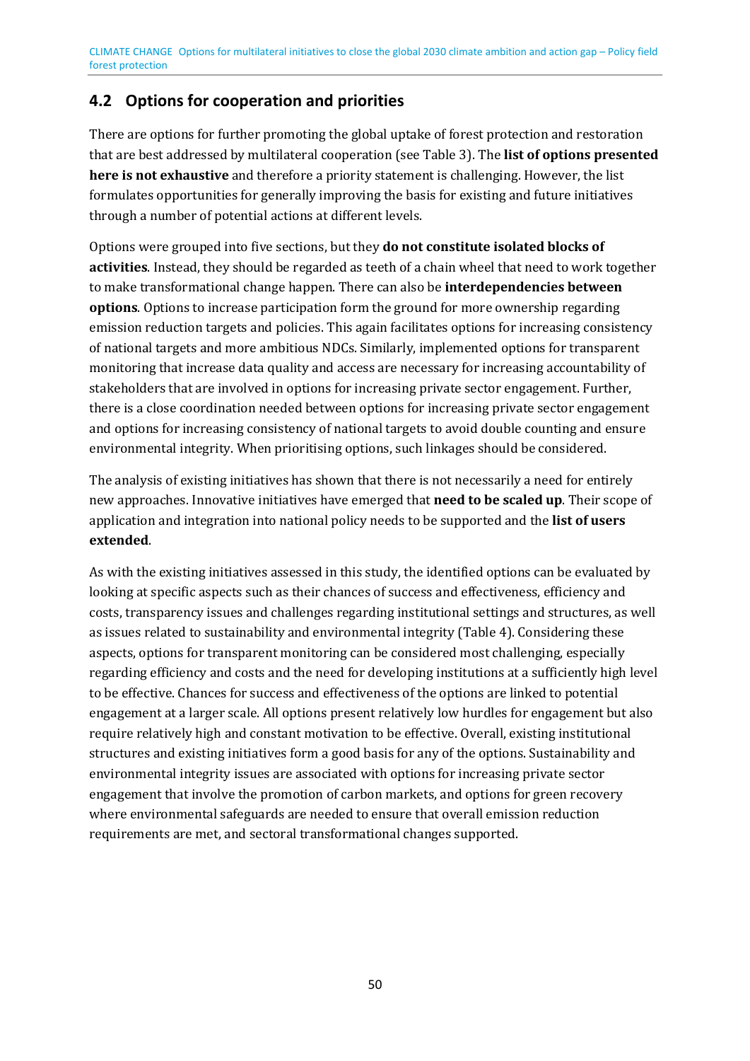## 4.2 Options for cooperation and priorities

There are options for further promoting the global uptake of forest protection and restoration that are best addressed by multilateral cooperation (see Table 3). The **list of options presented here is not exhaustive** and therefore a priority statement is challenging. However, the list formulates opportunities for generally improving the basis for existing and future initiatives through a number of potential actions at different levels.

Options were grouped into five sections, but they **do not constitute isolated blocks of activities**. Instead, they should be regarded as teeth of a chain wheel that need to work together to make transformational change happen. There can also be **interdependencies between options**. Options to increase participation form the ground for more ownership regarding emission reduction targets and policies. This again facilitates options for increasing consistency of national targets and more ambitious NDCs. Similarly, implemented options for transparent monitoring that increase data quality and access are necessary for increasing accountability of stakeholders that are involved in options for increasing private sector engagement. Further, there is a close coordination needed between options for increasing private sector engagement and options for increasing consistency of national targets to avoid double counting and ensure environmental integrity. When prioritising options, such linkages should be considered.

The analysis of existing initiatives has shown that there is not necessarily a need for entirely new approaches. Innovative initiatives have emerged that **need to be scaled up**. Their scope of application and integration into national policy needs to be supported and the **list of users extended**.

As with the existing initiatives assessed in this study, the identified options can be evaluated by looking at specific aspects such as their chances of success and effectiveness, efficiency and costs, transparency issues and challenges regarding institutional settings and structures, as well as issues related to sustainability and environmental integrity (Table 4). Considering these aspects, options for transparent monitoring can be considered most challenging, especially regarding efficiency and costs and the need for developing institutions at a sufficiently high level to be effective. Chances for success and effectiveness of the options are linked to potential engagement at a larger scale. All options present relatively low hurdles for engagement but also require relatively high and constant motivation to be effective. Overall, existing institutional structures and existing initiatives form a good basis for any of the options. Sustainability and environmental integrity issues are associated with options for increasing private sector engagement that involve the promotion of carbon markets, and options for green recovery where environmental safeguards are needed to ensure that overall emission reduction requirements are met, and sectoral transformational changes supported.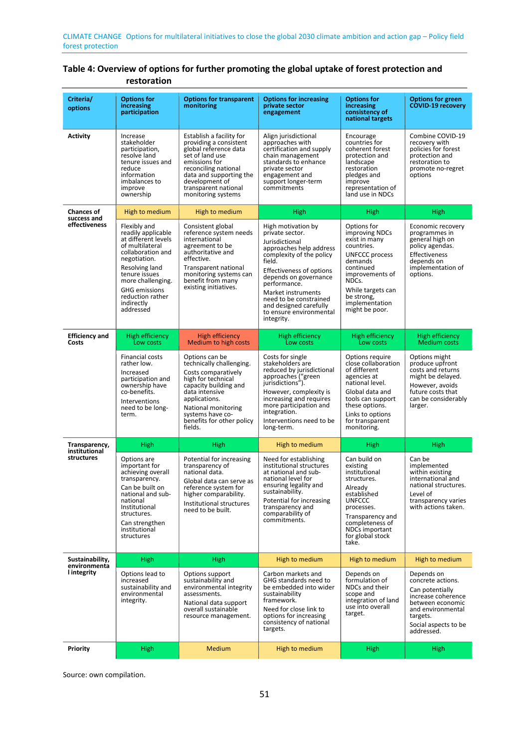**Table 4: Overview of options for further promoting the global uptake of forest protection and restoration**

| Criteria/ options | Options for increasing participation | Options for transparent monitoring | Options for increasing private sector engagement | Options for increasing consistency of national targets | Options for green COVID-19 recovery |
|---|---|---|---|---|---|
| Activity | Increase stakeholder participation, resolve land tenure issues and reduce information imbalances to improve ownership | Establish a facility for providing a consistent global reference data set of land use emissions for reconciling national data and supporting the development of transparent national monitoring systems | Align jurisdictional approaches with certification and supply chain management standards to enhance private sector engagement and support longer-term commitments | Encourage countries for coherent forest protection and landscape restoration pledges and improve representation of land use in NDCs | Combine COVID-19 recovery with policies for forest protection and restoration to promote no-regret options |
| Chances of success and effectiveness | High to medium | High to medium | High | High | High |
| | Flexibly and readily applicable at different levels of multilateral collaboration and negotiation. Resolving land tenure issues more challenging. GHG emissions reduction rather indirectly addressed | Consistent global reference system needs international agreement to be authoritative and effective. Transparent national monitoring systems can benefit from many existing initiatives. | High motivation by private sector. Jurisdictional approaches help address complexity of the policy field. Effectiveness of options depends on governance performance. Market instruments need to be constrained and designed carefully to ensure environmental integrity. | Options for improving NDCs exist in many countries. UNFCCC process demands continued improvements of NDCs. While targets can be strong, implementation might be poor. | Economic recovery programmes in general high on policy agendas. Effectiveness depends on implementation of options. |
| Efficiency and Costs | High efficiency Low costs | High efficiency Medium to high costs | High efficiency Low costs | High efficiency Low costs | High efficiency Medium costs |
| | Financial costs rather low. Increased participation and ownership have co-benefits. Interventions need to be long-term. | Options can be technically challenging. Costs comparatively high for technical capacity building and data intensive applications. National monitoring systems have co-benefits for other policy fields. | Costs for single stakeholders are reduced by jurisdictional approaches ("green jurisdictions"). However, complexity is increasing and requires more participation and integration. Interventions need to be long-term. | Options require close collaboration of different agencies at national level. Global data and tools can support these options. Links to options for transparent monitoring. | Options might produce upfront costs and returns might be delayed. However, avoids future costs that can be considerably larger. |
| Transparency, institutional structures | High | High | High to medium | High | High |
| | Options are important for achieving overall transparency. Can be built on national and sub-national Institutional structures. Can strengthen institutional structures | Potential for increasing transparency of national data. Global data can serve as reference system for higher comparability. Institutional structures need to be built. | Need for establishing institutional structures at national and sub-national level for ensuring legality and sustainability. Potential for increasing transparency and comparability of commitments. | Can build on existing institutional structures. Already established UNFCCC processes. Transparency and completeness of NDCs important for global stock take. | Can be implemented within existing international and national structures. Level of transparency varies with actions taken. |
| Sustainability, environmental integrity | High | High | High to medium | High to medium | High to medium |
| | Options lead to increased sustainability and environmental integrity. | Options support sustainability and environmental integrity assessments. National data support overall sustainable resource management. | Carbon markets and GHG standards need to be embedded into wider sustainability framework. Need for close link to options for increasing consistency of national targets. | Depends on formulation of NDCs and their scope and integration of land use into overall target. | Depends on concrete actions. Can potentially increase coherence between economic and environmental targets. Social aspects to be addressed. |
| Priority | High | Medium | High to medium | High | High |

Source: own compilation.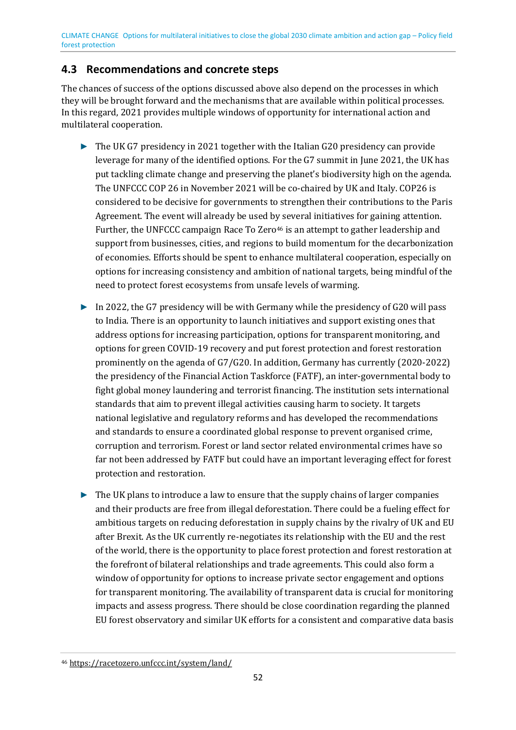## 4.3 Recommendations and concrete steps

The chances of success of the options discussed above also depend on the processes in which they will be brought forward and the mechanisms that are available within political processes. In this regard, 2021 provides multiple windows of opportunity for international action and multilateral cooperation.

- The UK G7 presidency in 2021 together with the Italian G20 presidency can provide leverage for many of the identified options. For the G7 summit in June 2021, the UK has put tackling climate change and preserving the planet's biodiversity high on the agenda. The UNFCCC COP 26 in November 2021 will be co-chaired by UK and Italy. COP26 is considered to be decisive for governments to strengthen their contributions to the Paris Agreement. The event will already be used by several initiatives for gaining attention. Further, the UNFCCC campaign Race To Zero[46] is an attempt to gather leadership and support from businesses, cities, and regions to build momentum for the decarbonization of economies. Efforts should be spent to enhance multilateral cooperation, especially on options for increasing consistency and ambition of national targets, being mindful of the need to protect forest ecosystems from unsafe levels of warming.
- In 2022, the G7 presidency will be with Germany while the presidency of G20 will pass to India. There is an opportunity to launch initiatives and support existing ones that address options for increasing participation, options for transparent monitoring, and options for green COVID-19 recovery and put forest protection and forest restoration prominently on the agenda of G7/G20. In addition, Germany has currently (2020-2022) the presidency of the Financial Action Taskforce (FATF), an inter-governmental body to fight global money laundering and terrorist financing. The institution sets international standards that aim to prevent illegal activities causing harm to society. It targets national legislative and regulatory reforms and has developed the recommendations and standards to ensure a coordinated global response to prevent organised crime, corruption and terrorism. Forest or land sector related environmental crimes have so far not been addressed by FATF but could have an important leveraging effect for forest protection and restoration.
- The UK plans to introduce a law to ensure that the supply chains of larger companies and their products are free from illegal deforestation. There could be a fueling effect for ambitious targets on reducing deforestation in supply chains by the rivalry of UK and EU after Brexit. As the UK currently re-negotiates its relationship with the EU and the rest of the world, there is the opportunity to place forest protection and forest restoration at the forefront of bilateral relationships and trade agreements. This could also form a window of opportunity for options to increase private sector engagement and options for transparent monitoring. The availability of transparent data is crucial for monitoring impacts and assess progress. There should be close coordination regarding the planned EU forest observatory and similar UK efforts for a consistent and comparative data basis

[46] https://racetozero.unfccc.int/system/land/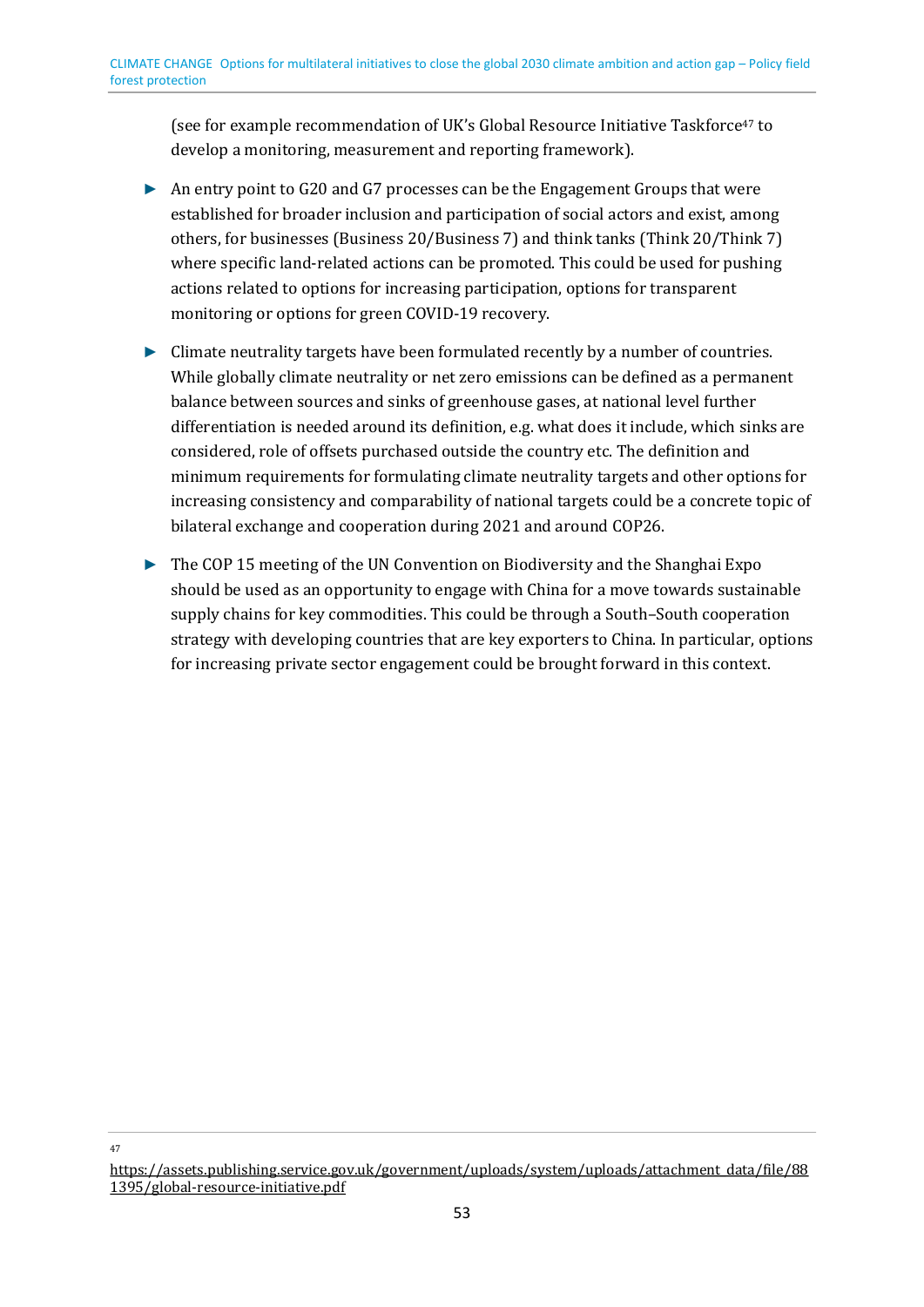(see for example recommendation of UK's Global Resource Initiative Taskforce[47] to develop a monitoring, measurement and reporting framework).

- An entry point to G20 and G7 processes can be the Engagement Groups that were established for broader inclusion and participation of social actors and exist, among others, for businesses (Business 20/Business 7) and think tanks (Think 20/Think 7) where specific land-related actions can be promoted. This could be used for pushing actions related to options for increasing participation, options for transparent monitoring or options for green COVID-19 recovery.
- Climate neutrality targets have been formulated recently by a number of countries. While globally climate neutrality or net zero emissions can be defined as a permanent balance between sources and sinks of greenhouse gases, at national level further differentiation is needed around its definition, e.g. what does it include, which sinks are considered, role of offsets purchased outside the country etc. The definition and minimum requirements for formulating climate neutrality targets and other options for increasing consistency and comparability of national targets could be a concrete topic of bilateral exchange and cooperation during 2021 and around COP26.
- The COP 15 meeting of the UN Convention on Biodiversity and the Shanghai Expo should be used as an opportunity to engage with China for a move towards sustainable supply chains for key commodities. This could be through a South–South cooperation strategy with developing countries that are key exporters to China. In particular, options for increasing private sector engagement could be brought forward in this context.

[47] https://assets.publishing.service.gov.uk/government/uploads/system/uploads/attachment_data/file/881395/global-resource-initiative.pdf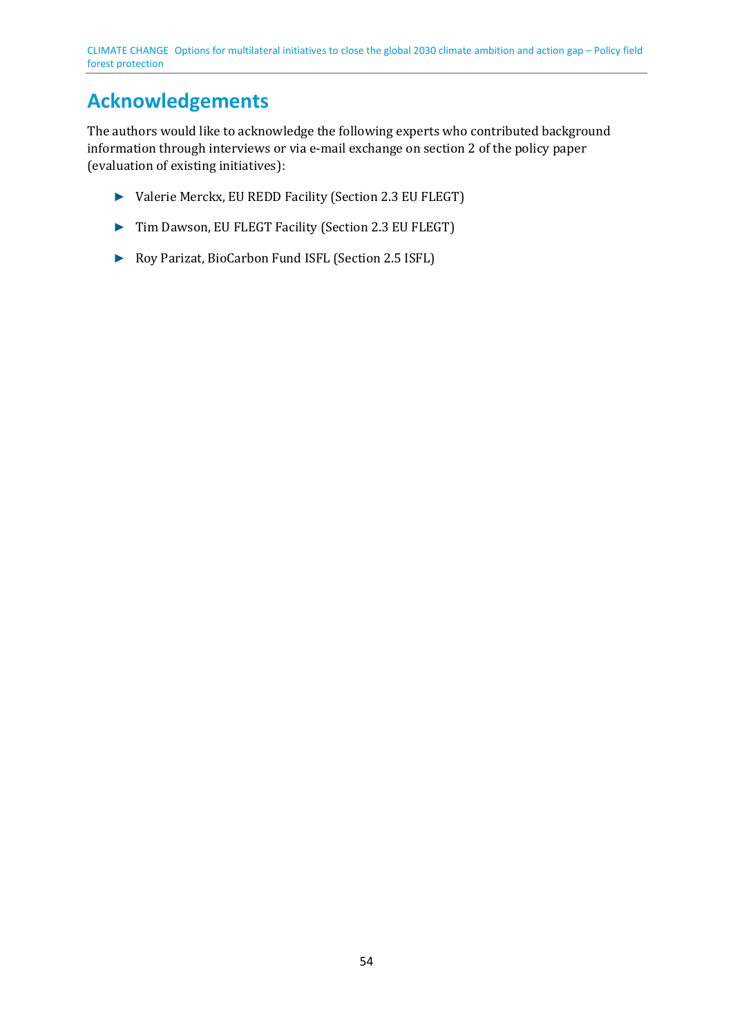# Acknowledgements

The authors would like to acknowledge the following experts who contributed background information through interviews or via e-mail exchange on section 2 of the policy paper (evaluation of existing initiatives):

- Valerie Merckx, EU REDD Facility (Section 2.3 EU FLEGT)
- Tim Dawson, EU FLEGT Facility (Section 2.3 EU FLEGT)
- Roy Parizat, BioCarbon Fund ISFL (Section 2.5 ISFL)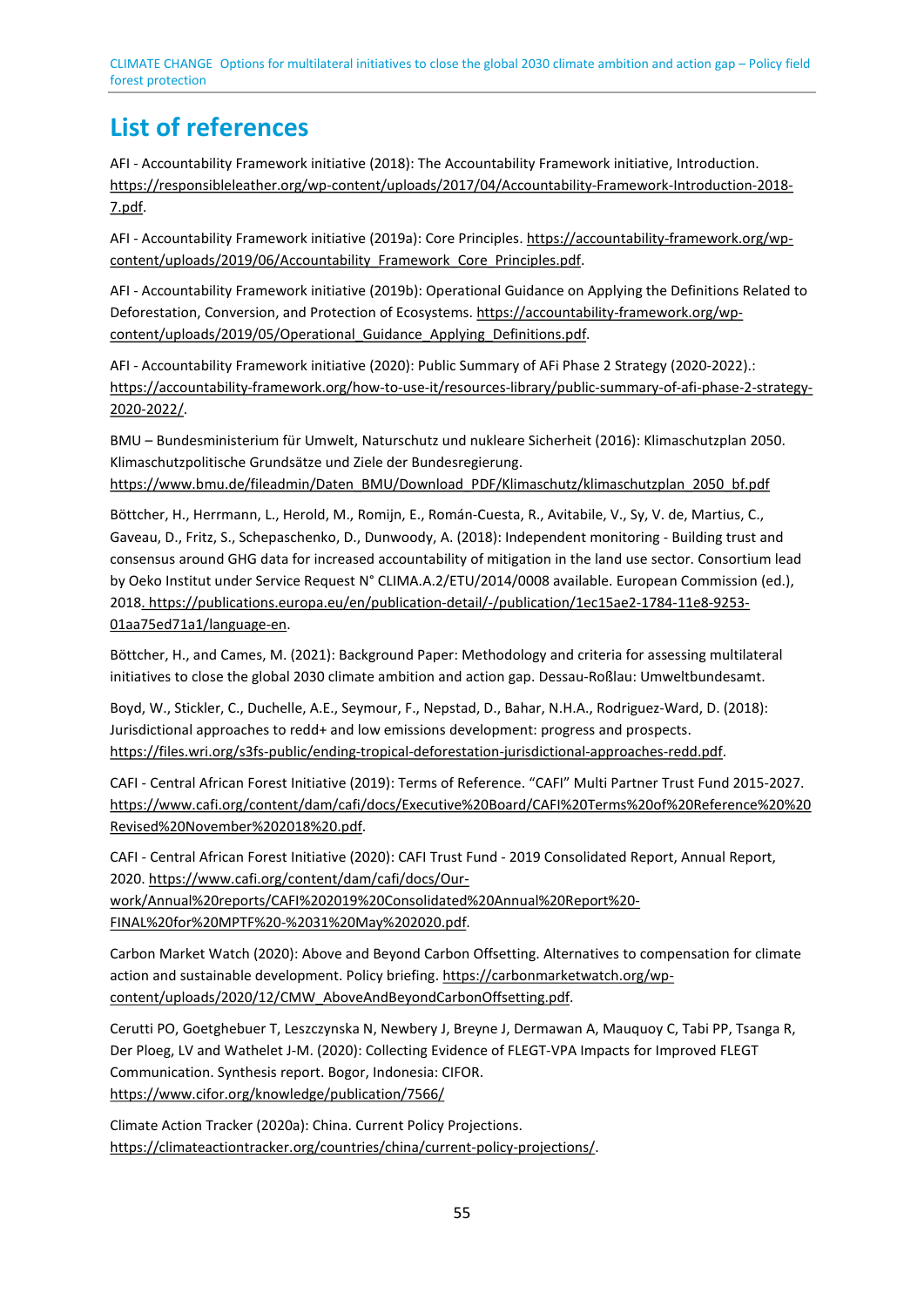# List of references

AFI - Accountability Framework initiative (2018): The Accountability Framework initiative, Introduction. https://responsibleleather.org/wp-content/uploads/2017/04/Accountability-Framework-Introduction-2018-7.pdf.

AFI - Accountability Framework initiative (2019a): Core Principles. https://accountability-framework.org/wp-content/uploads/2019/06/Accountability_Framework_Core_Principles.pdf.

AFI - Accountability Framework initiative (2019b): Operational Guidance on Applying the Definitions Related to Deforestation, Conversion, and Protection of Ecosystems. https://accountability-framework.org/wp-content/uploads/2019/05/Operational_Guidance_Applying_Definitions.pdf.

AFI - Accountability Framework initiative (2020): Public Summary of AFi Phase 2 Strategy (2020-2022).: https://accountability-framework.org/how-to-use-it/resources-library/public-summary-of-afi-phase-2-strategy-2020-2022/.

BMU – Bundesministerium für Umwelt, Naturschutz und nukleare Sicherheit (2016): Klimaschutzplan 2050. Klimaschutzpolitische Grundsätze und Ziele der Bundesregierung. https://www.bmu.de/fileadmin/Daten_BMU/Download_PDF/Klimaschutz/klimaschutzplan_2050_bf.pdf

Böttcher, H., Herrmann, L., Herold, M., Romijn, E., Román-Cuesta, R., Avitabile, V., Sy, V. de, Martius, C., Gaveau, D., Fritz, S., Schepaschenko, D., Dunwoody, A. (2018): Independent monitoring - Building trust and consensus around GHG data for increased accountability of mitigation in the land use sector. Consortium lead by Oeko Institut under Service Request N° CLIMA.A.2/ETU/2014/0008 available. European Commission (ed.), 2018. https://publications.europa.eu/en/publication-detail/-/publication/1ec15ae2-1784-11e8-9253-01aa75ed71a1/language-en.

Böttcher, H., and Cames, M. (2021): Background Paper: Methodology and criteria for assessing multilateral initiatives to close the global 2030 climate ambition and action gap. Dessau-Roßlau: Umweltbundesamt.

Boyd, W., Stickler, C., Duchelle, A.E., Seymour, F., Nepstad, D., Bahar, N.H.A., Rodriguez-Ward, D. (2018): Jurisdictional approaches to redd+ and low emissions development: progress and prospects. https://files.wri.org/s3fs-public/ending-tropical-deforestation-jurisdictional-approaches-redd.pdf.

CAFI - Central African Forest Initiative (2019): Terms of Reference. "CAFI" Multi Partner Trust Fund 2015-2027. https://www.cafi.org/content/dam/cafi/docs/Executive%20Board/CAFI%20Terms%20of%20Reference%20%20Revised%20November%202018%20.pdf.

CAFI - Central African Forest Initiative (2020): CAFI Trust Fund - 2019 Consolidated Report, Annual Report, 2020. https://www.cafi.org/content/dam/cafi/docs/Our-work/Annual%20reports/CAFI%202019%20Consolidated%20Annual%20Report%20-FINAL%20for%20MPTF%20-%2031%20May%202020.pdf.

Carbon Market Watch (2020): Above and Beyond Carbon Offsetting. Alternatives to compensation for climate action and sustainable development. Policy briefing. https://carbonmarketwatch.org/wp-content/uploads/2020/12/CMW_AboveAndBeyondCarbonOffsetting.pdf.

Cerutti PO, Goetghebuer T, Leszczynska N, Newbery J, Breyne J, Dermawan A, Mauquoy C, Tabi PP, Tsanga R, Der Ploeg, LV and Wathelet J-M. (2020): Collecting Evidence of FLEGT-VPA Impacts for Improved FLEGT Communication. Synthesis report. Bogor, Indonesia: CIFOR. https://www.cifor.org/knowledge/publication/7566/

Climate Action Tracker (2020a): China. Current Policy Projections. https://climateactiontracker.org/countries/china/current-policy-projections/.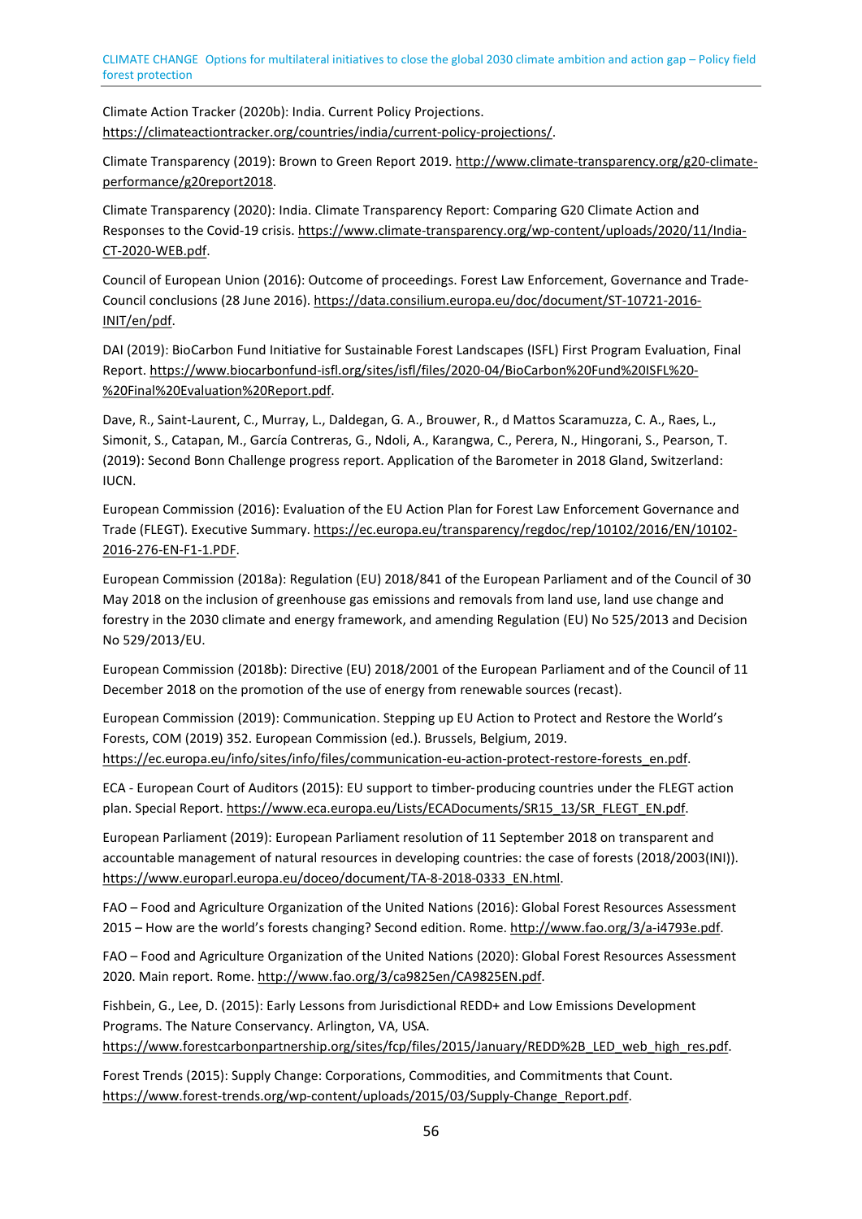Climate Action Tracker (2020b): India. Current Policy Projections. https://climateactiontracker.org/countries/india/current-policy-projections/.

Climate Transparency (2019): Brown to Green Report 2019. http://www.climate-transparency.org/g20-climate-performance/g20report2018.

Climate Transparency (2020): India. Climate Transparency Report: Comparing G20 Climate Action and Responses to the Covid-19 crisis. https://www.climate-transparency.org/wp-content/uploads/2020/11/India-CT-2020-WEB.pdf.

Council of European Union (2016): Outcome of proceedings. Forest Law Enforcement, Governance and Trade-Council conclusions (28 June 2016). https://data.consilium.europa.eu/doc/document/ST-10721-2016-INIT/en/pdf.

DAI (2019): BioCarbon Fund Initiative for Sustainable Forest Landscapes (ISFL) First Program Evaluation, Final Report. https://www.biocarbonfund-isfl.org/sites/isfl/files/2020-04/BioCarbon%20Fund%20ISFL%20-%20Final%20Evaluation%20Report.pdf.

Dave, R., Saint-Laurent, C., Murray, L., Daldegan, G. A., Brouwer, R., d Mattos Scaramuzza, C. A., Raes, L., Simonit, S., Catapan, M., García Contreras, G., Ndoli, A., Karangwa, C., Perera, N., Hingorani, S., Pearson, T. (2019): Second Bonn Challenge progress report. Application of the Barometer in 2018 Gland, Switzerland: IUCN.

European Commission (2016): Evaluation of the EU Action Plan for Forest Law Enforcement Governance and Trade (FLEGT). Executive Summary. https://ec.europa.eu/transparency/regdoc/rep/10102/2016/EN/10102-2016-276-EN-F1-1.PDF.

European Commission (2018a): Regulation (EU) 2018/841 of the European Parliament and of the Council of 30 May 2018 on the inclusion of greenhouse gas emissions and removals from land use, land use change and forestry in the 2030 climate and energy framework, and amending Regulation (EU) No 525/2013 and Decision No 529/2013/EU.

European Commission (2018b): Directive (EU) 2018/2001 of the European Parliament and of the Council of 11 December 2018 on the promotion of the use of energy from renewable sources (recast).

European Commission (2019): Communication. Stepping up EU Action to Protect and Restore the World's Forests, COM (2019) 352. European Commission (ed.). Brussels, Belgium, 2019. https://ec.europa.eu/info/sites/info/files/communication-eu-action-protect-restore-forests_en.pdf.

ECA - European Court of Auditors (2015): EU support to timber-producing countries under the FLEGT action plan. Special Report. https://www.eca.europa.eu/Lists/ECADocuments/SR15_13/SR_FLEGT_EN.pdf.

European Parliament (2019): European Parliament resolution of 11 September 2018 on transparent and accountable management of natural resources in developing countries: the case of forests (2018/2003(INI)). https://www.europarl.europa.eu/doceo/document/TA-8-2018-0333_EN.html.

FAO – Food and Agriculture Organization of the United Nations (2016): Global Forest Resources Assessment 2015 – How are the world's forests changing? Second edition. Rome. http://www.fao.org/3/a-i4793e.pdf.

FAO – Food and Agriculture Organization of the United Nations (2020): Global Forest Resources Assessment 2020. Main report. Rome. http://www.fao.org/3/ca9825en/CA9825EN.pdf.

Fishbein, G., Lee, D. (2015): Early Lessons from Jurisdictional REDD+ and Low Emissions Development Programs. The Nature Conservancy. Arlington, VA, USA. https://www.forestcarbonpartnership.org/sites/fcp/files/2015/January/REDD%2B_LED_web_high_res.pdf.

Forest Trends (2015): Supply Change: Corporations, Commodities, and Commitments that Count. https://www.forest-trends.org/wp-content/uploads/2015/03/Supply-Change_Report.pdf.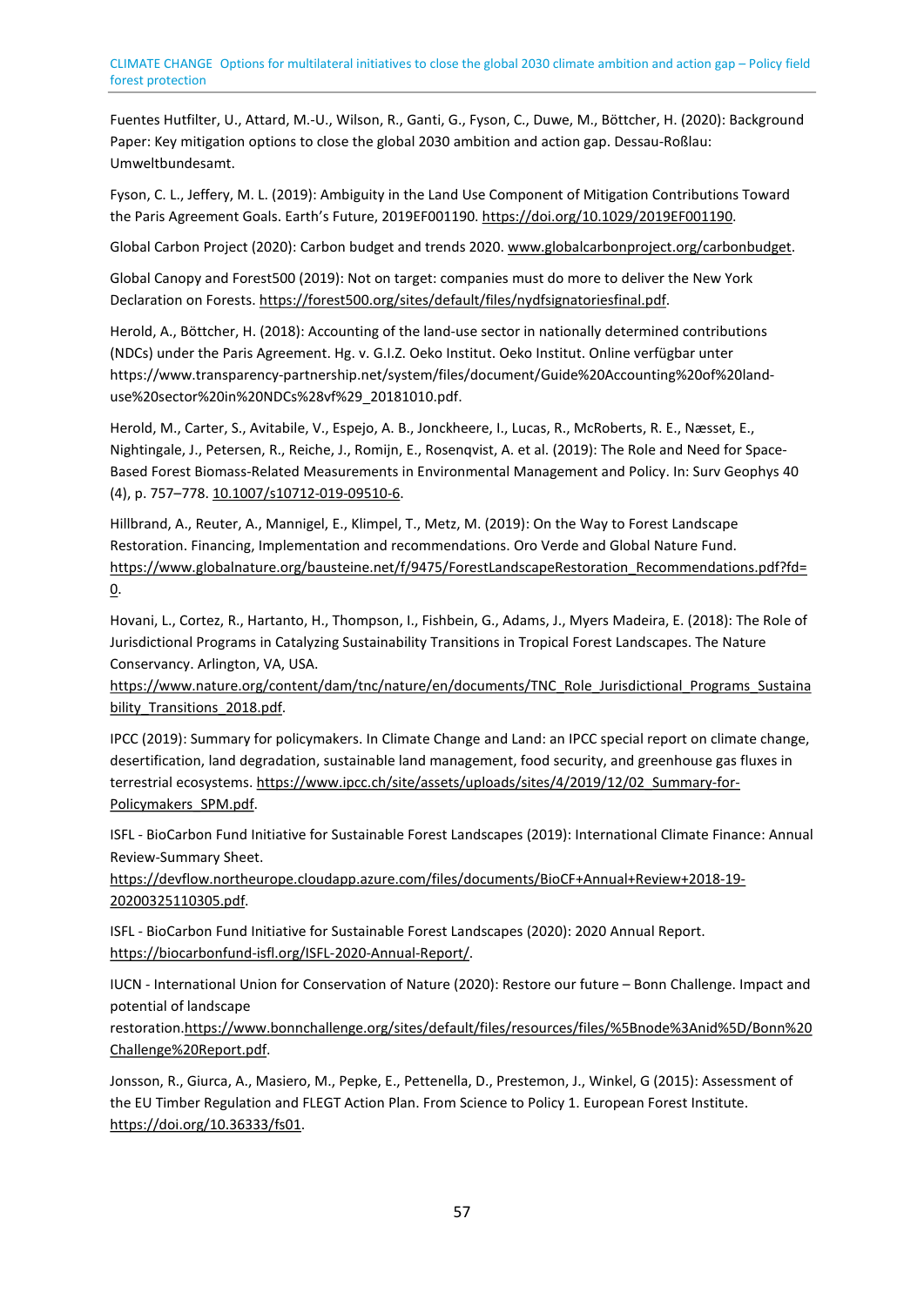Fuentes Hutfilter, U., Attard, M.-U., Wilson, R., Ganti, G., Fyson, C., Duwe, M., Böttcher, H. (2020): Background Paper: Key mitigation options to close the global 2030 ambition and action gap. Dessau-Roßlau: Umweltbundesamt.

Fyson, C. L., Jeffery, M. L. (2019): Ambiguity in the Land Use Component of Mitigation Contributions Toward the Paris Agreement Goals. Earth's Future, 2019EF001190. https://doi.org/10.1029/2019EF001190.

Global Carbon Project (2020): Carbon budget and trends 2020. www.globalcarbonproject.org/carbonbudget.

Global Canopy and Forest500 (2019): Not on target: companies must do more to deliver the New York Declaration on Forests. https://forest500.org/sites/default/files/nydfsignatoriesfinal.pdf.

Herold, A., Böttcher, H. (2018): Accounting of the land-use sector in nationally determined contributions (NDCs) under the Paris Agreement. Hg. v. G.I.Z. Oeko Institut. Oeko Institut. Online verfügbar unter https://www.transparency-partnership.net/system/files/document/Guide%20Accounting%20of%20land-use%20sector%20in%20NDCs%28vf%29_20181010.pdf.

Herold, M., Carter, S., Avitabile, V., Espejo, A. B., Jonckheere, I., Lucas, R., McRoberts, R. E., Næsset, E., Nightingale, J., Petersen, R., Reiche, J., Romijn, E., Rosenqvist, A. et al. (2019): The Role and Need for Space-Based Forest Biomass-Related Measurements in Environmental Management and Policy. In: Surv Geophys 40 (4), p. 757–778. 10.1007/s10712-019-09510-6.

Hillbrand, A., Reuter, A., Mannigel, E., Klimpel, T., Metz, M. (2019): On the Way to Forest Landscape Restoration. Financing, Implementation and recommendations. Oro Verde and Global Nature Fund. https://www.globalnature.org/bausteine.net/f/9475/ForestLandscapeRestoration_Recommendations.pdf?fd=0.

Hovani, L., Cortez, R., Hartanto, H., Thompson, I., Fishbein, G., Adams, J., Myers Madeira, E. (2018): The Role of Jurisdictional Programs in Catalyzing Sustainability Transitions in Tropical Forest Landscapes. The Nature Conservancy. Arlington, VA, USA. https://www.nature.org/content/dam/tnc/nature/en/documents/TNC_Role_Jurisdictional_Programs_Sustainability_Transitions_2018.pdf.

IPCC (2019): Summary for policymakers. In Climate Change and Land: an IPCC special report on climate change, desertification, land degradation, sustainable land management, food security, and greenhouse gas fluxes in terrestrial ecosystems. https://www.ipcc.ch/site/assets/uploads/sites/4/2019/12/02_Summary-for-Policymakers_SPM.pdf.

ISFL - BioCarbon Fund Initiative for Sustainable Forest Landscapes (2019): International Climate Finance: Annual Review-Summary Sheet. https://devflow.northeurope.cloudapp.azure.com/files/documents/BioCF+Annual+Review+2018-19-20200325110305.pdf.

ISFL - BioCarbon Fund Initiative for Sustainable Forest Landscapes (2020): 2020 Annual Report. https://biocarbonfund-isfl.org/ISFL-2020-Annual-Report/.

IUCN - International Union for Conservation of Nature (2020): Restore our future – Bonn Challenge. Impact and potential of landscape restoration.https://www.bonnchallenge.org/sites/default/files/resources/files/%5Bnode%3Anid%5D/Bonn%20Challenge%20Report.pdf.

Jonsson, R., Giurca, A., Masiero, M., Pepke, E., Pettenella, D., Prestemon, J., Winkel, G (2015): Assessment of the EU Timber Regulation and FLEGT Action Plan. From Science to Policy 1. European Forest Institute. https://doi.org/10.36333/fs01.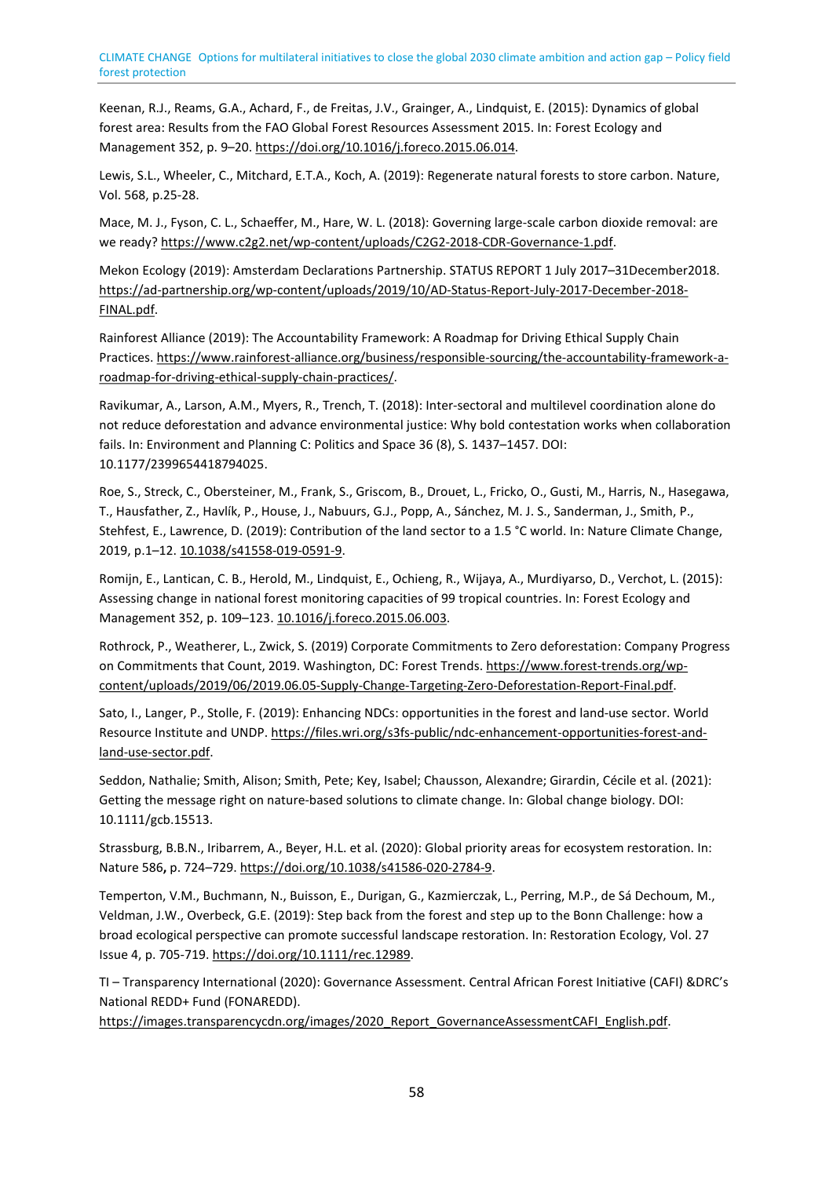Keenan, R.J., Reams, G.A., Achard, F., de Freitas, J.V., Grainger, A., Lindquist, E. (2015): Dynamics of global forest area: Results from the FAO Global Forest Resources Assessment 2015. In: Forest Ecology and Management 352, p. 9–20. https://doi.org/10.1016/j.foreco.2015.06.014.

Lewis, S.L., Wheeler, C., Mitchard, E.T.A., Koch, A. (2019): Regenerate natural forests to store carbon. Nature, Vol. 568, p.25-28.

Mace, M. J., Fyson, C. L., Schaeffer, M., Hare, W. L. (2018): Governing large-scale carbon dioxide removal: are we ready? https://www.c2g2.net/wp-content/uploads/C2G2-2018-CDR-Governance-1.pdf.

Mekon Ecology (2019): Amsterdam Declarations Partnership. STATUS REPORT 1 July 2017–31December2018. https://ad-partnership.org/wp-content/uploads/2019/10/AD-Status-Report-July-2017-December-2018-FINAL.pdf.

Rainforest Alliance (2019): The Accountability Framework: A Roadmap for Driving Ethical Supply Chain Practices. https://www.rainforest-alliance.org/business/responsible-sourcing/the-accountability-framework-a-roadmap-for-driving-ethical-supply-chain-practices/.

Ravikumar, A., Larson, A.M., Myers, R., Trench, T. (2018): Inter-sectoral and multilevel coordination alone do not reduce deforestation and advance environmental justice: Why bold contestation works when collaboration fails. In: Environment and Planning C: Politics and Space 36 (8), S. 1437–1457. DOI: 10.1177/2399654418794025.

Roe, S., Streck, C., Obersteiner, M., Frank, S., Griscom, B., Drouet, L., Fricko, O., Gusti, M., Harris, N., Hasegawa, T., Hausfather, Z., Havlík, P., House, J., Nabuurs, G.J., Popp, A., Sánchez, M. J. S., Sanderman, J., Smith, P., Stehfest, E., Lawrence, D. (2019): Contribution of the land sector to a 1.5 °C world. In: Nature Climate Change, 2019, p.1–12. 10.1038/s41558-019-0591-9.

Romijn, E., Lantican, C. B., Herold, M., Lindquist, E., Ochieng, R., Wijaya, A., Murdiyarso, D., Verchot, L. (2015): Assessing change in national forest monitoring capacities of 99 tropical countries. In: Forest Ecology and Management 352, p. 109–123. 10.1016/j.foreco.2015.06.003.

Rothrock, P., Weatherer, L., Zwick, S. (2019) Corporate Commitments to Zero deforestation: Company Progress on Commitments that Count, 2019. Washington, DC: Forest Trends. https://www.forest-trends.org/wp-content/uploads/2019/06/2019.06.05-Supply-Change-Targeting-Zero-Deforestation-Report-Final.pdf.

Sato, I., Langer, P., Stolle, F. (2019): Enhancing NDCs: opportunities in the forest and land-use sector. World Resource Institute and UNDP. https://files.wri.org/s3fs-public/ndc-enhancement-opportunities-forest-and-land-use-sector.pdf.

Seddon, Nathalie; Smith, Alison; Smith, Pete; Key, Isabel; Chausson, Alexandre; Girardin, Cécile et al. (2021): Getting the message right on nature-based solutions to climate change. In: Global change biology. DOI: 10.1111/gcb.15513.

Strassburg, B.B.N., Iribarrem, A., Beyer, H.L. et al. (2020): Global priority areas for ecosystem restoration. In: Nature 586**,** p. 724–729. https://doi.org/10.1038/s41586-020-2784-9.

Temperton, V.M., Buchmann, N., Buisson, E., Durigan, G., Kazmierczak, L., Perring, M.P., de Sá Dechoum, M., Veldman, J.W., Overbeck, G.E. (2019): Step back from the forest and step up to the Bonn Challenge: how a broad ecological perspective can promote successful landscape restoration. In: Restoration Ecology, Vol. 27 Issue 4, p. 705-719. https://doi.org/10.1111/rec.12989.

TI – Transparency International (2020): Governance Assessment. Central African Forest Initiative (CAFI) &DRC's National REDD+ Fund (FONAREDD). https://images.transparencycdn.org/images/2020_Report_GovernanceAssessmentCAFI_English.pdf.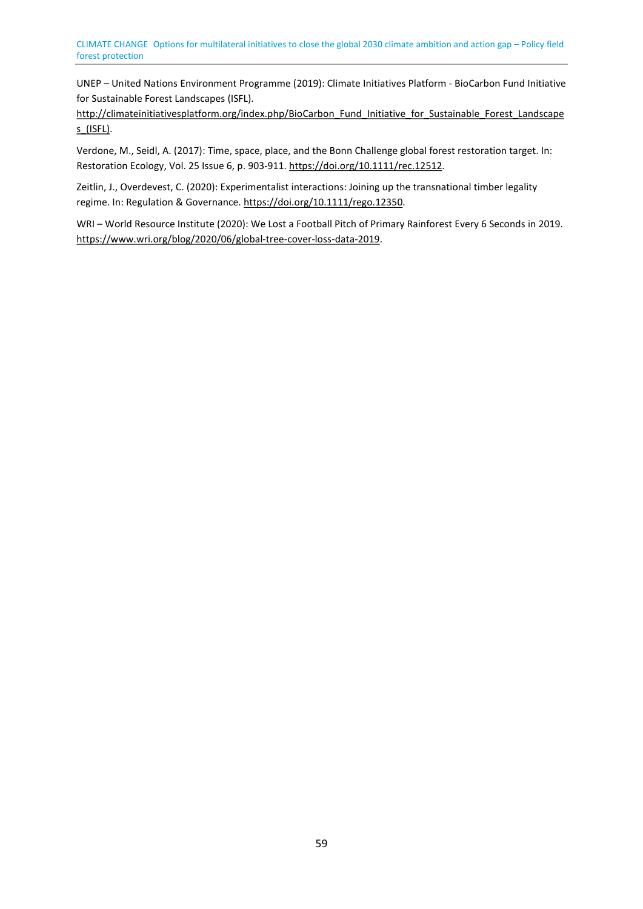UNEP – United Nations Environment Programme (2019): Climate Initiatives Platform - BioCarbon Fund Initiative for Sustainable Forest Landscapes (ISFL). http://climateinitiativesplatform.org/index.php/BioCarbon_Fund_Initiative_for_Sustainable_Forest_Landscapes_(ISFL).

Verdone, M., Seidl, A. (2017): Time, space, place, and the Bonn Challenge global forest restoration target. In: Restoration Ecology, Vol. 25 Issue 6, p. 903-911. https://doi.org/10.1111/rec.12512.

Zeitlin, J., Overdevest, C. (2020): Experimentalist interactions: Joining up the transnational timber legality regime. In: Regulation & Governance. https://doi.org/10.1111/rego.12350.

WRI – World Resource Institute (2020): We Lost a Football Pitch of Primary Rainforest Every 6 Seconds in 2019. https://www.wri.org/blog/2020/06/global-tree-cover-loss-data-2019.